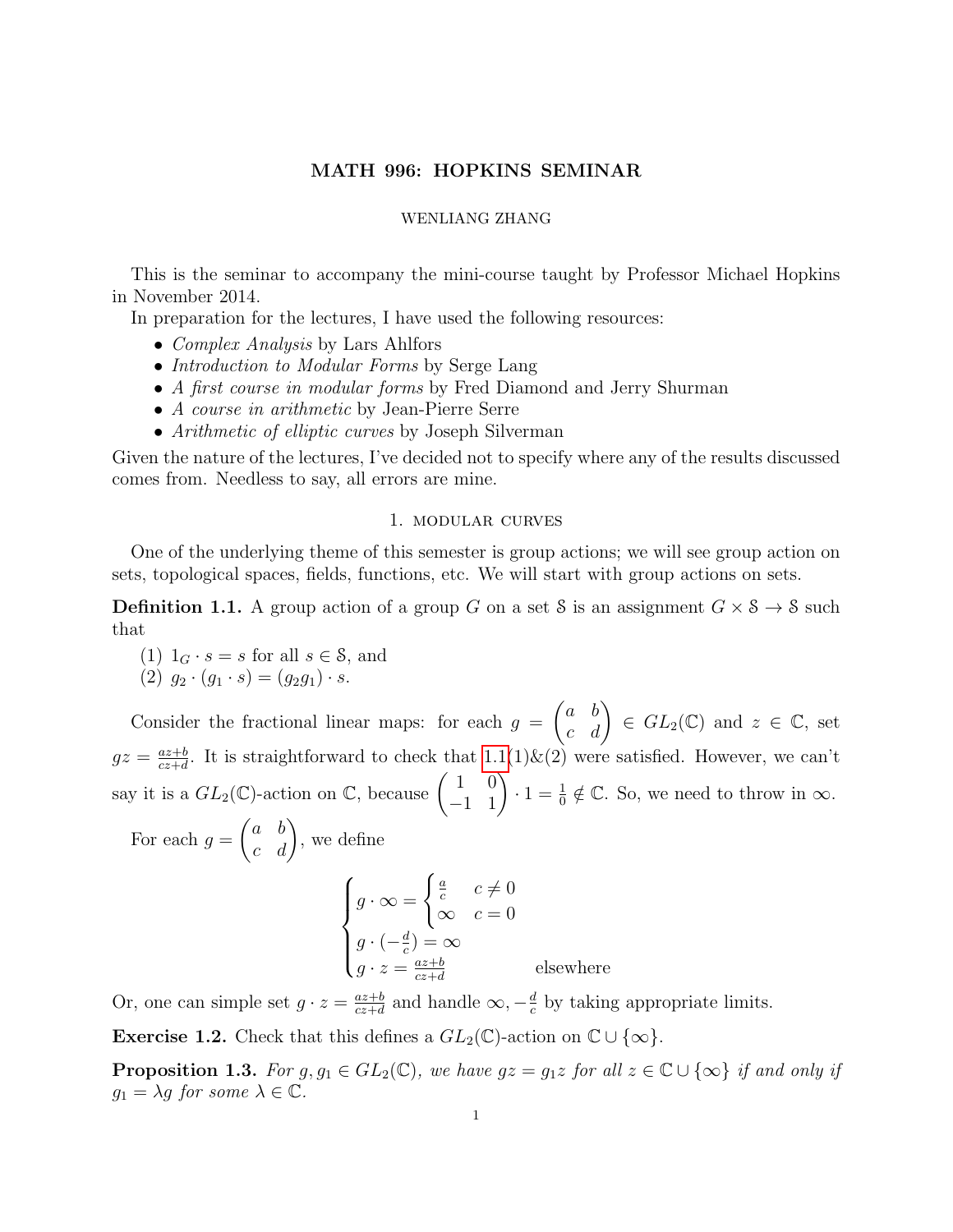# MATH 996: HOPKINS SEMINAR

WENLIANG ZHANG

This is the seminar to accompany the mini-course taught by Professor Michael Hopkins in November 2014.

In preparation for the lectures, I have used the following resources:

- *Complex Analysis* by Lars Ahlfors
- *Introduction to Modular Forms* by Serge Lang
- *A first course in modular forms* by Fred Diamond and Jerry Shurman
- *A course in arithmetic* by Jean-Pierre Serre
- *Arithmetic of elliptic curves* by Joseph Silverman

Given the nature of the lectures, I've decided not to specify where any of the results discussed comes from. Needless to say, all errors are mine.

## 1. Modular curves

One of the underlying theme of this semester is group actions; we will see group action on sets, topological spaces, fields, functions, etc. We will start with group actions on sets.

**Definition 1.1.** A group action of a group $G$ on a set $\mathcal{S}$ is an assignment $G \times \mathcal{S} \to \mathcal{S}$ such that

(1) $1_G \cdot s = s$ for all $s \in \mathcal{S}$, and
(2) $g_2 \cdot (g_1 \cdot s) = (g_2 g_1) \cdot s$.

Consider the fractional linear maps: for each $g = \begin{pmatrix} a & b \\ c & d \end{pmatrix} \in GL_2(\mathbb{C})$ and $z \in \mathbb{C}$, set $gz = \frac{az+b}{cz+d}$. It is straightforward to check that 1.1(1)&(2) were satisfied. However, we can't say it is a $GL_2(\mathbb{C})$-action on $\mathbb{C}$, because $\begin{pmatrix} 1 & 0 \\ -1 & 1 \end{pmatrix} \cdot 1 = \frac{1}{0} \notin \mathbb{C}$. So, we need to throw in $\infty$.

For each $g = \begin{pmatrix} a & b \\ c & d \end{pmatrix}$, we define

$$\begin{cases} g \cdot \infty = \begin{cases} \frac{a}{c} & c \neq 0 \\ \infty & c = 0 \end{cases} \\ g \cdot (-\frac{d}{c}) = \infty \\ g \cdot z = \frac{az+b}{cz+d} & \text{elsewhere} \end{cases}$$

Or, one can simple set $g \cdot z = \frac{az+b}{cz+d}$ and handle $\infty, -\frac{d}{c}$ by taking appropriate limits.

**Exercise 1.2.** Check that this defines a $GL_2(\mathbb{C})$-action on $\mathbb{C} \cup \{\infty\}$.

**Proposition 1.3.** *For $g, g_1 \in GL_2(\mathbb{C})$, we have $gz = g_1 z$ for all $z \in \mathbb{C} \cup \{\infty\}$ if and only if $g_1 = \lambda g$ for some $\lambda \in \mathbb{C}$.*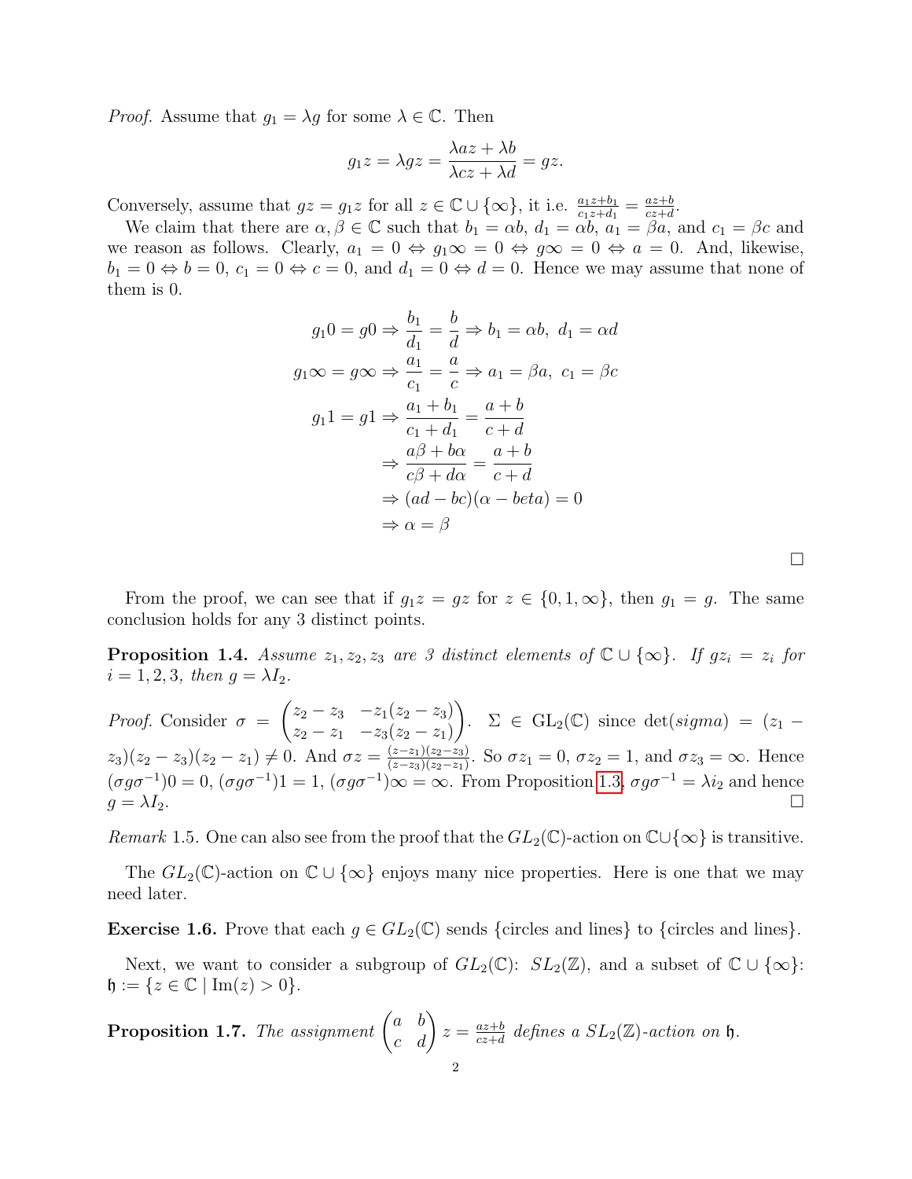*Proof.* Assume that $g_1 = \lambda g$ for some $\lambda \in \mathbb{C}$. Then

$$g_1 z = \lambda g z = \frac{\lambda a z + \lambda b}{\lambda c z + \lambda d} = gz.$$

Conversely, assume that $gz = g_1 z$ for all $z \in \mathbb{C} \cup \{\infty\}$, it i.e. $\frac{a_1 z + b_1}{c_1 z + d_1} = \frac{az+b}{cz+d}$.

We claim that there are $\alpha, \beta \in \mathbb{C}$ such that $b_1 = \alpha b$, $d_1 = \alpha b$, $a_1 = \beta a$, and $c_1 = \beta c$ and we reason as follows. Clearly, $a_1 = 0 \Leftrightarrow g_1 \infty = 0 \Leftrightarrow g\infty = 0 \Leftrightarrow a = 0$. And, likewise, $b_1 = 0 \Leftrightarrow b = 0$, $c_1 = 0 \Leftrightarrow c = 0$, and $d_1 = 0 \Leftrightarrow d = 0$. Hence we may assume that none of them is 0.

$$
\begin{aligned}
g_1 0 = g0 &\Rightarrow \frac{b_1}{d_1} = \frac{b}{d} \Rightarrow b_1 = \alpha b,\ d_1 = \alpha d \\
g_1 \infty = g\infty &\Rightarrow \frac{a_1}{c_1} = \frac{a}{c} \Rightarrow a_1 = \beta a,\ c_1 = \beta c \\
g_1 1 = g1 &\Rightarrow \frac{a_1 + b_1}{c_1 + d_1} = \frac{a+b}{c+d} \\
&\Rightarrow \frac{a\beta + b\alpha}{c\beta + d\alpha} = \frac{a+b}{c+d} \\
&\Rightarrow (ad - bc)(\alpha - beta) = 0 \\
&\Rightarrow \alpha = \beta
\end{aligned}
$$

□

From the proof, we can see that if $g_1 z = gz$ for $z \in \{0, 1, \infty\}$, then $g_1 = g$. The same conclusion holds for any 3 distinct points.

**Proposition 1.4.** *Assume $z_1, z_2, z_3$ are 3 distinct elements of $\mathbb{C} \cup \{\infty\}$. If $gz_i = z_i$ for $i = 1, 2, 3$, then $g = \lambda I_2$.*

*Proof.* Consider $\sigma = \begin{pmatrix} z_2 - z_3 & -z_1(z_2 - z_3) \\ z_2 - z_1 & -z_3(z_2 - z_1) \end{pmatrix}$. $\Sigma \in \mathrm{GL}_2(\mathbb{C})$ since $\det(sigma) = (z_1 - z_3)(z_2 - z_3)(z_2 - z_1) \neq 0$. And $\sigma z = \frac{(z - z_1)(z_2 - z_3)}{(z - z_3)(z_2 - z_1)}$. So $\sigma z_1 = 0$, $\sigma z_2 = 1$, and $\sigma z_3 = \infty$. Hence $(\sigma g \sigma^{-1})0 = 0$, $(\sigma g \sigma^{-1})1 = 1$, $(\sigma g \sigma^{-1})\infty = \infty$. From Proposition 1.3, $\sigma g \sigma^{-1} = \lambda i_2$ and hence $g = \lambda I_2$. □

*Remark* 1.5. One can also see from the proof that the $GL_2(\mathbb{C})$-action on $\mathbb{C} \cup \{\infty\}$ is transitive.

The $GL_2(\mathbb{C})$-action on $\mathbb{C} \cup \{\infty\}$ enjoys many nice properties. Here is one that we may need later.

**Exercise 1.6.** Prove that each $g \in GL_2(\mathbb{C})$ sends {circles and lines} to {circles and lines}.

Next, we want to consider a subgroup of $GL_2(\mathbb{C})$: $SL_2(\mathbb{Z})$, and a subset of $\mathbb{C} \cup \{\infty\}$: $\mathfrak{h} := \{z \in \mathbb{C} \mid \mathrm{Im}(z) > 0\}$.

**Proposition 1.7.** *The assignment $\begin{pmatrix} a & b \\ c & d \end{pmatrix} z = \frac{az+b}{cz+d}$ defines a $SL_2(\mathbb{Z})$-action on $\mathfrak{h}$.*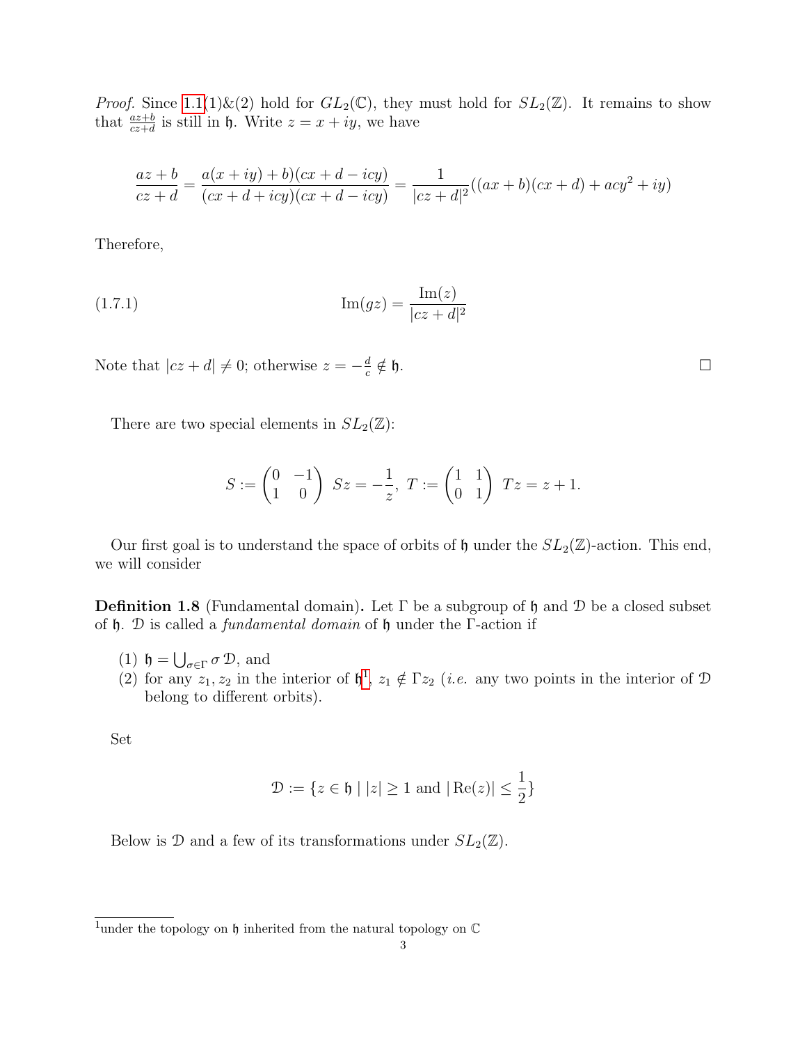*Proof.* Since 1.1(1)&(2) hold for $GL_2(\mathbb{C})$, they must hold for $SL_2(\mathbb{Z})$. It remains to show that $\frac{az+b}{cz+d}$ is still in $\mathfrak{h}$. Write $z = x + iy$, we have

$$\frac{az+b}{cz+d} = \frac{a(x+iy)+b)(cx+d-icy)}{(cx+d+icy)(cx+d-icy)} = \frac{1}{|cz+d|^2}((ax+b)(cx+d)+acy^2+iy)$$

Therefore,

$$\mathrm{Im}(gz) = \frac{\mathrm{Im}(z)}{|cz+d|^2} \tag{1.7.1}$$

Note that $|cz+d| \neq 0$; otherwise $z = -\frac{d}{c} \notin \mathfrak{h}$. □

There are two special elements in $SL_2(\mathbb{Z})$:

$$S := \begin{pmatrix} 0 & -1 \\ 1 & 0 \end{pmatrix} \; Sz = -\frac{1}{z}, \; T := \begin{pmatrix} 1 & 1 \\ 0 & 1 \end{pmatrix} \; Tz = z+1.$$

Our first goal is to understand the space of orbits of $\mathfrak{h}$ under the $SL_2(\mathbb{Z})$-action. This end, we will consider

**Definition 1.8** (Fundamental domain)**.** Let $\Gamma$ be a subgroup of $\mathfrak{h}$ and $\mathcal{D}$ be a closed subset of $\mathfrak{h}$. $\mathcal{D}$ is called a *fundamental domain* of $\mathfrak{h}$ under the $\Gamma$-action if

(1) $\mathfrak{h} = \bigcup_{\sigma \in \Gamma} \sigma\, \mathcal{D}$, and
(2) for any $z_1, z_2$ in the interior of $\mathfrak{h}$[1], $z_1 \notin \Gamma z_2$ (*i.e.* any two points in the interior of $\mathcal{D}$ belong to different orbits).

Set

$$\mathcal{D} := \{z \in \mathfrak{h} \mid |z| \geq 1 \text{ and } |\operatorname{Re}(z)| \leq \frac{1}{2}\}$$

Below is $\mathcal{D}$ and a few of its transformations under $SL_2(\mathbb{Z})$.

[1]under the topology on $\mathfrak{h}$ inherited from the natural topology on $\mathbb{C}$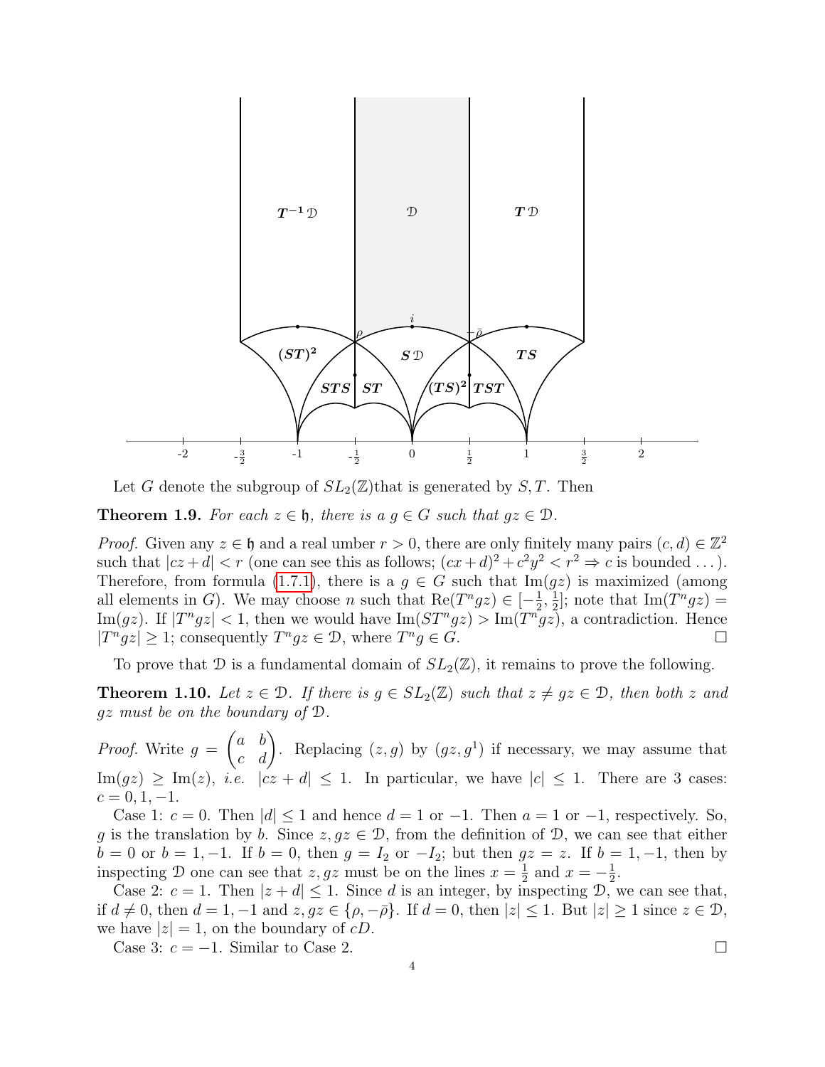Let $G$ denote the subgroup of $SL_2(\mathbb{Z})$that is generated by $S, T$. Then

**Theorem 1.9.** *For each $z \in \mathfrak{h}$, there is a $g \in G$ such that $gz \in \mathcal{D}$.*

*Proof.* Given any $z \in \mathfrak{h}$ and a real umber $r > 0$, there are only finitely many pairs $(c, d) \in \mathbb{Z}^2$ such that $|cz + d| < r$ (one can see this as follows; $(cx+d)^2 + c^2y^2 < r^2 \Rightarrow c$ is bounded ...). Therefore, from formula (1.7.1), there is a $g \in G$ such that $\mathrm{Im}(gz)$ is maximized (among all elements in $G$). We may choose $n$ such that $\mathrm{Re}(T^n gz) \in [-\frac{1}{2}, \frac{1}{2}]$; note that $\mathrm{Im}(T^n gz) = \mathrm{Im}(gz)$. If $|T^n gz| < 1$, then we would have $\mathrm{Im}(ST^n gz) > \mathrm{Im}(T^n gz)$, a contradiction. Hence $|T^n gz| \geq 1$; consequently $T^n gz \in \mathcal{D}$, where $T^n g \in G$. □

To prove that $\mathcal{D}$ is a fundamental domain of $SL_2(\mathbb{Z})$, it remains to prove the following.

**Theorem 1.10.** *Let $z \in \mathcal{D}$. If there is $g \in SL_2(\mathbb{Z})$ such that $z \neq gz \in \mathcal{D}$, then both $z$ and $gz$ must be on the boundary of $\mathcal{D}$.*

*Proof.* Write $g = \begin{pmatrix} a & b \\ c & d \end{pmatrix}$. Replacing $(z, g)$ by $(gz, g^1)$ if necessary, we may assume that $\mathrm{Im}(gz) \geq \mathrm{Im}(z)$, *i.e.* $|cz + d| \leq 1$. In particular, we have $|c| \leq 1$. There are 3 cases: $c = 0, 1, -1$.

Case 1: $c = 0$. Then $|d| \leq 1$ and hence $d = 1$ or $-1$. Then $a = 1$ or $-1$, respectively. So, $g$ is the translation by $b$. Since $z, gz \in \mathcal{D}$, from the definition of $\mathcal{D}$, we can see that either $b = 0$ or $b = 1, -1$. If $b = 0$, then $g = I_2$ or $-I_2$; but then $gz = z$. If $b = 1, -1$, then by inspecting $\mathcal{D}$ one can see that $z, gz$ must be on the lines $x = \frac{1}{2}$ and $x = -\frac{1}{2}$.

Case 2: $c = 1$. Then $|z + d| \leq 1$. Since $d$ is an integer, by inspecting $\mathcal{D}$, we can see that, if $d \neq 0$, then $d = 1, -1$ and $z, gz \in \{\rho, -\bar{\rho}\}$. If $d = 0$, then $|z| \leq 1$. But $|z| \geq 1$ since $z \in \mathcal{D}$, we have $|z| = 1$, on the boundary of $cD$.

Case 3: $c = -1$. Similar to Case 2. □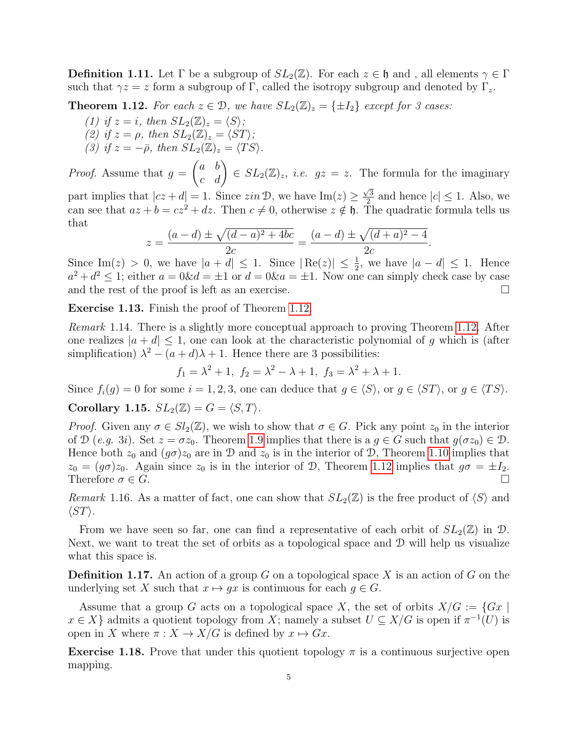**Definition 1.11.** Let $\Gamma$ be a subgroup of $SL_2(\mathbb{Z})$. For each $z \in \mathfrak{h}$ and , all elements $\gamma \in \Gamma$ such that $\gamma z = z$ form a subgroup of $\Gamma$, called the isotropy subgroup and denoted by $\Gamma_z$.

**Theorem 1.12.** *For each $z \in \mathcal{D}$, we have $SL_2(\mathbb{Z})_z = \{\pm I_2\}$ except for 3 cases:*

*(1) if $z = i$, then $SL_2(\mathbb{Z})_z = \langle S \rangle$;*
*(2) if $z = \rho$, then $SL_2(\mathbb{Z})_z = \langle ST \rangle$;*
*(3) if $z = -\bar{\rho}$, then $SL_2(\mathbb{Z})_z = \langle TS \rangle$.*

*Proof.* Assume that $g = \begin{pmatrix} a & b \\ c & d \end{pmatrix} \in SL_2(\mathbb{Z})_z$, *i.e.* $gz = z$. The formula for the imaginary part implies that $|cz + d| = 1$. Since $z in \mathcal{D}$, we have $\text{Im}(z) \geq \frac{\sqrt{3}}{2}$ and hence $|c| \leq 1$. Also, we can see that $az + b = cz^2 + dz$. Then $c \neq 0$, otherwise $z \notin \mathfrak{h}$. The quadratic formula tells us that

$$z = \frac{(a-d) \pm \sqrt{(d-a)^2 + 4bc}}{2c} = \frac{(a-d) \pm \sqrt{(d+a)^2 - 4}}{2c}.$$

Since $\text{Im}(z) > 0$, we have $|a + d| \leq 1$. Since $|\text{Re}(z)| \leq \frac{1}{2}$, we have $|a - d| \leq 1$. Hence $a^2 + d^2 \leq 1$; either $a = 0 \& d = \pm 1$ or $d = 0 \& a = \pm 1$. Now one can simply check case by case and the rest of the proof is left as an exercise. □

**Exercise 1.13.** Finish the proof of Theorem 1.12.

*Remark* 1.14. There is a slightly more conceptual approach to proving Theorem 1.12. After one realizes $|a + d| \leq 1$, one can look at the characteristic polynomial of $g$ which is (after simplification) $\lambda^2 - (a + d)\lambda + 1$. Hence there are 3 possibilities:

$$f_1 = \lambda^2 + 1, \ f_2 = \lambda^2 - \lambda + 1, \ f_3 = \lambda^2 + \lambda + 1.$$

Since $f_i(g) = 0$ for some $i = 1, 2, 3$, one can deduce that $g \in \langle S \rangle$, or $g \in \langle ST \rangle$, or $g \in \langle TS \rangle$.

**Corollary 1.15.** $SL_2(\mathbb{Z}) = G = \langle S, T \rangle$.

*Proof.* Given any $\sigma \in Sl_2(\mathbb{Z})$, we wish to show that $\sigma \in G$. Pick any point $z_0$ in the interior of $\mathcal{D}$ (*e.g.* $3i$). Set $z = \sigma z_0$. Theorem 1.9 implies that there is a $g \in G$ such that $g(\sigma z_0) \in \mathcal{D}$. Hence both $z_0$ and $(g\sigma)z_0$ are in $\mathcal{D}$ and $z_0$ is in the interior of $\mathcal{D}$, Theorem 1.10 implies that $z_0 = (g\sigma)z_0$. Again since $z_0$ is in the interior of $\mathcal{D}$, Theorem 1.12 implies that $g\sigma = \pm I_2$. Therefore $\sigma \in G$. □

*Remark* 1.16. As a matter of fact, one can show that $SL_2(\mathbb{Z})$ is the free product of $\langle S \rangle$ and $\langle ST \rangle$.

From we have seen so far, one can find a representative of each orbit of $SL_2(\mathbb{Z})$ in $\mathcal{D}$. Next, we want to treat the set of orbits as a topological space and $\mathcal{D}$ will help us visualize what this space is.

**Definition 1.17.** An action of a group $G$ on a topological space $X$ is an action of $G$ on the underlying set $X$ such that $x \mapsto gx$ is continuous for each $g \in G$.

Assume that a group $G$ acts on a topological space $X$, the set of orbits $X/G := \{Gx \mid x \in X\}$ admits a quotient topology from $X$; namely a subset $U \subseteq X/G$ is open if $\pi^{-1}(U)$ is open in $X$ where $\pi : X \to X/G$ is defined by $x \mapsto Gx$.

**Exercise 1.18.** Prove that under this quotient topology $\pi$ is a continuous surjective open mapping.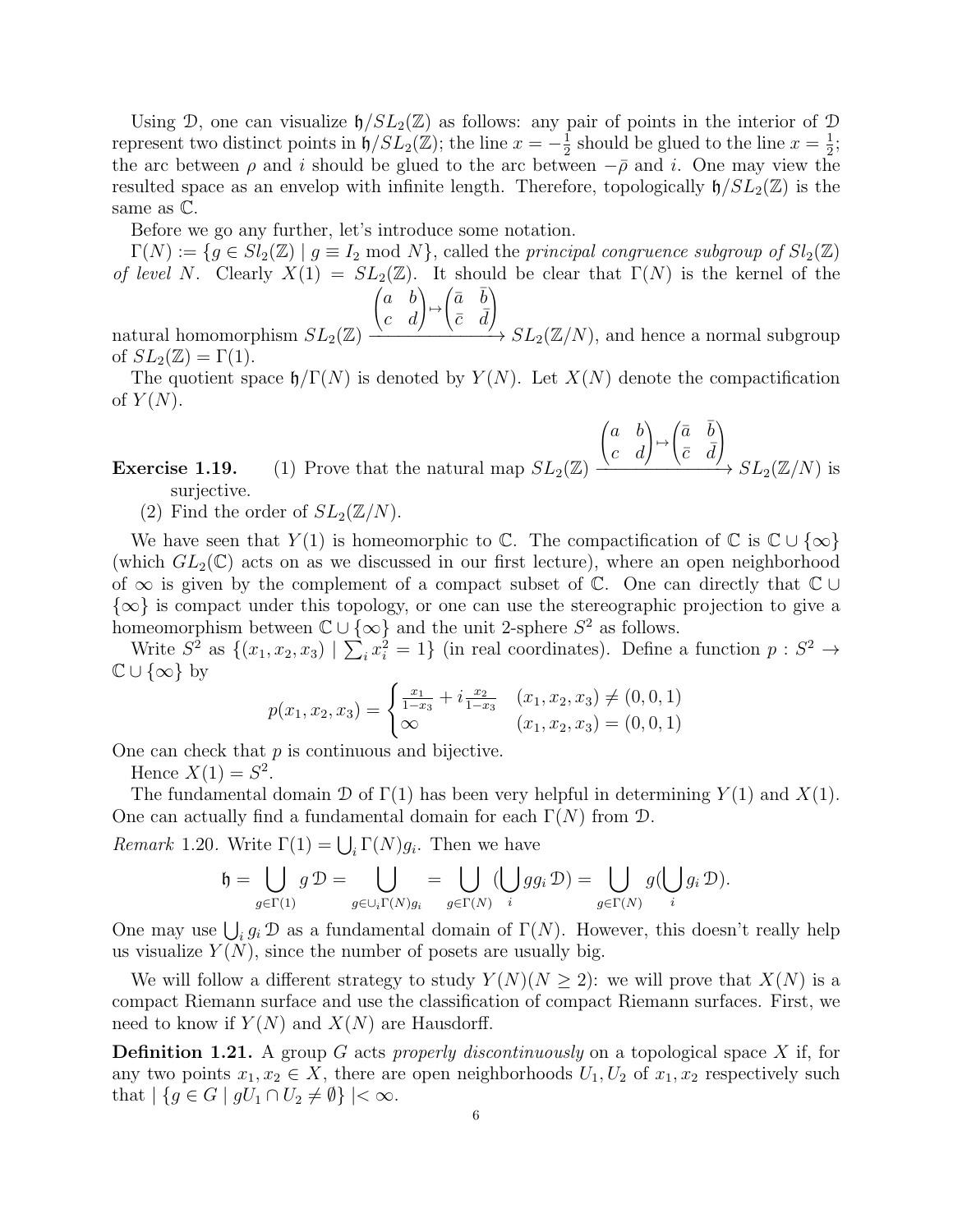Using $\mathcal{D}$, one can visualize $\mathfrak{h}/SL_2(\mathbb{Z})$ as follows: any pair of points in the interior of $\mathcal{D}$ represent two distinct points in $\mathfrak{h}/SL_2(\mathbb{Z})$; the line $x = -\frac{1}{2}$ should be glued to the line $x = \frac{1}{2}$; the arc between $\rho$ and $i$ should be glued to the arc between $-\bar{\rho}$ and $i$. One may view the resulted space as an envelop with infinite length. Therefore, topologically $\mathfrak{h}/SL_2(\mathbb{Z})$ is the same as $\mathbb{C}$.

Before we go any further, let's introduce some notation.

$\Gamma(N) := \{g \in Sl_2(\mathbb{Z}) \mid g \equiv I_2 \bmod N\}$, called the *principal congruence subgroup of $Sl_2(\mathbb{Z})$ of level $N$*. Clearly $X(1) = SL_2(\mathbb{Z})$. It should be clear that $\Gamma(N)$ is the kernel of the natural homomorphism $SL_2(\mathbb{Z}) \xrightarrow{\begin{pmatrix} a & b \\ c & d \end{pmatrix} \mapsto \begin{pmatrix} \bar{a} & \bar{b} \\ \bar{c} & \bar{d} \end{pmatrix}} SL_2(\mathbb{Z}/N)$, and hence a normal subgroup of $SL_2(\mathbb{Z}) = \Gamma(1)$.

The quotient space $\mathfrak{h}/\Gamma(N)$ is denoted by $Y(N)$. Let $X(N)$ denote the compactification of $Y(N)$.

**Exercise 1.19.**

(1) Prove that the natural map $SL_2(\mathbb{Z}) \xrightarrow{\begin{pmatrix} a & b \\ c & d \end{pmatrix} \mapsto \begin{pmatrix} \bar{a} & \bar{b} \\ \bar{c} & \bar{d} \end{pmatrix}} SL_2(\mathbb{Z}/N)$ is surjective.

(2) Find the order of $SL_2(\mathbb{Z}/N)$.

We have seen that $Y(1)$ is homeomorphic to $\mathbb{C}$. The compactification of $\mathbb{C}$ is $\mathbb{C} \cup \{\infty\}$ (which $GL_2(\mathbb{C})$ acts on as we discussed in our first lecture), where an open neighborhood of $\infty$ is given by the complement of a compact subset of $\mathbb{C}$. One can directly that $\mathbb{C} \cup \{\infty\}$ is compact under this topology, or one can use the stereographic projection to give a homeomorphism between $\mathbb{C} \cup \{\infty\}$ and the unit 2-sphere $S^2$ as follows.

Write $S^2$ as $\{(x_1, x_2, x_3) \mid \sum_i x_i^2 = 1\}$ (in real coordinates). Define a function $p : S^2 \to \mathbb{C} \cup \{\infty\}$ by

$$p(x_1, x_2, x_3) = \begin{cases} \frac{x_1}{1-x_3} + i\frac{x_2}{1-x_3} & (x_1, x_2, x_3) \neq (0, 0, 1) \\ \infty & (x_1, x_2, x_3) = (0, 0, 1) \end{cases}$$

One can check that $p$ is continuous and bijective.

Hence $X(1) = S^2$.

The fundamental domain $\mathcal{D}$ of $\Gamma(1)$ has been very helpful in determining $Y(1)$ and $X(1)$. One can actually find a fundamental domain for each $\Gamma(N)$ from $\mathcal{D}$.

*Remark* 1.20. Write $\Gamma(1) = \bigcup_i \Gamma(N) g_i$. Then we have

$$\mathfrak{h} = \bigcup_{g \in \Gamma(1)} g\,\mathcal{D} = \bigcup_{g \in \cup_i \Gamma(N) g_i} = \bigcup_{g \in \Gamma(N)} (\bigcup_i g g_i\,\mathcal{D}) = \bigcup_{g \in \Gamma(N)} g(\bigcup_i g_i\,\mathcal{D}).$$

One may use $\bigcup_i g_i\,\mathcal{D}$ as a fundamental domain of $\Gamma(N)$. However, this doesn't really help us visualize $Y(N)$, since the number of posets are usually big.

We will follow a different strategy to study $Y(N)(N \geq 2)$: we will prove that $X(N)$ is a compact Riemann surface and use the classification of compact Riemann surfaces. First, we need to know if $Y(N)$ and $X(N)$ are Hausdorff.

**Definition 1.21.** A group $G$ acts *properly discontinuously* on a topological space $X$ if, for any two points $x_1, x_2 \in X$, there are open neighborhoods $U_1, U_2$ of $x_1, x_2$ respectively such that $|\{g \in G \mid gU_1 \cap U_2 \neq \emptyset\}| < \infty$.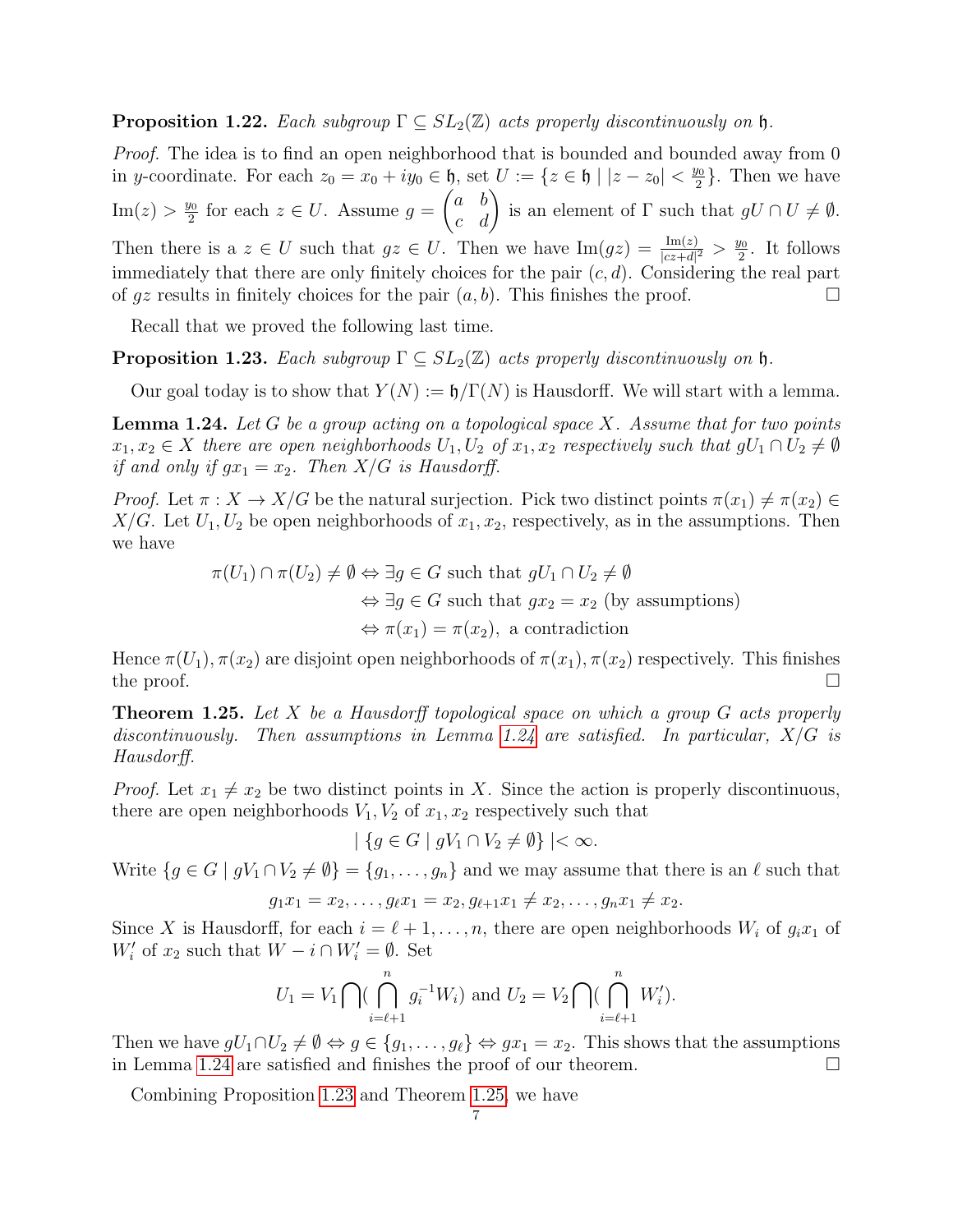**Proposition 1.22.** *Each subgroup $\Gamma \subseteq SL_2(\mathbb{Z})$ acts properly discontinuously on $\mathfrak{h}$.*

*Proof.* The idea is to find an open neighborhood that is bounded and bounded away from 0 in $y$-coordinate. For each $z_0 = x_0 + iy_0 \in \mathfrak{h}$, set $U := \{z \in \mathfrak{h} \mid |z - z_0| < \frac{y_0}{2}\}$. Then we have $\mathrm{Im}(z) > \frac{y_0}{2}$ for each $z \in U$. Assume $g = \begin{pmatrix} a & b \\ c & d \end{pmatrix}$ is an element of $\Gamma$ such that $gU \cap U \neq \emptyset$. Then there is a $z \in U$ such that $gz \in U$. Then we have $\mathrm{Im}(gz) = \frac{\mathrm{Im}(z)}{|cz+d|^2} > \frac{y_0}{2}$. It follows immediately that there are only finitely choices for the pair $(c, d)$. Considering the real part of $gz$ results in finitely choices for the pair $(a, b)$. This finishes the proof. $\square$

Recall that we proved the following last time.

**Proposition 1.23.** *Each subgroup $\Gamma \subseteq SL_2(\mathbb{Z})$ acts properly discontinuously on $\mathfrak{h}$.*

Our goal today is to show that $Y(N) := \mathfrak{h}/\Gamma(N)$ is Hausdorff. We will start with a lemma.

**Lemma 1.24.** *Let $G$ be a group acting on a topological space $X$. Assume that for two points $x_1, x_2 \in X$ there are open neighborhoods $U_1, U_2$ of $x_1, x_2$ respectively such that $gU_1 \cap U_2 \neq \emptyset$ if and only if $gx_1 = x_2$. Then $X/G$ is Hausdorff.*

*Proof.* Let $\pi : X \to X/G$ be the natural surjection. Pick two distinct points $\pi(x_1) \neq \pi(x_2) \in X/G$. Let $U_1, U_2$ be open neighborhoods of $x_1, x_2$, respectively, as in the assumptions. Then we have

$$\begin{aligned}
\pi(U_1) \cap \pi(U_2) \neq \emptyset &\Leftrightarrow \exists g \in G \text{ such that } gU_1 \cap U_2 \neq \emptyset \\
&\Leftrightarrow \exists g \in G \text{ such that } gx_2 = x_2 \text{ (by assumptions)} \\
&\Leftrightarrow \pi(x_1) = \pi(x_2), \text{ a contradiction}
\end{aligned}$$

Hence $\pi(U_1), \pi(x_2)$ are disjoint open neighborhoods of $\pi(x_1), \pi(x_2)$ respectively. This finishes the proof. $\square$

**Theorem 1.25.** *Let $X$ be a Hausdorff topological space on which a group $G$ acts properly discontinuously. Then assumptions in Lemma 1.24 are satisfied. In particular, $X/G$ is Hausdorff.*

*Proof.* Let $x_1 \neq x_2$ be two distinct points in $X$. Since the action is properly discontinuous, there are open neighborhoods $V_1, V_2$ of $x_1, x_2$ respectively such that

$$| \{g \in G \mid gV_1 \cap V_2 \neq \emptyset\} | < \infty.$$

Write $\{g \in G \mid gV_1 \cap V_2 \neq \emptyset\} = \{g_1, \ldots, g_n\}$ and we may assume that there is an $\ell$ such that

$$g_1x_1 = x_2, \ldots, g_\ell x_1 = x_2, g_{\ell+1}x_1 \neq x_2, \ldots, g_nx_1 \neq x_2.$$

Since $X$ is Hausdorff, for each $i = \ell + 1, \ldots, n$, there are open neighborhoods $W_i$ of $g_ix_1$ of $W_i'$ of $x_2$ such that $W - i \cap W_i' = \emptyset$. Set

$$U_1 = V_1 \bigcap \Big( \bigcap_{i=\ell+1}^{n} g_i^{-1} W_i \Big) \text{ and } U_2 = V_2 \bigcap \Big( \bigcap_{i=\ell+1}^{n} W_i' \Big).$$

Then we have $gU_1 \cap U_2 \neq \emptyset \Leftrightarrow g \in \{g_1, \ldots, g_\ell\} \Leftrightarrow gx_1 = x_2$. This shows that the assumptions in Lemma 1.24 are satisfied and finishes the proof of our theorem. $\square$

Combining Proposition 1.23 and Theorem 1.25, we have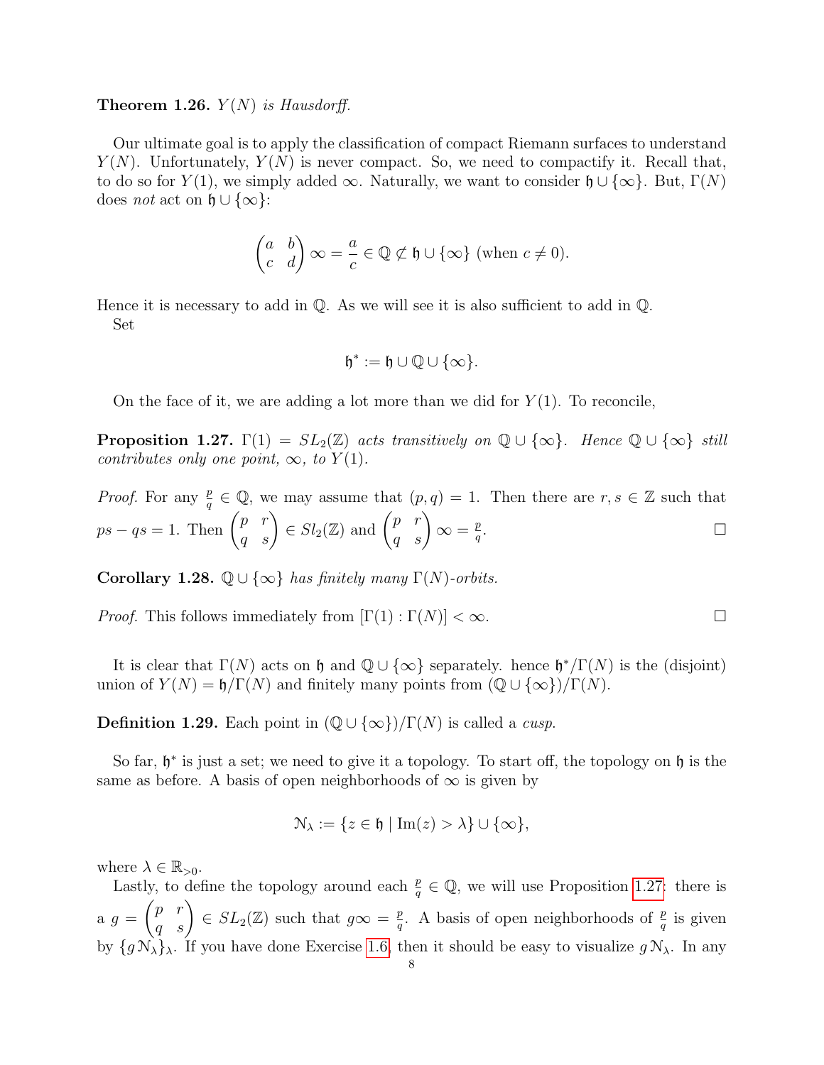**Theorem 1.26.** *$Y(N)$ is Hausdorff.*

Our ultimate goal is to apply the classification of compact Riemann surfaces to understand $Y(N)$. Unfortunately, $Y(N)$ is never compact. So, we need to compactify it. Recall that, to do so for $Y(1)$, we simply added $\infty$. Naturally, we want to consider $\mathfrak{h} \cup \{\infty\}$. But, $\Gamma(N)$ does *not* act on $\mathfrak{h} \cup \{\infty\}$:

$$\begin{pmatrix} a & b \\ c & d \end{pmatrix} \infty = \frac{a}{c} \in \mathbb{Q} \not\subset \mathfrak{h} \cup \{\infty\} \text{ (when } c \neq 0).$$

Hence it is necessary to add in $\mathbb{Q}$. As we will see it is also sufficient to add in $\mathbb{Q}$.

Set

$$\mathfrak{h}^* := \mathfrak{h} \cup \mathbb{Q} \cup \{\infty\}.$$

On the face of it, we are adding a lot more than we did for $Y(1)$. To reconcile,

**Proposition 1.27.** *$\Gamma(1) = SL_2(\mathbb{Z})$ acts transitively on $\mathbb{Q} \cup \{\infty\}$. Hence $\mathbb{Q} \cup \{\infty\}$ still contributes only one point, $\infty$, to $Y(1)$.*

*Proof.* For any $\frac{p}{q} \in \mathbb{Q}$, we may assume that $(p, q) = 1$. Then there are $r, s \in \mathbb{Z}$ such that $ps - qs = 1$. Then $\begin{pmatrix} p & r \\ q & s \end{pmatrix} \in Sl_2(\mathbb{Z})$ and $\begin{pmatrix} p & r \\ q & s \end{pmatrix} \infty = \frac{p}{q}$. $\square$

**Corollary 1.28.** *$\mathbb{Q} \cup \{\infty\}$ has finitely many $\Gamma(N)$-orbits.*

*Proof.* This follows immediately from $[\Gamma(1) : \Gamma(N)] < \infty$. $\square$

It is clear that $\Gamma(N)$ acts on $\mathfrak{h}$ and $\mathbb{Q} \cup \{\infty\}$ separately. hence $\mathfrak{h}^*/\Gamma(N)$ is the (disjoint) union of $Y(N) = \mathfrak{h}/\Gamma(N)$ and finitely many points from $(\mathbb{Q} \cup \{\infty\})/\Gamma(N)$.

**Definition 1.29.** Each point in $(\mathbb{Q} \cup \{\infty\})/\Gamma(N)$ is called a *cusp*.

So far, $\mathfrak{h}^*$ is just a set; we need to give it a topology. To start off, the topology on $\mathfrak{h}$ is the same as before. A basis of open neighborhoods of $\infty$ is given by

$$\mathcal{N}_\lambda := \{z \in \mathfrak{h} \mid \operatorname{Im}(z) > \lambda\} \cup \{\infty\},$$

where $\lambda \in \mathbb{R}_{>0}$.

Lastly, to define the topology around each $\frac{p}{q} \in \mathbb{Q}$, we will use Proposition 1.27: there is a $g = \begin{pmatrix} p & r \\ q & s \end{pmatrix} \in SL_2(\mathbb{Z})$ such that $g\infty = \frac{p}{q}$. A basis of open neighborhoods of $\frac{p}{q}$ is given by $\{g\mathcal{N}_\lambda\}_\lambda$. If you have done Exercise 1.6, then it should be easy to visualize $g\mathcal{N}_\lambda$. In any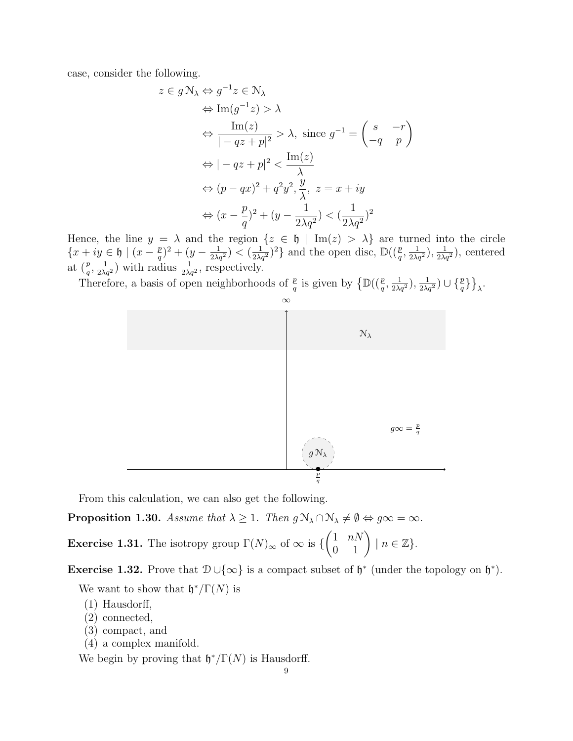case, consider the following.

$$
\begin{aligned}
z \in g\,\mathcal{N}_\lambda &\Leftrightarrow g^{-1}z \in \mathcal{N}_\lambda \\
&\Leftrightarrow \operatorname{Im}(g^{-1}z) > \lambda \\
&\Leftrightarrow \frac{\operatorname{Im}(z)}{|-qz+p|^2} > \lambda, \text{ since } g^{-1} = \begin{pmatrix} s & -r \\ -q & p \end{pmatrix} \\
&\Leftrightarrow |-qz+p|^2 < \frac{\operatorname{Im}(z)}{\lambda} \\
&\Leftrightarrow (p-qx)^2 + q^2y^2, \frac{y}{\lambda},\ z = x+iy \\
&\Leftrightarrow (x - \frac{p}{q})^2 + (y - \frac{1}{2\lambda q^2}) < (\frac{1}{2\lambda q^2})^2
\end{aligned}
$$

Hence, the line $y = \lambda$ and the region $\{z \in \mathfrak{h} \mid \operatorname{Im}(z) > \lambda\}$ are turned into the circle $\{x + iy \in \mathfrak{h} \mid (x - \frac{p}{q})^2 + (y - \frac{1}{2\lambda q^2}) < (\frac{1}{2\lambda q^2})^2\}$ and the open disc, $\mathbb{D}((\frac{p}{q}, \frac{1}{2\lambda q^2}), \frac{1}{2\lambda q^2})$, centered at $(\frac{p}{q}, \frac{1}{2\lambda q^2})$ with radius $\frac{1}{2\lambda q^2}$, respectively.

Therefore, a basis of open neighborhoods of $\frac{p}{q}$ is given by $\left\{\mathbb{D}((\frac{p}{q}, \frac{1}{2\lambda q^2}), \frac{1}{2\lambda q^2}) \cup \{\frac{p}{q}\}\right\}_\lambda$.

From this calculation, we can also get the following.

**Proposition 1.30.** *Assume that $\lambda \geq 1$. Then $g\,\mathcal{N}_\lambda \cap \mathcal{N}_\lambda \neq \emptyset \Leftrightarrow g\infty = \infty$.*

**Exercise 1.31.** The isotropy group $\Gamma(N)_\infty$ of $\infty$ is $\{\begin{pmatrix} 1 & nN \\ 0 & 1 \end{pmatrix} \mid n \in \mathbb{Z}\}$.

**Exercise 1.32.** Prove that $\mathcal{D} \cup \{\infty\}$ is a compact subset of $\mathfrak{h}^*$ (under the topology on $\mathfrak{h}^*$).

We want to show that $\mathfrak{h}^*/\Gamma(N)$ is

1. Hausdorff,
2. connected,
3. compact, and
4. a complex manifold.

We begin by proving that $\mathfrak{h}^*/\Gamma(N)$ is Hausdorff.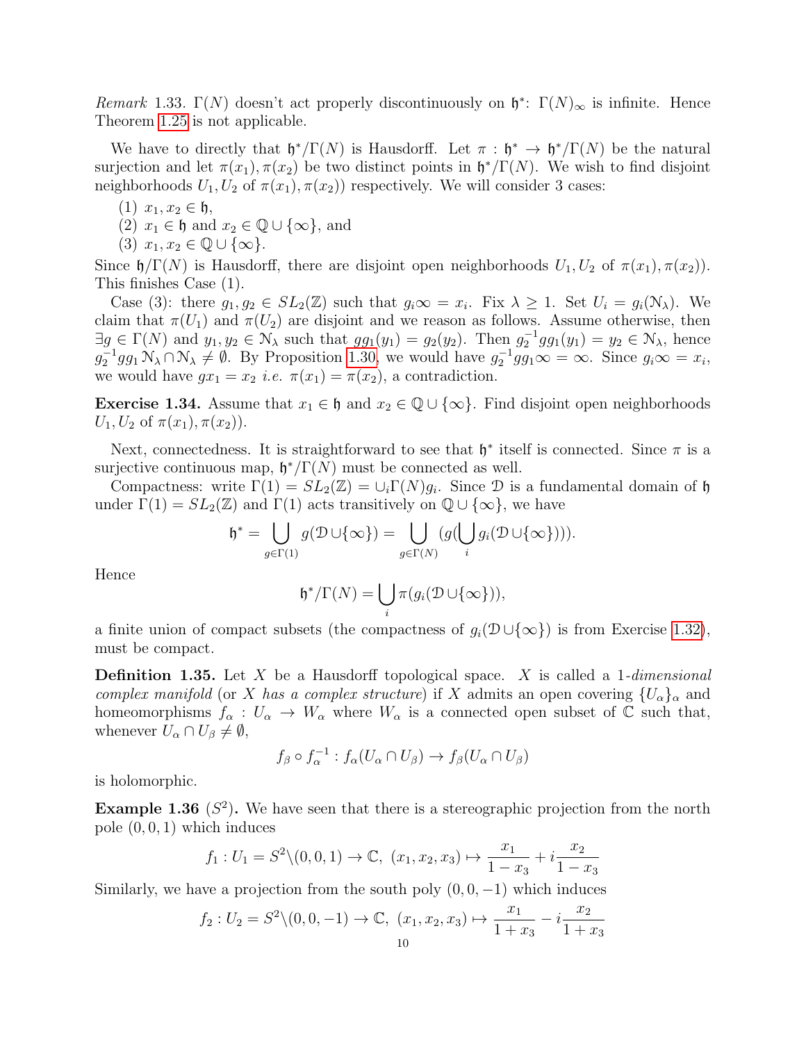*Remark* 1.33. $\Gamma(N)$ doesn't act properly discontinuously on $\mathfrak{h}^*$: $\Gamma(N)_\infty$ is infinite. Hence Theorem 1.25 is not applicable.

We have to directly that $\mathfrak{h}^*/\Gamma(N)$ is Hausdorff. Let $\pi : \mathfrak{h}^* \to \mathfrak{h}^*/\Gamma(N)$ be the natural surjection and let $\pi(x_1), \pi(x_2)$ be two distinct points in $\mathfrak{h}^*/\Gamma(N)$. We wish to find disjoint neighborhoods $U_1, U_2$ of $\pi(x_1), \pi(x_2))$ respectively. We will consider 3 cases:

1. $x_1, x_2 \in \mathfrak{h}$,
2. $x_1 \in \mathfrak{h}$ and $x_2 \in \mathbb{Q} \cup \{\infty\}$, and
3. $x_1, x_2 \in \mathbb{Q} \cup \{\infty\}$.

Since $\mathfrak{h}/\Gamma(N)$ is Hausdorff, there are disjoint open neighborhoods $U_1, U_2$ of $\pi(x_1), \pi(x_2))$. This finishes Case (1).

Case (3): there $g_1, g_2 \in SL_2(\mathbb{Z})$ such that $g_i\infty = x_i$. Fix $\lambda \geq 1$. Set $U_i = g_i(\mathcal{N}_\lambda)$. We claim that $\pi(U_1)$ and $\pi(U_2)$ are disjoint and we reason as follows. Assume otherwise, then $\exists g \in \Gamma(N)$ and $y_1, y_2 \in \mathcal{N}_\lambda$ such that $gg_1(y_1) = g_2(y_2)$. Then $g_2^{-1}gg_1(y_1) = y_2 \in \mathcal{N}_\lambda$, hence $g_2^{-1}gg_1\mathcal{N}_\lambda \cap \mathcal{N}_\lambda \neq \emptyset$. By Proposition 1.30, we would have $g_2^{-1}gg_1\infty = \infty$. Since $g_i\infty = x_i$, we would have $gx_1 = x_2$ *i.e.* $\pi(x_1) = \pi(x_2)$, a contradiction.

**Exercise 1.34.** Assume that $x_1 \in \mathfrak{h}$ and $x_2 \in \mathbb{Q} \cup \{\infty\}$. Find disjoint open neighborhoods $U_1, U_2$ of $\pi(x_1), \pi(x_2))$.

Next, connectedness. It is straightforward to see that $\mathfrak{h}^*$ itself is connected. Since $\pi$ is a surjective continuous map, $\mathfrak{h}^*/\Gamma(N)$ must be connected as well.

Compactness: write $\Gamma(1) = SL_2(\mathbb{Z}) = \cup_i \Gamma(N)g_i$. Since $\mathcal{D}$ is a fundamental domain of $\mathfrak{h}$ under $\Gamma(1) = SL_2(\mathbb{Z})$ and $\Gamma(1)$ acts transitively on $\mathbb{Q} \cup \{\infty\}$, we have

$$\mathfrak{h}^* = \bigcup_{g \in \Gamma(1)} g(\mathcal{D} \cup \{\infty\}) = \bigcup_{g \in \Gamma(N)} (g(\bigcup_i g_i(\mathcal{D} \cup \{\infty\}))).$$

Hence

$$\mathfrak{h}^*/\Gamma(N) = \bigcup_i \pi(g_i(\mathcal{D} \cup \{\infty\})),$$

a finite union of compact subsets (the compactness of $g_i(\mathcal{D} \cup \{\infty\})$ is from Exercise 1.32), must be compact.

**Definition 1.35.** Let $X$ be a Hausdorff topological space. $X$ is called a *1-dimensional complex manifold* (or *X has a complex structure*) if $X$ admits an open covering $\{U_\alpha\}_\alpha$ and homeomorphisms $f_\alpha : U_\alpha \to W_\alpha$ where $W_\alpha$ is a connected open subset of $\mathbb{C}$ such that, whenever $U_\alpha \cap U_\beta \neq \emptyset$,

$$f_\beta \circ f_\alpha^{-1} : f_\alpha(U_\alpha \cap U_\beta) \to f_\beta(U_\alpha \cap U_\beta)$$

is holomorphic.

**Example 1.36** ($S^2$)**.** We have seen that there is a stereographic projection from the north pole $(0, 0, 1)$ which induces

$$f_1 : U_1 = S^2 \backslash (0, 0, 1) \to \mathbb{C},\ (x_1, x_2, x_3) \mapsto \frac{x_1}{1 - x_3} + i\frac{x_2}{1 - x_3}$$

Similarly, we have a projection from the south poly $(0, 0, -1)$ which induces

$$f_2 : U_2 = S^2 \backslash (0, 0, -1) \to \mathbb{C},\ (x_1, x_2, x_3) \mapsto \frac{x_1}{1 + x_3} - i\frac{x_2}{1 + x_3}$$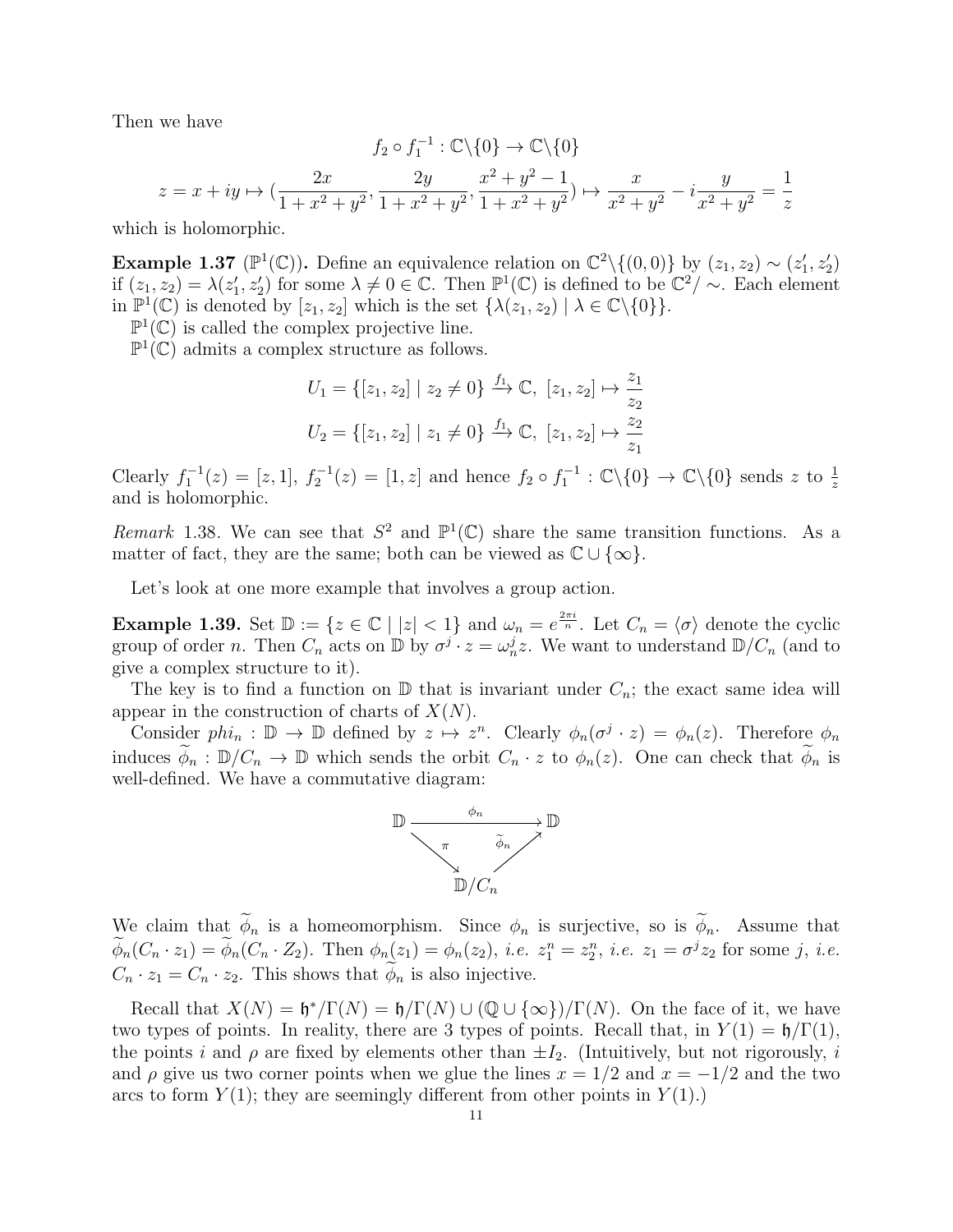Then we have

$$f_2 \circ f_1^{-1} : \mathbb{C}\backslash\{0\} \to \mathbb{C}\backslash\{0\}$$

$$z = x + iy \mapsto \left(\frac{2x}{1+x^2+y^2}, \frac{2y}{1+x^2+y^2}, \frac{x^2+y^2-1}{1+x^2+y^2}\right) \mapsto \frac{x}{x^2+y^2} - i\frac{y}{x^2+y^2} = \frac{1}{z}$$

which is holomorphic.

**Example 1.37** ($\mathbb{P}^1(\mathbb{C})$)**.** Define an equivalence relation on $\mathbb{C}^2\backslash\{(0,0)\}$ by $(z_1, z_2) \sim (z_1', z_2')$ if $(z_1, z_2) = \lambda(z_1', z_2')$ for some $\lambda \neq 0 \in \mathbb{C}$. Then $\mathbb{P}^1(\mathbb{C})$ is defined to be $\mathbb{C}^2/\sim$. Each element in $\mathbb{P}^1(\mathbb{C})$ is denoted by $[z_1, z_2]$ which is the set $\{\lambda(z_1, z_2) \mid \lambda \in \mathbb{C}\backslash\{0\}\}$.

$\mathbb{P}^1(\mathbb{C})$ is called the complex projective line.

$\mathbb{P}^1(\mathbb{C})$ admits a complex structure as follows.

$$U_1 = \{[z_1, z_2] \mid z_2 \neq 0\} \xrightarrow{f_1} \mathbb{C},\ [z_1, z_2] \mapsto \frac{z_1}{z_2}$$
$$U_2 = \{[z_1, z_2] \mid z_1 \neq 0\} \xrightarrow{f_1} \mathbb{C},\ [z_1, z_2] \mapsto \frac{z_2}{z_1}$$

Clearly $f_1^{-1}(z) = [z, 1]$, $f_2^{-1}(z) = [1, z]$ and hence $f_2 \circ f_1^{-1} : \mathbb{C}\backslash\{0\} \to \mathbb{C}\backslash\{0\}$ sends $z$ to $\frac{1}{z}$ and is holomorphic.

*Remark* 1.38. We can see that $S^2$ and $\mathbb{P}^1(\mathbb{C})$ share the same transition functions. As a matter of fact, they are the same; both can be viewed as $\mathbb{C} \cup \{\infty\}$.

Let's look at one more example that involves a group action.

**Example 1.39.** Set $\mathbb{D} := \{z \in \mathbb{C} \mid |z| < 1\}$ and $\omega_n = e^{\frac{2\pi i}{n}}$. Let $C_n = \langle\sigma\rangle$ denote the cyclic group of order $n$. Then $C_n$ acts on $\mathbb{D}$ by $\sigma^j \cdot z = \omega_n^j z$. We want to understand $\mathbb{D}/C_n$ (and to give a complex structure to it).

The key is to find a function on $\mathbb{D}$ that is invariant under $C_n$; the exact same idea will appear in the construction of charts of $X(N)$.

Consider $phi_n : \mathbb{D} \to \mathbb{D}$ defined by $z \mapsto z^n$. Clearly $\phi_n(\sigma^j \cdot z) = \phi_n(z)$. Therefore $\phi_n$ induces $\widetilde{\phi}_n : \mathbb{D}/C_n \to \mathbb{D}$ which sends the orbit $C_n \cdot z$ to $\phi_n(z)$. One can check that $\widetilde{\phi}_n$ is well-defined. We have a commutative diagram:

$$\begin{array}{ccc} \mathbb{D} & \xrightarrow{\phi_n} & \mathbb{D} \\ & {\scriptstyle\pi}\searrow \quad \nearrow{\scriptstyle\widetilde{\phi}_n} & \\ & \mathbb{D}/C_n & \end{array}$$

We claim that $\widetilde{\phi}_n$ is a homeomorphism. Since $\phi_n$ is surjective, so is $\widetilde{\phi}_n$. Assume that $\widetilde{\phi}_n(C_n \cdot z_1) = \widetilde{\phi}_n(C_n \cdot Z_2)$. Then $\phi_n(z_1) = \phi_n(z_2)$, *i.e.* $z_1^n = z_2^n$, *i.e.* $z_1 = \sigma^j z_2$ for some $j$, *i.e.* $C_n \cdot z_1 = C_n \cdot z_2$. This shows that $\widetilde{\phi}_n$ is also injective.

Recall that $X(N) = \mathfrak{h}^*/\Gamma(N) = \mathfrak{h}/\Gamma(N) \cup (\mathbb{Q} \cup \{\infty\})/\Gamma(N)$. On the face of it, we have two types of points. In reality, there are 3 types of points. Recall that, in $Y(1) = \mathfrak{h}/\Gamma(1)$, the points $i$ and $\rho$ are fixed by elements other than $\pm I_2$. (Intuitively, but not rigorously, $i$ and $\rho$ give us two corner points when we glue the lines $x = 1/2$ and $x = -1/2$ and the two arcs to form $Y(1)$; they are seemingly different from other points in $Y(1)$.)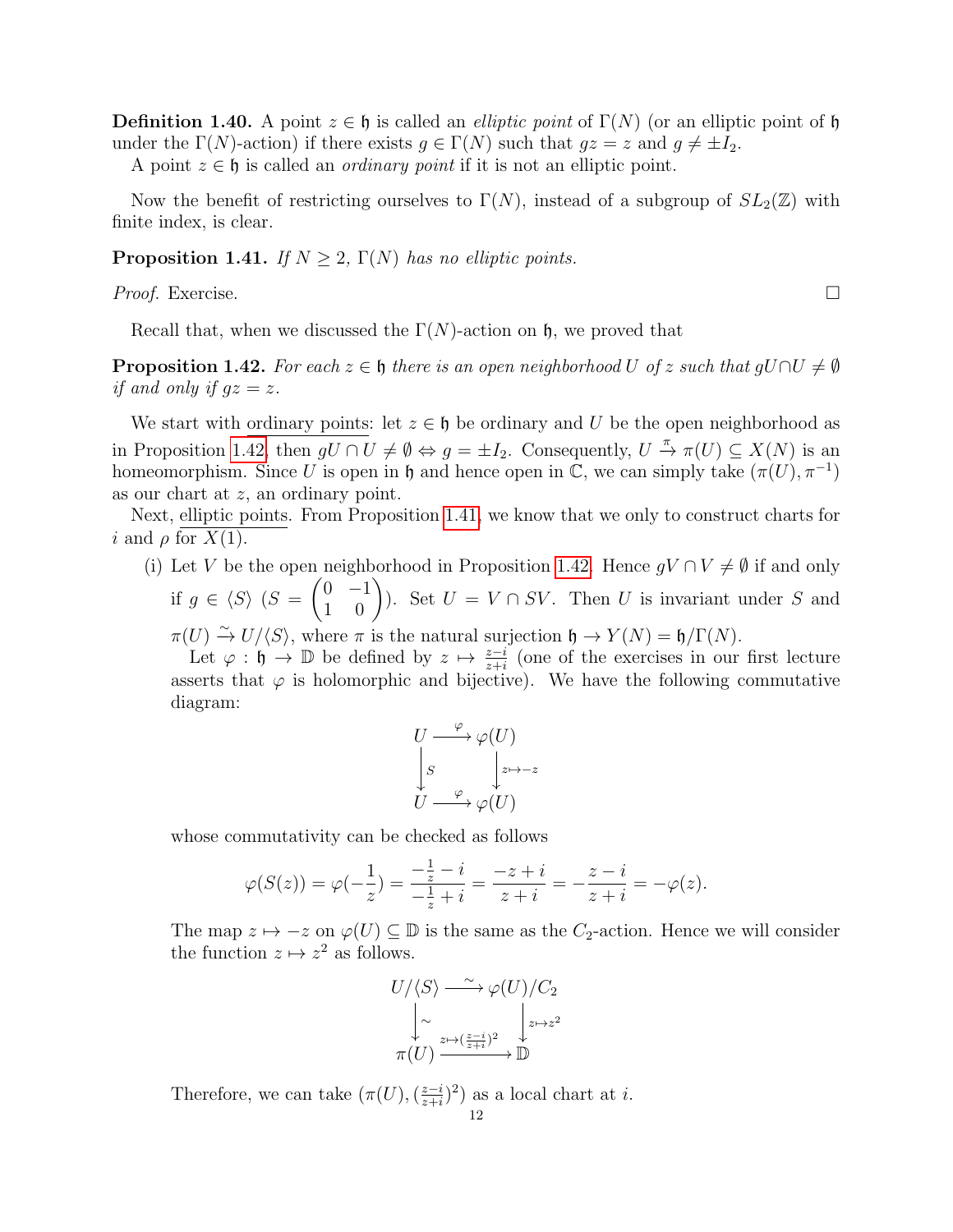**Definition 1.40.** A point $z \in \mathfrak{h}$ is called an *elliptic point* of $\Gamma(N)$ (or an elliptic point of $\mathfrak{h}$ under the $\Gamma(N)$-action) if there exists $g \in \Gamma(N)$ such that $gz = z$ and $g \neq \pm I_2$.

A point $z \in \mathfrak{h}$ is called an *ordinary point* if it is not an elliptic point.

Now the benefit of restricting ourselves to $\Gamma(N)$, instead of a subgroup of $SL_2(\mathbb{Z})$ with finite index, is clear.

**Proposition 1.41.** *If $N \geq 2$, $\Gamma(N)$ has no elliptic points.*

*Proof.* Exercise. □

Recall that, when we discussed the $\Gamma(N)$-action on $\mathfrak{h}$, we proved that

**Proposition 1.42.** *For each $z \in \mathfrak{h}$ there is an open neighborhood $U$ of $z$ such that $gU \cap U \neq \emptyset$ if and only if $gz = z$.*

We start with ordinary points: let $z \in \mathfrak{h}$ be ordinary and $U$ be the open neighborhood as in Proposition 1.42, then $gU \cap U \neq \emptyset \Leftrightarrow g = \pm I_2$. Consequently, $U \xrightarrow{\pi} \pi(U) \subseteq X(N)$ is an homeomorphism. Since $U$ is open in $\mathfrak{h}$ and hence open in $\mathbb{C}$, we can simply take $(\pi(U), \pi^{-1})$ as our chart at $z$, an ordinary point.

Next, elliptic points. From Proposition 1.41, we know that we only to construct charts for $i$ and $\rho$ for $X(1)$.

(i) Let $V$ be the open neighborhood in Proposition 1.42. Hence $gV \cap V \neq \emptyset$ if and only if $g \in \langle S \rangle$ ($S = \begin{pmatrix} 0 & -1 \\ 1 & 0 \end{pmatrix}$). Set $U = V \cap SV$. Then $U$ is invariant under $S$ and $\pi(U) \xrightarrow{\sim} U/\langle S \rangle$, where $\pi$ is the natural surjection $\mathfrak{h} \to Y(N) = \mathfrak{h}/\Gamma(N)$.

Let $\varphi : \mathfrak{h} \to \mathbb{D}$ be defined by $z \mapsto \frac{z-i}{z+i}$ (one of the exercises in our first lecture asserts that $\varphi$ is holomorphic and bijective). We have the following commutative diagram:

$$\begin{array}{ccc} U & \xrightarrow{\varphi} & \varphi(U) \\ \downarrow S & & \downarrow z \mapsto -z \\ U & \xrightarrow{\varphi} & \varphi(U) \end{array}$$

whose commutativity can be checked as follows

$$\varphi(S(z)) = \varphi(-\frac{1}{z}) = \frac{-\frac{1}{z} - i}{-\frac{1}{z} + i} = \frac{-z + i}{z + i} = -\frac{z - i}{z + i} = -\varphi(z).$$

The map $z \mapsto -z$ on $\varphi(U) \subseteq \mathbb{D}$ is the same as the $C_2$-action. Hence we will consider the function $z \mapsto z^2$ as follows.

$$\begin{array}{ccc} U/\langle S \rangle & \xrightarrow{\sim} & \varphi(U)/C_2 \\ \downarrow \sim & & \downarrow z \mapsto z^2 \\ \pi(U) & \xrightarrow{z \mapsto (\frac{z-i}{z+i})^2} & \mathbb{D} \end{array}$$

Therefore, we can take $(\pi(U), (\frac{z-i}{z+i})^2)$ as a local chart at $i$.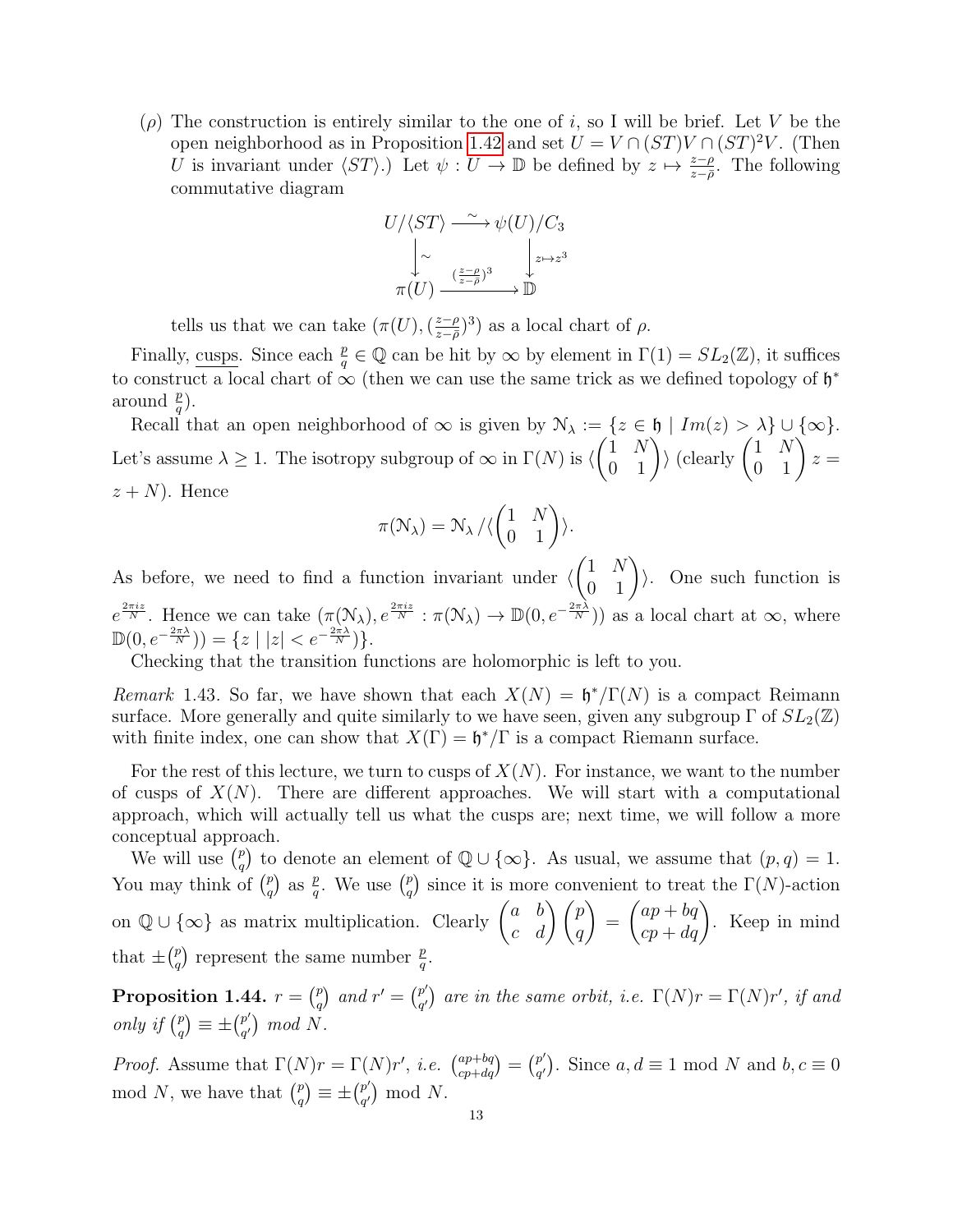($\rho$) The construction is entirely similar to the one of $i$, so I will be brief. Let $V$ be the open neighborhood as in Proposition 1.42 and set $U = V \cap (ST)V \cap (ST)^2 V$. (Then $U$ is invariant under $\langle ST \rangle$.) Let $\psi : U \to \mathbb{D}$ be defined by $z \mapsto \frac{z-\rho}{z-\bar{\rho}}$. The following commutative diagram

$$\begin{array}{ccc} U/\langle ST \rangle & \xrightarrow{\sim} & \psi(U)/C_3 \\ \big\downarrow \sim & & \big\downarrow z \mapsto z^3 \\ \pi(U) & \xrightarrow{(\frac{z-\rho}{z-\bar{\rho}})^3} & \mathbb{D} \end{array}$$

tells us that we can take $(\pi(U), (\frac{z-\rho}{z-\bar{\rho}})^3)$ as a local chart of $\rho$.

Finally, <u>cusps</u>. Since each $\frac{p}{q} \in \mathbb{Q}$ can be hit by $\infty$ by element in $\Gamma(1) = SL_2(\mathbb{Z})$, it suffices to construct a local chart of $\infty$ (then we can use the same trick as we defined topology of $\mathfrak{h}^*$ around $\frac{p}{q}$).

Recall that an open neighborhood of $\infty$ is given by $\mathcal{N}_\lambda := \{z \in \mathfrak{h} \mid Im(z) > \lambda\} \cup \{\infty\}$. Let's assume $\lambda \geq 1$. The isotropy subgroup of $\infty$ in $\Gamma(N)$ is $\langle \begin{pmatrix} 1 & N \\ 0 & 1 \end{pmatrix} \rangle$ (clearly $\begin{pmatrix} 1 & N \\ 0 & 1 \end{pmatrix} z = z + N$). Hence

$$\pi(\mathcal{N}_\lambda) = \mathcal{N}_\lambda / \langle \begin{pmatrix} 1 & N \\ 0 & 1 \end{pmatrix} \rangle.$$

As before, we need to find a function invariant under $\langle \begin{pmatrix} 1 & N \\ 0 & 1 \end{pmatrix} \rangle$. One such function is $e^{\frac{2\pi i z}{N}}$. Hence we can take $(\pi(\mathcal{N}_\lambda), e^{\frac{2\pi i z}{N}} : \pi(\mathcal{N}_\lambda) \to \mathbb{D}(0, e^{-\frac{2\pi\lambda}{N}}))$ as a local chart at $\infty$, where $\mathbb{D}(0, e^{-\frac{2\pi\lambda}{N}})) = \{z \mid |z| < e^{-\frac{2\pi\lambda}{N}})\}$.

Checking that the transition functions are holomorphic is left to you.

*Remark* 1.43. So far, we have shown that each $X(N) = \mathfrak{h}^*/\Gamma(N)$ is a compact Reimann surface. More generally and quite similarly to we have seen, given any subgroup $\Gamma$ of $SL_2(\mathbb{Z})$ with finite index, one can show that $X(\Gamma) = \mathfrak{h}^*/\Gamma$ is a compact Riemann surface.

For the rest of this lecture, we turn to cusps of $X(N)$. For instance, we want to the number of cusps of $X(N)$. There are different approaches. We will start with a computational approach, which will actually tell us what the cusps are; next time, we will follow a more conceptual approach.

We will use $\binom{p}{q}$ to denote an element of $\mathbb{Q} \cup \{\infty\}$. As usual, we assume that $(p, q) = 1$. You may think of $\binom{p}{q}$ as $\frac{p}{q}$. We use $\binom{p}{q}$ since it is more convenient to treat the $\Gamma(N)$-action on $\mathbb{Q} \cup \{\infty\}$ as matrix multiplication. Clearly $\begin{pmatrix} a & b \\ c & d \end{pmatrix} \begin{pmatrix} p \\ q \end{pmatrix} = \begin{pmatrix} ap + bq \\ cp + dq \end{pmatrix}$. Keep in mind that $\pm \binom{p}{q}$ represent the same number $\frac{p}{q}$.

**Proposition 1.44.** *$r = \binom{p}{q}$ and $r' = \binom{p'}{q'}$ are in the same orbit, i.e. $\Gamma(N)r = \Gamma(N)r'$, if and only if $\binom{p}{q} \equiv \pm \binom{p'}{q'}$ mod $N$.*

*Proof.* Assume that $\Gamma(N)r = \Gamma(N)r'$, i.e. $\binom{ap+bq}{cp+dq} = \binom{p'}{q'}$. Since $a, d \equiv 1$ mod $N$ and $b, c \equiv 0$ mod $N$, we have that $\binom{p}{q} \equiv \pm \binom{p'}{q'}$ mod $N$.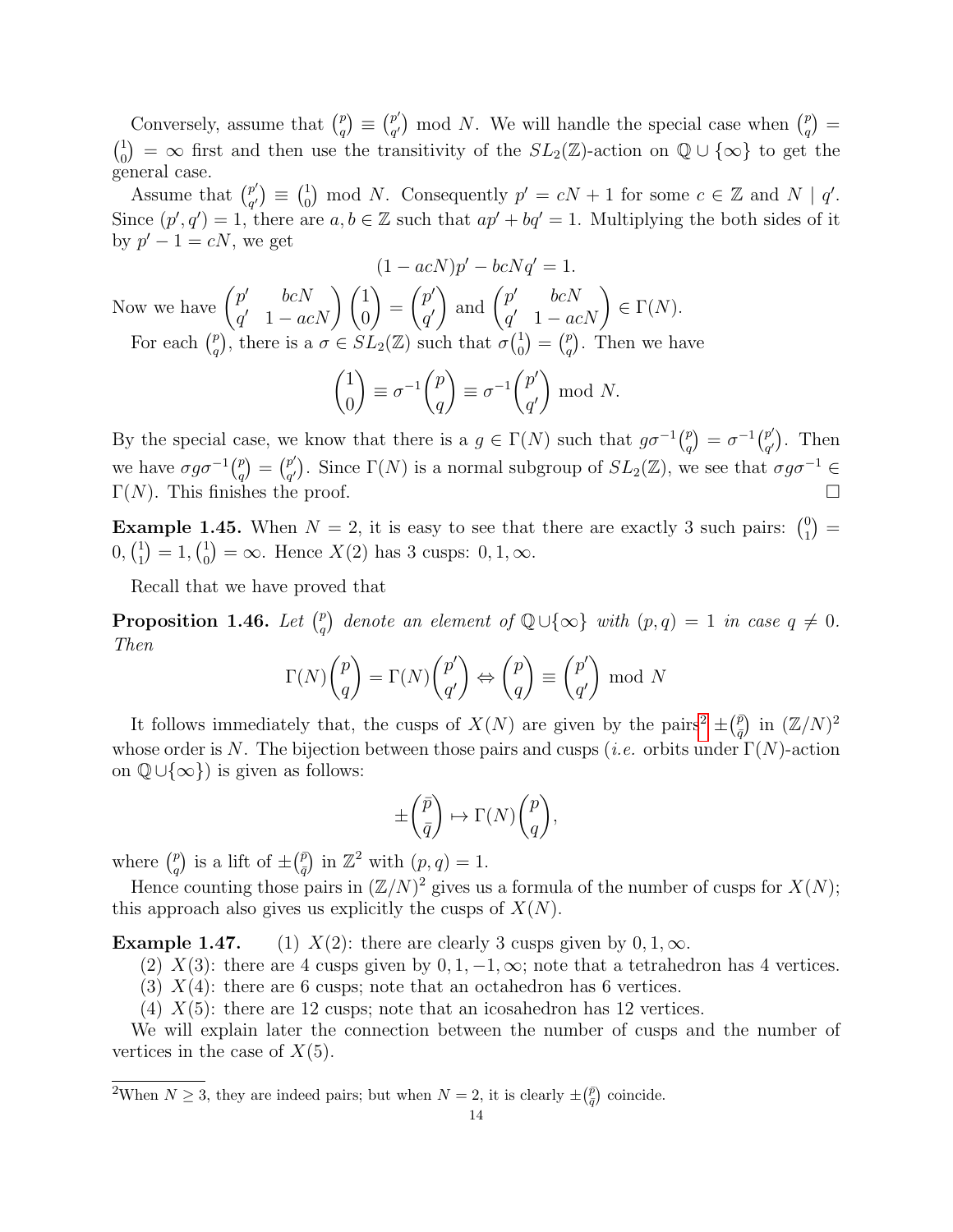Conversely, assume that $\binom{p}{q} \equiv \binom{p'}{q'} \bmod N$. We will handle the special case when $\binom{p}{q} = \binom{1}{0} = \infty$ first and then use the transitivity of the $SL_2(\mathbb{Z})$-action on $\mathbb{Q} \cup \{\infty\}$ to get the general case.

Assume that $\binom{p'}{q'} \equiv \binom{1}{0} \bmod N$. Consequently $p' = cN + 1$ for some $c \in \mathbb{Z}$ and $N \mid q'$. Since $(p', q') = 1$, there are $a, b \in \mathbb{Z}$ such that $ap' + bq' = 1$. Multiplying the both sides of it by $p' - 1 = cN$, we get

$$(1 - acN)p' - bcNq' = 1.$$

Now we have $\begin{pmatrix} p' & bcN \\ q' & 1 - acN \end{pmatrix} \begin{pmatrix} 1 \\ 0 \end{pmatrix} = \begin{pmatrix} p' \\ q' \end{pmatrix}$ and $\begin{pmatrix} p' & bcN \\ q' & 1 - acN \end{pmatrix} \in \Gamma(N)$.

For each $\binom{p}{q}$, there is a $\sigma \in SL_2(\mathbb{Z})$ such that $\sigma\binom{1}{0} = \binom{p}{q}$. Then we have

$$\begin{pmatrix} 1 \\ 0 \end{pmatrix} \equiv \sigma^{-1} \begin{pmatrix} p \\ q \end{pmatrix} \equiv \sigma^{-1} \begin{pmatrix} p' \\ q' \end{pmatrix} \bmod N.$$

By the special case, we know that there is a $g \in \Gamma(N)$ such that $g\sigma^{-1}\binom{p}{q} = \sigma^{-1}\binom{p'}{q'}$. Then we have $\sigma g \sigma^{-1}\binom{p}{q} = \binom{p'}{q'}$. Since $\Gamma(N)$ is a normal subgroup of $SL_2(\mathbb{Z})$, we see that $\sigma g \sigma^{-1} \in \Gamma(N)$. This finishes the proof. $\square$

**Example 1.45.** When $N = 2$, it is easy to see that there are exactly 3 such pairs: $\binom{0}{1} = 0, \binom{1}{1} = 1, \binom{1}{0} = \infty$. Hence $X(2)$ has 3 cusps: $0, 1, \infty$.

Recall that we have proved that

**Proposition 1.46.** *Let $\binom{p}{q}$ denote an element of $\mathbb{Q} \cup \{\infty\}$ with $(p, q) = 1$ in case $q \neq 0$. Then*

$$\Gamma(N) \begin{pmatrix} p \\ q \end{pmatrix} = \Gamma(N) \begin{pmatrix} p' \\ q' \end{pmatrix} \Leftrightarrow \begin{pmatrix} p \\ q \end{pmatrix} \equiv \begin{pmatrix} p' \\ q' \end{pmatrix} \bmod N$$

It follows immediately that, the cusps of $X(N)$ are given by the pairs[2] $\pm\binom{\bar{p}}{\bar{q}}$ in $(\mathbb{Z}/N)^2$ whose order is $N$. The bijection between those pairs and cusps (*i.e.* orbits under $\Gamma(N)$-action on $\mathbb{Q} \cup \{\infty\}$) is given as follows:

$$\pm \begin{pmatrix} \bar{p} \\ \bar{q} \end{pmatrix} \mapsto \Gamma(N) \begin{pmatrix} p \\ q \end{pmatrix},$$

where $\binom{p}{q}$ is a lift of $\pm\binom{\bar{p}}{\bar{q}}$ in $\mathbb{Z}^2$ with $(p, q) = 1$.

Hence counting those pairs in $(\mathbb{Z}/N)^2$ gives us a formula of the number of cusps for $X(N)$; this approach also gives us explicitly the cusps of $X(N)$.

**Example 1.47.** (1) $X(2)$: there are clearly 3 cusps given by $0, 1, \infty$.

(2) $X(3)$: there are 4 cusps given by $0, 1, -1, \infty$; note that a tetrahedron has 4 vertices.

(3) $X(4)$: there are 6 cusps; note that an octahedron has 6 vertices.

(4) $X(5)$: there are 12 cusps; note that an icosahedron has 12 vertices.

We will explain later the connection between the number of cusps and the number of vertices in the case of $X(5)$.

---

[2] When $N \geq 3$, they are indeed pairs; but when $N = 2$, it is clearly $\pm\binom{\bar{p}}{\bar{q}}$ coincide.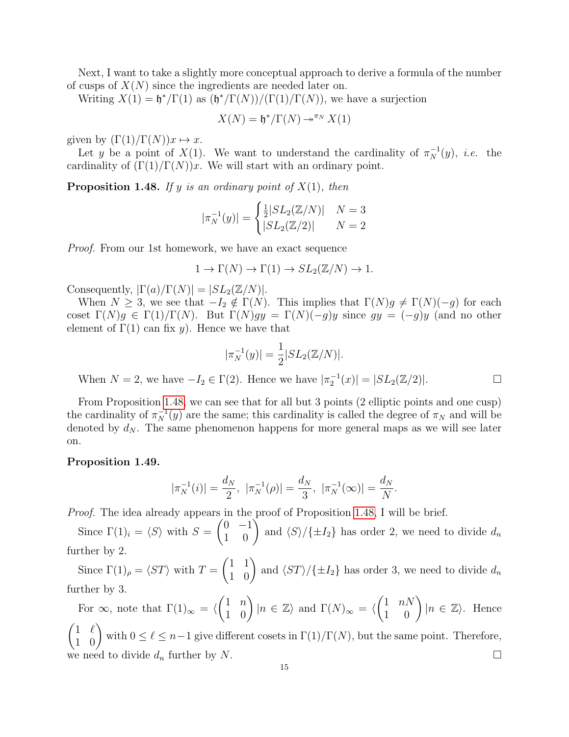Next, I want to take a slightly more conceptual approach to derive a formula of the number of cusps of $X(N)$ since the ingredients are needed later on.

Writing $X(1) = \mathfrak{h}^*/\Gamma(1)$ as $(\mathfrak{h}^*/\Gamma(N))/(\Gamma(1)/\Gamma(N))$, we have a surjection

$$X(N) = \mathfrak{h}^*/\Gamma(N) \twoheadrightarrow^{\pi_N} X(1)$$

given by $(\Gamma(1)/\Gamma(N))x \mapsto x$.

Let $y$ be a point of $X(1)$. We want to understand the cardinality of $\pi_N^{-1}(y)$, *i.e.* the cardinality of $(\Gamma(1)/\Gamma(N))x$. We will start with an ordinary point.

**Proposition 1.48.** *If $y$ is an ordinary point of $X(1)$, then*

$$|\pi_N^{-1}(y)| = \begin{cases} \frac{1}{2}|SL_2(\mathbb{Z}/N)| & N = 3 \\ |SL_2(\mathbb{Z}/2)| & N = 2 \end{cases}$$

*Proof.* From our 1st homework, we have an exact sequence

$$1 \to \Gamma(N) \to \Gamma(1) \to SL_2(\mathbb{Z}/N) \to 1.$$

Consequently, $|\Gamma(a)/\Gamma(N)| = |SL_2(\mathbb{Z}/N)|$.

When $N \geq 3$, we see that $-I_2 \notin \Gamma(N)$. This implies that $\Gamma(N)g \neq \Gamma(N)(-g)$ for each coset $\Gamma(N)g \in \Gamma(1)/\Gamma(N)$. But $\Gamma(N)gy = \Gamma(N)(-g)y$ since $gy = (-g)y$ (and no other element of $\Gamma(1)$ can fix $y$). Hence we have that

$$|\pi_N^{-1}(y)| = \frac{1}{2}|SL_2(\mathbb{Z}/N)|.$$

When $N = 2$, we have $-I_2 \in \Gamma(2)$. Hence we have $|\pi_2^{-1}(x)| = |SL_2(\mathbb{Z}/2)|$. □

From Proposition 1.48, we can see that for all but 3 points (2 elliptic points and one cusp) the cardinality of $\pi_N^{-1}(y)$ are the same; this cardinality is called the degree of $\pi_N$ and will be denoted by $d_N$. The same phenomenon happens for more general maps as we will see later on.

**Proposition 1.49.**

$$|\pi_N^{-1}(i)| = \frac{d_N}{2},\ |\pi_N^{-1}(\rho)| = \frac{d_N}{3},\ |\pi_N^{-1}(\infty)| = \frac{d_N}{N}.$$

*Proof.* The idea already appears in the proof of Proposition 1.48, I will be brief.

Since $\Gamma(1)_i = \langle S \rangle$ with $S = \begin{pmatrix} 0 & -1 \\ 1 & 0 \end{pmatrix}$ and $\langle S \rangle/\{\pm I_2\}$ has order 2, we need to divide $d_n$ further by 2.

Since $\Gamma(1)_\rho = \langle ST \rangle$ with $T = \begin{pmatrix} 1 & 1 \\ 1 & 0 \end{pmatrix}$ and $\langle ST \rangle/\{\pm I_2\}$ has order 3, we need to divide $d_n$ further by 3.

For $\infty$, note that $\Gamma(1)_\infty = \langle \begin{pmatrix} 1 & n \\ 1 & 0 \end{pmatrix} | n \in \mathbb{Z} \rangle$ and $\Gamma(N)_\infty = \langle \begin{pmatrix} 1 & nN \\ 1 & 0 \end{pmatrix} | n \in \mathbb{Z} \rangle$. Hence $\begin{pmatrix} 1 & \ell \\ 1 & 0 \end{pmatrix}$ with $0 \leq \ell \leq n-1$ give different cosets in $\Gamma(1)/\Gamma(N)$, but the same point. Therefore, we need to divide $d_n$ further by $N$. □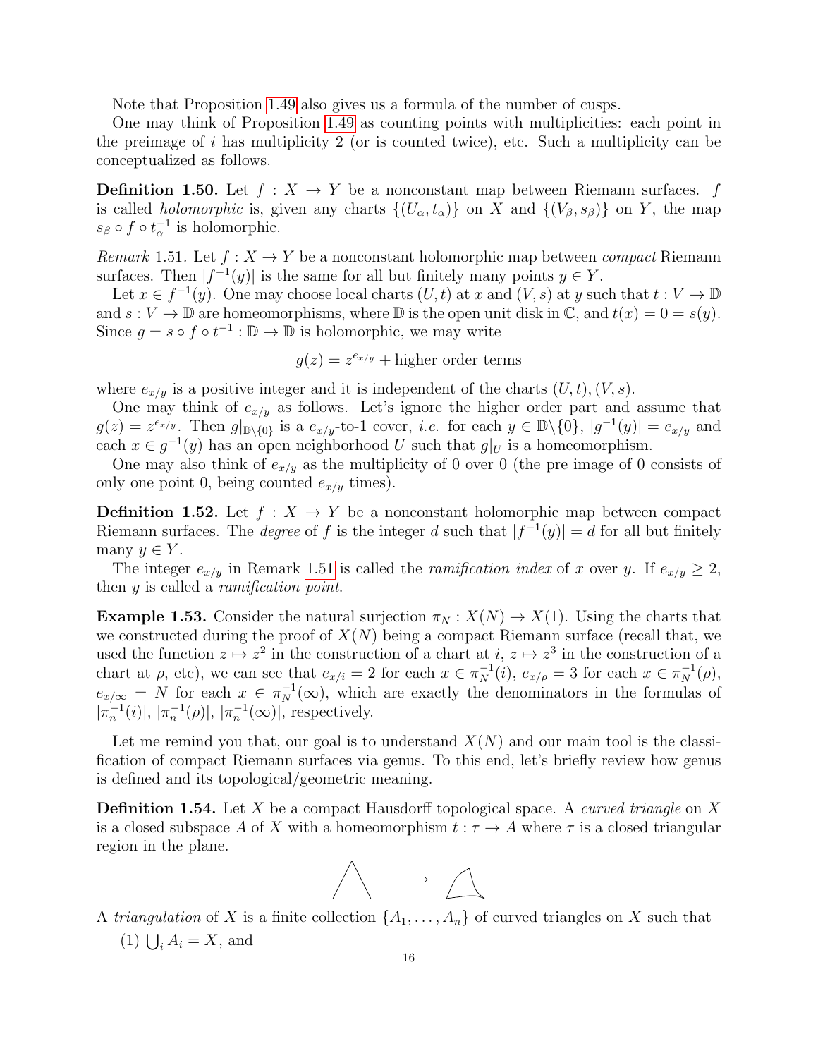Note that Proposition 1.49 also gives us a formula of the number of cusps.

One may think of Proposition 1.49 as counting points with multiplicities: each point in the preimage of $i$ has multiplicity 2 (or is counted twice), etc. Such a multiplicity can be conceptualized as follows.

**Definition 1.50.** Let $f : X \to Y$ be a nonconstant map between Riemann surfaces. $f$ is called *holomorphic* is, given any charts $\{(U_\alpha, t_\alpha)\}$ on $X$ and $\{(V_\beta, s_\beta)\}$ on $Y$, the map $s_\beta \circ f \circ t_\alpha^{-1}$ is holomorphic.

*Remark* 1.51. Let $f : X \to Y$ be a nonconstant holomorphic map between *compact* Riemann surfaces. Then $|f^{-1}(y)|$ is the same for all but finitely many points $y \in Y$.

Let $x \in f^{-1}(y)$. One may choose local charts $(U, t)$ at $x$ and $(V, s)$ at $y$ such that $t : V \to \mathbb{D}$ and $s : V \to \mathbb{D}$ are homeomorphisms, where $\mathbb{D}$ is the open unit disk in $\mathbb{C}$, and $t(x) = 0 = s(y)$. Since $g = s \circ f \circ t^{-1} : \mathbb{D} \to \mathbb{D}$ is holomorphic, we may write

$$g(z) = z^{e_{x/y}} + \text{higher order terms}$$

where $e_{x/y}$ is a positive integer and it is independent of the charts $(U, t), (V, s)$.

One may think of $e_{x/y}$ as follows. Let's ignore the higher order part and assume that $g(z) = z^{e_{x/y}}$. Then $g|_{\mathbb{D}\backslash\{0\}}$ is a $e_{x/y}$-to-1 cover, *i.e.* for each $y \in \mathbb{D}\backslash\{0\}$, $|g^{-1}(y)| = e_{x/y}$ and each $x \in g^{-1}(y)$ has an open neighborhood $U$ such that $g|_U$ is a homeomorphism.

One may also think of $e_{x/y}$ as the multiplicity of 0 over 0 (the pre image of 0 consists of only one point 0, being counted $e_{x/y}$ times).

**Definition 1.52.** Let $f : X \to Y$ be a nonconstant holomorphic map between compact Riemann surfaces. The *degree* of $f$ is the integer $d$ such that $|f^{-1}(y)| = d$ for all but finitely many $y \in Y$.

The integer $e_{x/y}$ in Remark 1.51 is called the *ramification index* of $x$ over $y$. If $e_{x/y} \geq 2$, then $y$ is called a *ramification point*.

**Example 1.53.** Consider the natural surjection $\pi_N : X(N) \to X(1)$. Using the charts that we constructed during the proof of $X(N)$ being a compact Riemann surface (recall that, we used the function $z \mapsto z^2$ in the construction of a chart at $i$, $z \mapsto z^3$ in the construction of a chart at $\rho$, etc), we can see that $e_{x/i} = 2$ for each $x \in \pi_N^{-1}(i)$, $e_{x/\rho} = 3$ for each $x \in \pi_N^{-1}(\rho)$, $e_{x/\infty} = N$ for each $x \in \pi_N^{-1}(\infty)$, which are exactly the denominators in the formulas of $|\pi_n^{-1}(i)|$, $|\pi_n^{-1}(\rho)|$, $|\pi_n^{-1}(\infty)|$, respectively.

Let me remind you that, our goal is to understand $X(N)$ and our main tool is the classification of compact Riemann surfaces via genus. To this end, let's briefly review how genus is defined and its topological/geometric meaning.

**Definition 1.54.** Let $X$ be a compact Hausdorff topological space. A *curved triangle* on $X$ is a closed subspace $A$ of $X$ with a homeomorphism $t : \tau \to A$ where $\tau$ is a closed triangular region in the plane.

A *triangulation* of $X$ is a finite collection $\{A_1, \ldots, A_n\}$ of curved triangles on $X$ such that

(1) $\bigcup_i A_i = X$, and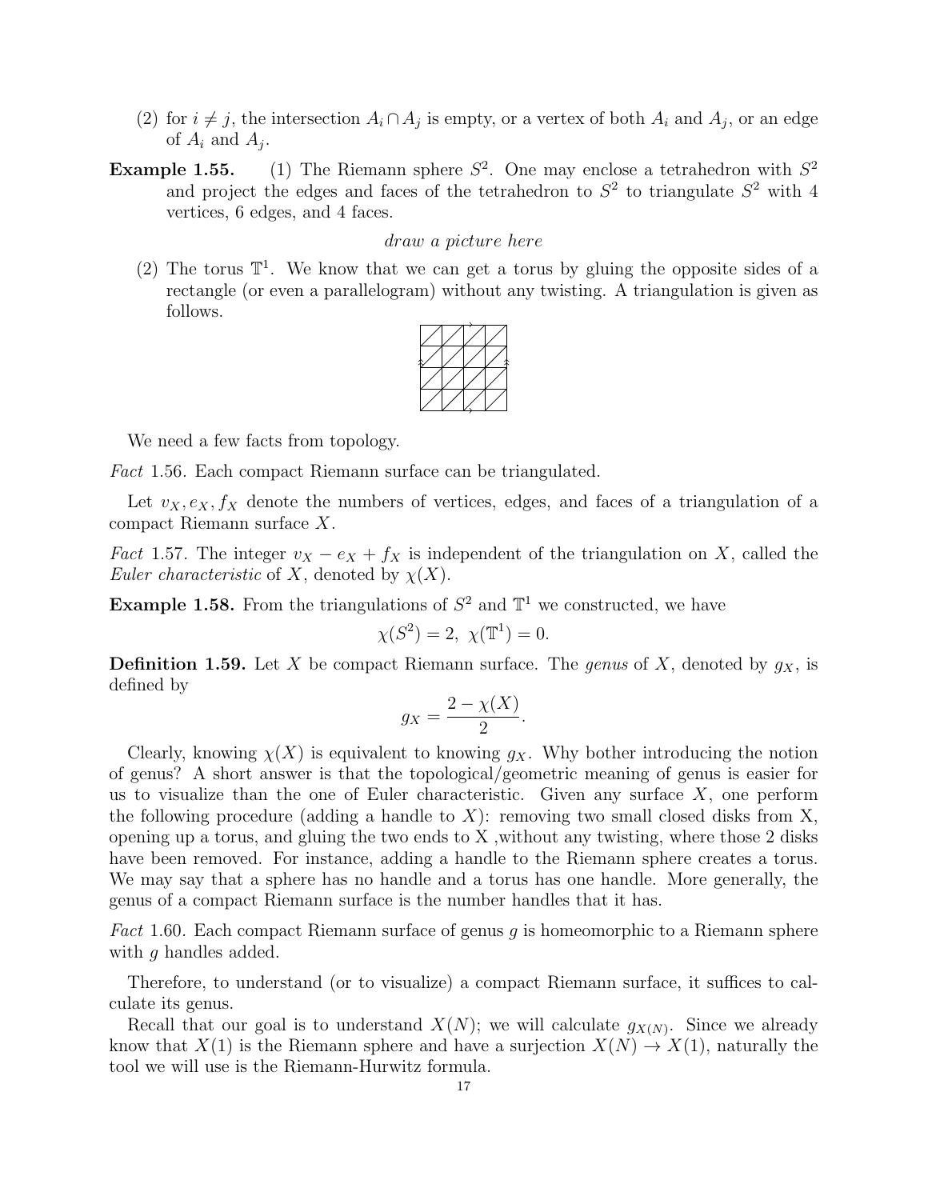(2) for $i \neq j$, the intersection $A_i \cap A_j$ is empty, or a vertex of both $A_i$ and $A_j$, or an edge of $A_i$ and $A_j$.

**Example 1.55.** (1) The Riemann sphere $S^2$. One may enclose a tetrahedron with $S^2$ and project the edges and faces of the tetrahedron to $S^2$ to triangulate $S^2$ with 4 vertices, 6 edges, and 4 faces.

*draw a picture here*

(2) The torus $\mathbb{T}^1$. We know that we can get a torus by gluing the opposite sides of a rectangle (or even a parallelogram) without any twisting. A triangulation is given as follows.

We need a few facts from topology.

*Fact* 1.56. Each compact Riemann surface can be triangulated.

Let $v_X, e_X, f_X$ denote the numbers of vertices, edges, and faces of a triangulation of a compact Riemann surface $X$.

*Fact* 1.57. The integer $v_X - e_X + f_X$ is independent of the triangulation on $X$, called the *Euler characteristic* of $X$, denoted by $\chi(X)$.

**Example 1.58.** From the triangulations of $S^2$ and $\mathbb{T}^1$ we constructed, we have

$$\chi(S^2) = 2,\ \chi(\mathbb{T}^1) = 0.$$

**Definition 1.59.** Let $X$ be compact Riemann surface. The *genus* of $X$, denoted by $g_X$, is defined by

$$g_X = \frac{2 - \chi(X)}{2}.$$

Clearly, knowing $\chi(X)$ is equivalent to knowing $g_X$. Why bother introducing the notion of genus? A short answer is that the topological/geometric meaning of genus is easier for us to visualize than the one of Euler characteristic. Given any surface $X$, one perform the following procedure (adding a handle to $X$): removing two small closed disks from X, opening up a torus, and gluing the two ends to X ,without any twisting, where those 2 disks have been removed. For instance, adding a handle to the Riemann sphere creates a torus. We may say that a sphere has no handle and a torus has one handle. More generally, the genus of a compact Riemann surface is the number handles that it has.

*Fact* 1.60. Each compact Riemann surface of genus $g$ is homeomorphic to a Riemann sphere with $g$ handles added.

Therefore, to understand (or to visualize) a compact Riemann surface, it suffices to calculate its genus.

Recall that our goal is to understand $X(N)$; we will calculate $g_{X(N)}$. Since we already know that $X(1)$ is the Riemann sphere and have a surjection $X(N) \to X(1)$, naturally the tool we will use is the Riemann-Hurwitz formula.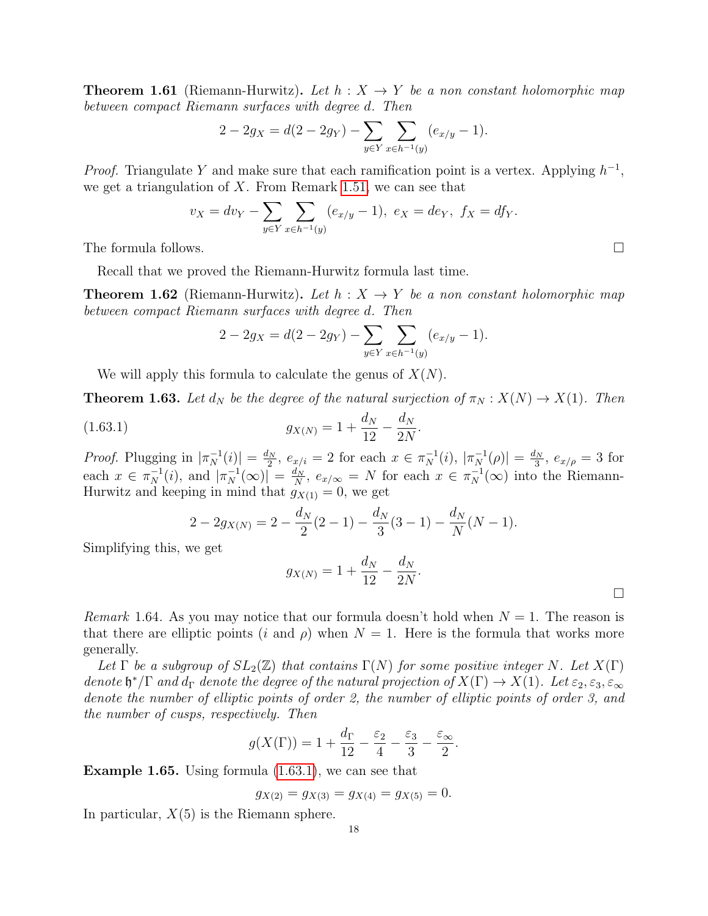**Theorem 1.61** (Riemann-Hurwitz)**.** *Let $h : X \to Y$ be a non constant holomorphic map between compact Riemann surfaces with degree $d$. Then*

$$2 - 2g_X = d(2 - 2g_Y) - \sum_{y \in Y} \sum_{x \in h^{-1}(y)} (e_{x/y} - 1).$$

*Proof.* Triangulate $Y$ and make sure that each ramification point is a vertex. Applying $h^{-1}$, we get a triangulation of $X$. From Remark 1.51, we can see that

$$v_X = dv_Y - \sum_{y \in Y} \sum_{x \in h^{-1}(y)} (e_{x/y} - 1),\ e_X = de_Y,\ f_X = df_Y.$$

The formula follows. □

Recall that we proved the Riemann-Hurwitz formula last time.

**Theorem 1.62** (Riemann-Hurwitz)**.** *Let $h : X \to Y$ be a non constant holomorphic map between compact Riemann surfaces with degree $d$. Then*

$$2 - 2g_X = d(2 - 2g_Y) - \sum_{y \in Y} \sum_{x \in h^{-1}(y)} (e_{x/y} - 1).$$

We will apply this formula to calculate the genus of $X(N)$.

**Theorem 1.63.** *Let $d_N$ be the degree of the natural surjection of $\pi_N : X(N) \to X(1)$. Then*

$$g_{X(N)} = 1 + \frac{d_N}{12} - \frac{d_N}{2N}. \tag{1.63.1}$$

*Proof.* Plugging in $|\pi_N^{-1}(i)| = \frac{d_N}{2}$, $e_{x/i} = 2$ for each $x \in \pi_N^{-1}(i)$, $|\pi_N^{-1}(\rho)| = \frac{d_N}{3}$, $e_{x/\rho} = 3$ for each $x \in \pi_N^{-1}(i)$, and $|\pi_N^{-1}(\infty)| = \frac{d_N}{N}$, $e_{x/\infty} = N$ for each $x \in \pi_N^{-1}(\infty)$ into the Riemann-Hurwitz and keeping in mind that $g_{X(1)} = 0$, we get

$$2 - 2g_{X(N)} = 2 - \frac{d_N}{2}(2-1) - \frac{d_N}{3}(3-1) - \frac{d_N}{N}(N-1).$$

Simplifying this, we get

$$g_{X(N)} = 1 + \frac{d_N}{12} - \frac{d_N}{2N}.$$

□

*Remark* 1.64. As you may notice that our formula doesn't hold when $N = 1$. The reason is that there are elliptic points ($i$ and $\rho$) when $N = 1$. Here is the formula that works more generally.

*Let $\Gamma$ be a subgroup of $SL_2(\mathbb{Z})$ that contains $\Gamma(N)$ for some positive integer $N$. Let $X(\Gamma)$ denote $\mathfrak{h}^*/\Gamma$ and $d_\Gamma$ denote the degree of the natural projection of $X(\Gamma) \to X(1)$. Let $\varepsilon_2, \varepsilon_3, \varepsilon_\infty$ denote the number of elliptic points of order 2, the number of elliptic points of order 3, and the number of cusps, respectively. Then*

$$g(X(\Gamma)) = 1 + \frac{d_\Gamma}{12} - \frac{\varepsilon_2}{4} - \frac{\varepsilon_3}{3} - \frac{\varepsilon_\infty}{2}.$$

**Example 1.65.** Using formula (1.63.1), we can see that

$$g_{X(2)} = g_{X(3)} = g_{X(4)} = g_{X(5)} = 0.$$

In particular, $X(5)$ is the Riemann sphere.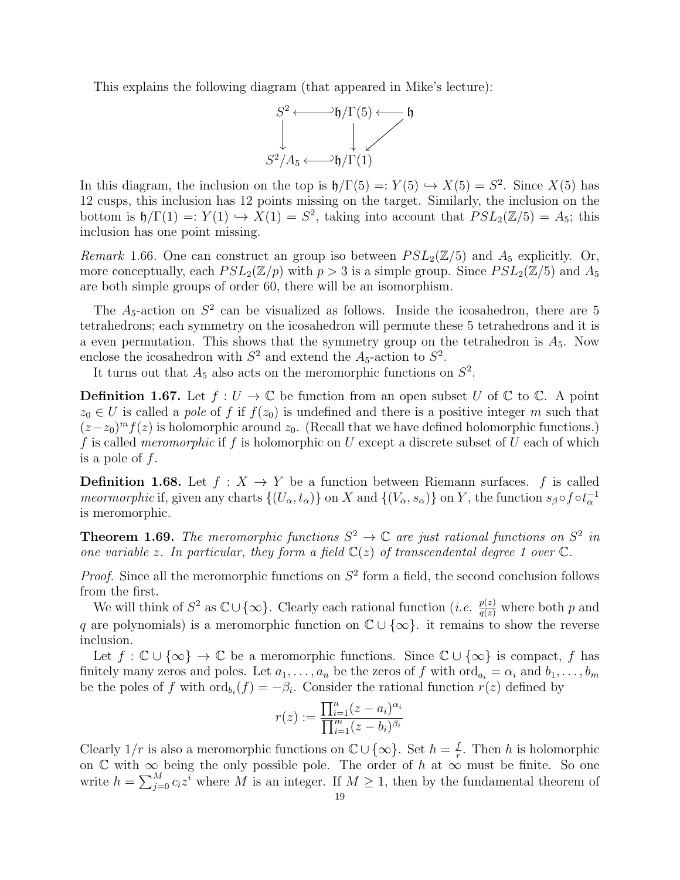This explains the following diagram (that appeared in Mike's lecture):

$$\begin{array}{ccccc} S^2 & \hookleftarrow & \mathfrak{h}/\Gamma(5) & \longleftarrow & \mathfrak{h} \\ \downarrow & & \downarrow & \swarrow & \\ S^2/A_5 & \hookleftarrow & \mathfrak{h}/\Gamma(1) & & \end{array}$$

In this diagram, the inclusion on the top is $\mathfrak{h}/\Gamma(5) =: Y(5) \hookrightarrow X(5) = S^2$. Since $X(5)$ has 12 cusps, this inclusion has 12 points missing on the target. Similarly, the inclusion on the bottom is $\mathfrak{h}/\Gamma(1) =: Y(1) \hookrightarrow X(1) = S^2$, taking into account that $PSL_2(\mathbb{Z}/5) = A_5$; this inclusion has one point missing.

*Remark* 1.66. One can construct an group iso between $PSL_2(\mathbb{Z}/5)$ and $A_5$ explicitly. Or, more conceptually, each $PSL_2(\mathbb{Z}/p)$ with $p > 3$ is a simple group. Since $PSL_2(\mathbb{Z}/5)$ and $A_5$ are both simple groups of order 60, there will be an isomorphism.

The $A_5$-action on $S^2$ can be visualized as follows. Inside the icosahedron, there are 5 tetrahedrons; each symmetry on the icosahedron will permute these 5 tetrahedrons and it is a even permutation. This shows that the symmetry group on the tetrahedron is $A_5$. Now enclose the icosahedron with $S^2$ and extend the $A_5$-action to $S^2$.

It turns out that $A_5$ also acts on the meromorphic functions on $S^2$.

**Definition 1.67.** Let $f : U \to \mathbb{C}$ be function from an open subset $U$ of $\mathbb{C}$ to $\mathbb{C}$. A point $z_0 \in U$ is called a *pole* of $f$ if $f(z_0)$ is undefined and there is a positive integer $m$ such that $(z-z_0)^m f(z)$ is holomorphic around $z_0$. (Recall that we have defined holomorphic functions.) $f$ is called *meromorphic* if $f$ is holomorphic on $U$ except a discrete subset of $U$ each of which is a pole of $f$.

**Definition 1.68.** Let $f : X \to Y$ be a function between Riemann surfaces. $f$ is called *meormorphic* if, given any charts $\{(U_\alpha, t_\alpha)\}$ on $X$ and $\{(V_\alpha, s_\alpha)\}$ on $Y$, the function $s_\beta \circ f \circ t_\alpha^{-1}$ is meromorphic.

**Theorem 1.69.** *The meromorphic functions $S^2 \to \mathbb{C}$ are just rational functions on $S^2$ in one variable $z$. In particular, they form a field $\mathbb{C}(z)$ of transcendental degree 1 over $\mathbb{C}$.*

*Proof.* Since all the meromorphic functions on $S^2$ form a field, the second conclusion follows from the first.

We will think of $S^2$ as $\mathbb{C} \cup \{\infty\}$. Clearly each rational function (*i.e.* $\frac{p(z)}{q(z)}$ where both $p$ and $q$ are polynomials) is a meromorphic function on $\mathbb{C} \cup \{\infty\}$. it remains to show the reverse inclusion.

Let $f : \mathbb{C} \cup \{\infty\} \to \mathbb{C}$ be a meromorphic functions. Since $\mathbb{C} \cup \{\infty\}$ is compact, $f$ has finitely many zeros and poles. Let $a_1, \ldots, a_n$ be the zeros of $f$ with $\text{ord}_{a_i} = \alpha_i$ and $b_1, \ldots, b_m$ be the poles of $f$ with $\text{ord}_{b_i}(f) = -\beta_i$. Consider the rational function $r(z)$ defined by

$$r(z) := \frac{\prod_{i=1}^{n}(z - a_i)^{\alpha_i}}{\prod_{i=1}^{m}(z - b_i)^{\beta_i}}$$

Clearly $1/r$ is also a meromorphic functions on $\mathbb{C} \cup \{\infty\}$. Set $h = \frac{f}{r}$. Then $h$ is holomorphic on $\mathbb{C}$ with $\infty$ being the only possible pole. The order of $h$ at $\infty$ must be finite. So one write $h = \sum_{j=0}^{M} c_i z^i$ where $M$ is an integer. If $M \geq 1$, then by the fundamental theorem of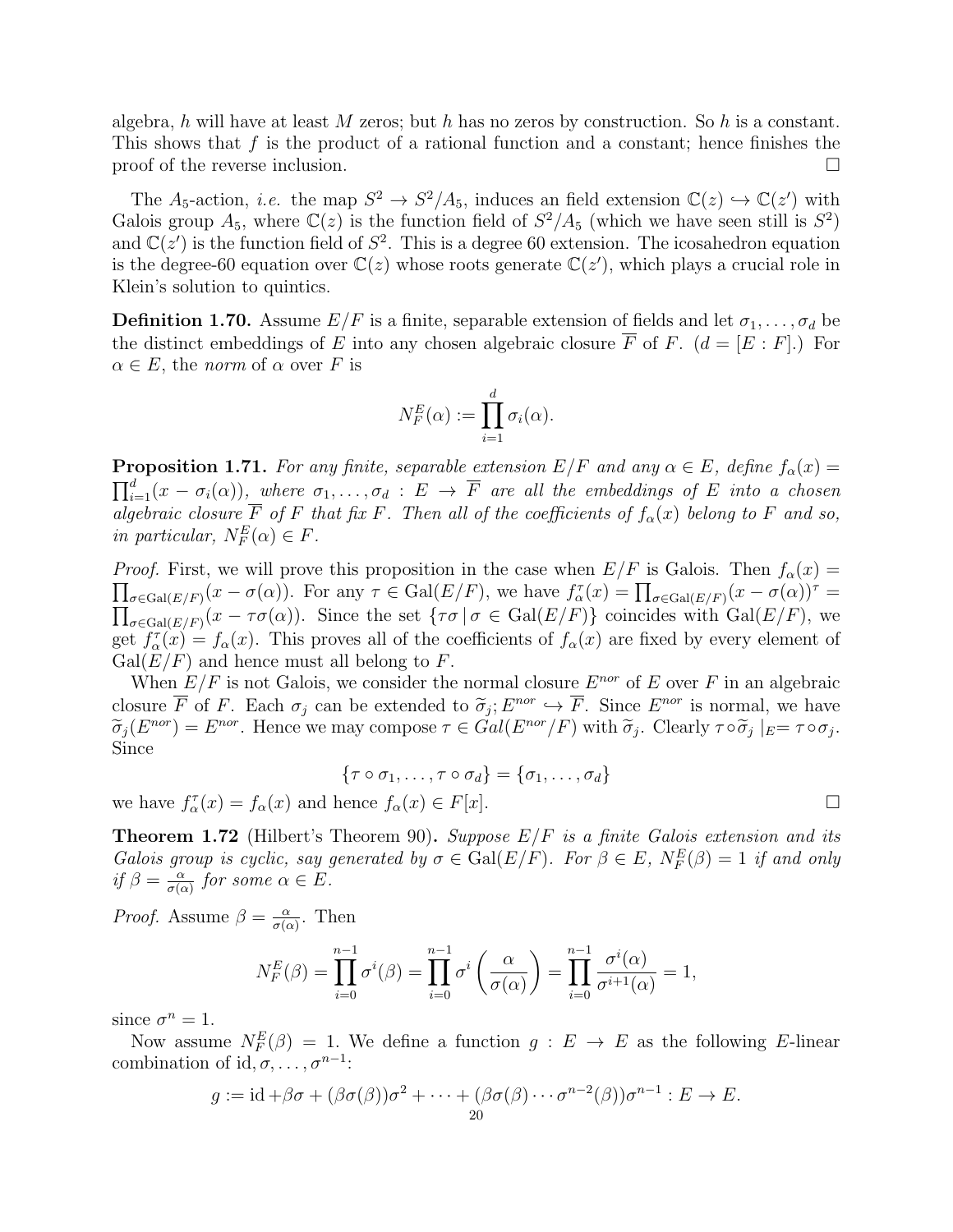algebra, $h$ will have at least $M$ zeros; but $h$ has no zeros by construction. So $h$ is a constant. This shows that $f$ is the product of a rational function and a constant; hence finishes the proof of the reverse inclusion. $\square$

The $A_5$-action, *i.e.* the map $S^2 \to S^2/A_5$, induces an field extension $\mathbb{C}(z) \hookrightarrow \mathbb{C}(z')$ with Galois group $A_5$, where $\mathbb{C}(z)$ is the function field of $S^2/A_5$ (which we have seen still is $S^2$) and $\mathbb{C}(z')$ is the function field of $S^2$. This is a degree 60 extension. The icosahedron equation is the degree-60 equation over $\mathbb{C}(z)$ whose roots generate $\mathbb{C}(z')$, which plays a crucial role in Klein's solution to quintics.

**Definition 1.70.** Assume $E/F$ is a finite, separable extension of fields and let $\sigma_1, \ldots, \sigma_d$ be the distinct embeddings of $E$ into any chosen algebraic closure $\overline{F}$ of $F$. ($d = [E : F]$.) For $\alpha \in E$, the *norm* of $\alpha$ over $F$ is

$$N_F^E(\alpha) := \prod_{i=1}^{d} \sigma_i(\alpha).$$

**Proposition 1.71.** *For any finite, separable extension $E/F$ and any $\alpha \in E$, define $f_\alpha(x) = \prod_{i=1}^{d}(x - \sigma_i(\alpha))$, where $\sigma_1, \ldots, \sigma_d : E \to \overline{F}$ are all the embeddings of $E$ into a chosen algebraic closure $\overline{F}$ of $F$ that fix $F$. Then all of the coefficients of $f_\alpha(x)$ belong to $F$ and so, in particular, $N_F^E(\alpha) \in F$.*

*Proof.* First, we will prove this proposition in the case when $E/F$ is Galois. Then $f_\alpha(x) = \prod_{\sigma \in \mathrm{Gal}(E/F)}(x - \sigma(\alpha))$. For any $\tau \in \mathrm{Gal}(E/F)$, we have $f_\alpha^\tau(x) = \prod_{\sigma \in \mathrm{Gal}(E/F)}(x - \sigma(\alpha))^\tau = \prod_{\sigma \in \mathrm{Gal}(E/F)}(x - \tau\sigma(\alpha))$. Since the set $\{\tau\sigma \mid \sigma \in \mathrm{Gal}(E/F)\}$ coincides with $\mathrm{Gal}(E/F)$, we get $f_\alpha^\tau(x) = f_\alpha(x)$. This proves all of the coefficients of $f_\alpha(x)$ are fixed by every element of $\mathrm{Gal}(E/F)$ and hence must all belong to $F$.

When $E/F$ is not Galois, we consider the normal closure $E^{nor}$ of $E$ over $F$ in an algebraic closure $\overline{F}$ of $F$. Each $\sigma_j$ can be extended to $\widetilde{\sigma}_j; E^{nor} \hookrightarrow \overline{F}$. Since $E^{nor}$ is normal, we have $\widetilde{\sigma}_j(E^{nor}) = E^{nor}$. Hence we may compose $\tau \in Gal(E^{nor}/F)$ with $\widetilde{\sigma}_j$. Clearly $\tau \circ \widetilde{\sigma}_j \mid_E = \tau \circ \sigma_j$. Since

$$\{\tau \circ \sigma_1, \ldots, \tau \circ \sigma_d\} = \{\sigma_1, \ldots, \sigma_d\}$$

we have $f_\alpha^\tau(x) = f_\alpha(x)$ and hence $f_\alpha(x) \in F[x]$. $\square$

**Theorem 1.72** (Hilbert's Theorem 90)**.** *Suppose $E/F$ is a finite Galois extension and its Galois group is cyclic, say generated by $\sigma \in \mathrm{Gal}(E/F)$. For $\beta \in E$, $N_F^E(\beta) = 1$ if and only if $\beta = \frac{\alpha}{\sigma(\alpha)}$ for some $\alpha \in E$.*

*Proof.* Assume $\beta = \frac{\alpha}{\sigma(\alpha)}$. Then

$$N_F^E(\beta) = \prod_{i=0}^{n-1} \sigma^i(\beta) = \prod_{i=0}^{n-1} \sigma^i\left(\frac{\alpha}{\sigma(\alpha)}\right) = \prod_{i=0}^{n-1} \frac{\sigma^i(\alpha)}{\sigma^{i+1}(\alpha)} = 1,$$

since $\sigma^n = 1$.

Now assume $N_F^E(\beta) = 1$. We define a function $g : E \to E$ as the following $E$-linear combination of $\mathrm{id}, \sigma, \ldots, \sigma^{n-1}$:

$$g := \mathrm{id} + \beta\sigma + (\beta\sigma(\beta))\sigma^2 + \cdots + (\beta\sigma(\beta)\cdots\sigma^{n-2}(\beta))\sigma^{n-1} : E \to E.$$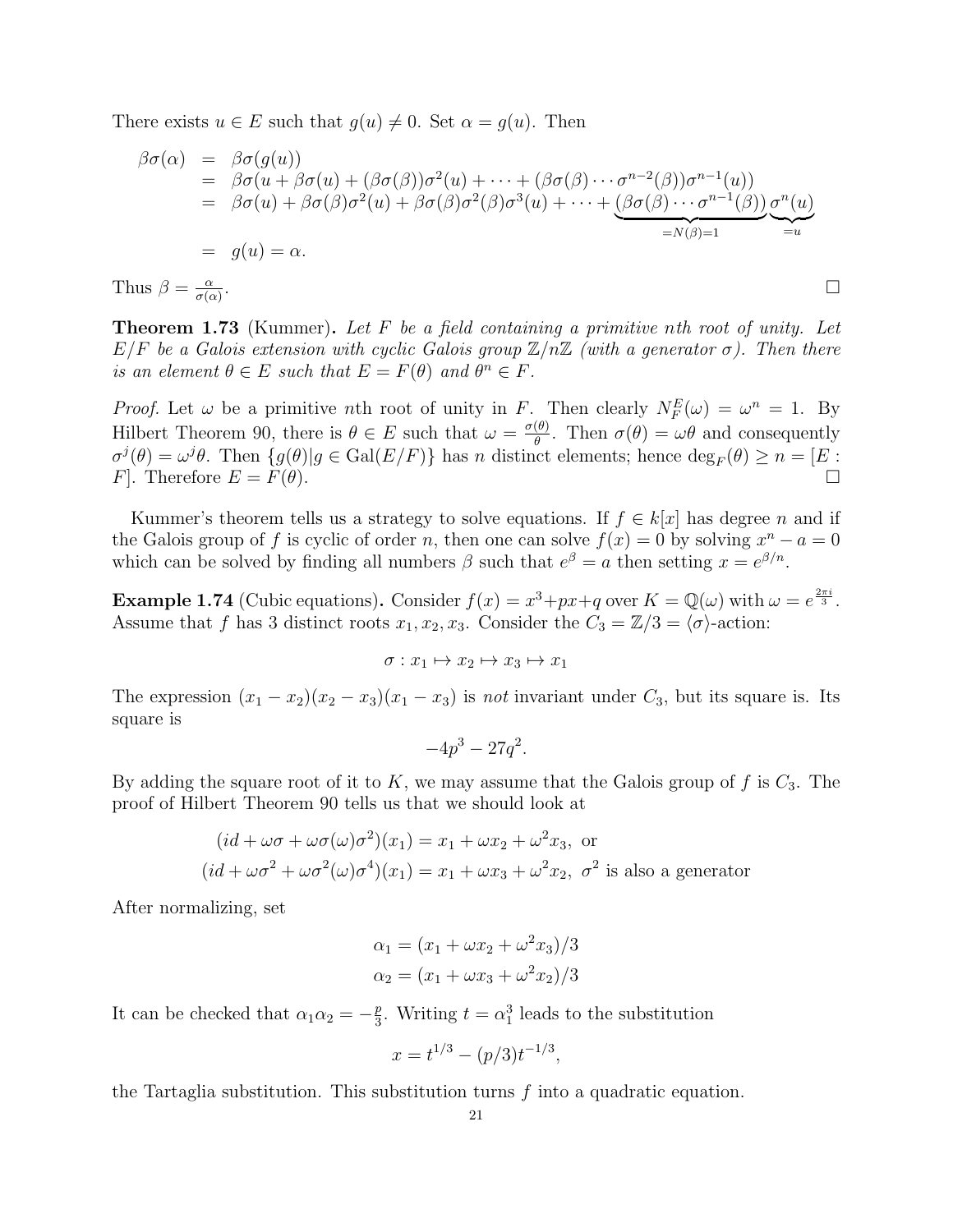There exists $u \in E$ such that $g(u) \neq 0$. Set $\alpha = g(u)$. Then

$$
\begin{aligned}
\beta\sigma(\alpha) &= \beta\sigma(g(u)) \\
&= \beta\sigma(u + \beta\sigma(u) + (\beta\sigma(\beta))\sigma^2(u) + \cdots + (\beta\sigma(\beta)\cdots\sigma^{n-2}(\beta))\sigma^{n-1}(u)) \\
&= \beta\sigma(u) + \beta\sigma(\beta)\sigma^2(u) + \beta\sigma(\beta)\sigma^2(\beta)\sigma^3(u) + \cdots + \underbrace{(\beta\sigma(\beta)\cdots\sigma^{n-1}(\beta))}_{=N(\beta)=1}\underbrace{\sigma^n(u)}_{=u} \\
&= g(u) = \alpha.
\end{aligned}
$$

Thus $\beta = \frac{\alpha}{\sigma(\alpha)}$. □

**Theorem 1.73** (Kummer)**.** *Let $F$ be a field containing a primitive $n$th root of unity. Let $E/F$ be a Galois extension with cyclic Galois group $\mathbb{Z}/n\mathbb{Z}$ (with a generator $\sigma$). Then there is an element $\theta \in E$ such that $E = F(\theta)$ and $\theta^n \in F$.*

*Proof.* Let $\omega$ be a primitive $n$th root of unity in $F$. Then clearly $N_F^E(\omega) = \omega^n = 1$. By Hilbert Theorem 90, there is $\theta \in E$ such that $\omega = \frac{\sigma(\theta)}{\theta}$. Then $\sigma(\theta) = \omega\theta$ and consequently $\sigma^j(\theta) = \omega^j\theta$. Then $\{g(\theta) | g \in \mathrm{Gal}(E/F)\}$ has $n$ distinct elements; hence $\deg_F(\theta) \geq n = [E : F]$. Therefore $E = F(\theta)$. □

Kummer's theorem tells us a strategy to solve equations. If $f \in k[x]$ has degree $n$ and if the Galois group of $f$ is cyclic of order $n$, then one can solve $f(x) = 0$ by solving $x^n - a = 0$ which can be solved by finding all numbers $\beta$ such that $e^\beta = a$ then setting $x = e^{\beta/n}$.

**Example 1.74** (Cubic equations)**.** Consider $f(x) = x^3 + px + q$ over $K = \mathbb{Q}(\omega)$ with $\omega = e^{\frac{2\pi i}{3}}$. Assume that $f$ has 3 distinct roots $x_1, x_2, x_3$. Consider the $C_3 = \mathbb{Z}/3 = \langle\sigma\rangle$-action:

$$\sigma : x_1 \mapsto x_2 \mapsto x_3 \mapsto x_1$$

The expression $(x_1 - x_2)(x_2 - x_3)(x_1 - x_3)$ is *not* invariant under $C_3$, but its square is. Its square is

$$-4p^3 - 27q^2.$$

By adding the square root of it to $K$, we may assume that the Galois group of $f$ is $C_3$. The proof of Hilbert Theorem 90 tells us that we should look at

$$
\begin{aligned}
(id + \omega\sigma + \omega\sigma(\omega)\sigma^2)(x_1) &= x_1 + \omega x_2 + \omega^2 x_3, \text{ or} \\
(id + \omega\sigma^2 + \omega\sigma^2(\omega)\sigma^4)(x_1) &= x_1 + \omega x_3 + \omega^2 x_2, \ \sigma^2 \text{ is also a generator}
\end{aligned}
$$

After normalizing, set

$$
\begin{aligned}
\alpha_1 &= (x_1 + \omega x_2 + \omega^2 x_3)/3 \\
\alpha_2 &= (x_1 + \omega x_3 + \omega^2 x_2)/3
\end{aligned}
$$

It can be checked that $\alpha_1\alpha_2 = -\frac{p}{3}$. Writing $t = \alpha_1^3$ leads to the substitution

$$x = t^{1/3} - (p/3)t^{-1/3},$$

the Tartaglia substitution. This substitution turns $f$ into a quadratic equation.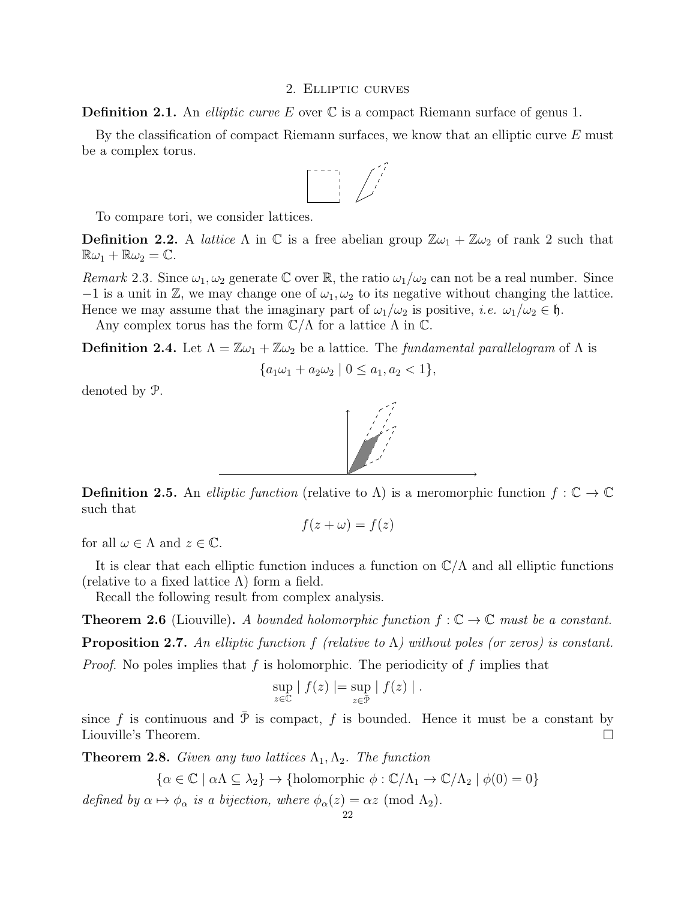## 2. Elliptic curves

**Definition 2.1.** An *elliptic curve* $E$ over $\mathbb{C}$ is a compact Riemann surface of genus 1.

By the classification of compact Riemann surfaces, we know that an elliptic curve $E$ must be a complex torus.

To compare tori, we consider lattices.

**Definition 2.2.** A *lattice* $\Lambda$ in $\mathbb{C}$ is a free abelian group $\mathbb{Z}\omega_1 + \mathbb{Z}\omega_2$ of rank 2 such that $\mathbb{R}\omega_1 + \mathbb{R}\omega_2 = \mathbb{C}$.

*Remark* 2.3. Since $\omega_1, \omega_2$ generate $\mathbb{C}$ over $\mathbb{R}$, the ratio $\omega_1/\omega_2$ can not be a real number. Since $-1$ is a unit in $\mathbb{Z}$, we may change one of $\omega_1, \omega_2$ to its negative without changing the lattice. Hence we may assume that the imaginary part of $\omega_1/\omega_2$ is positive, *i.e.* $\omega_1/\omega_2 \in \mathfrak{h}$.

Any complex torus has the form $\mathbb{C}/\Lambda$ for a lattice $\Lambda$ in $\mathbb{C}$.

**Definition 2.4.** Let $\Lambda = \mathbb{Z}\omega_1 + \mathbb{Z}\omega_2$ be a lattice. The *fundamental parallelogram* of $\Lambda$ is

$$\{a_1\omega_1 + a_2\omega_2 \mid 0 \le a_1, a_2 < 1\},$$

denoted by $\mathcal{P}$.

**Definition 2.5.** An *elliptic function* (relative to $\Lambda$) is a meromorphic function $f : \mathbb{C} \to \mathbb{C}$ such that

$$f(z + \omega) = f(z)$$

for all $\omega \in \Lambda$ and $z \in \mathbb{C}$.

It is clear that each elliptic function induces a function on $\mathbb{C}/\Lambda$ and all elliptic functions (relative to a fixed lattice $\Lambda$) form a field.

Recall the following result from complex analysis.

**Theorem 2.6** (Liouville)**.** *A bounded holomorphic function $f : \mathbb{C} \to \mathbb{C}$ must be a constant.*

**Proposition 2.7.** *An elliptic function $f$ (relative to $\Lambda$) without poles (or zeros) is constant.*

*Proof.* No poles implies that $f$ is holomorphic. The periodicity of $f$ implies that

$$\sup_{z \in \mathbb{C}} \mid f(z) \mid = \sup_{z \in \bar{\mathcal{P}}} \mid f(z) \mid .$$

since $f$ is continuous and $\bar{\mathcal{P}}$ is compact, $f$ is bounded. Hence it must be a constant by Liouville's Theorem. $\square$

**Theorem 2.8.** *Given any two lattices $\Lambda_1, \Lambda_2$. The function*

$$\{\alpha \in \mathbb{C} \mid \alpha\Lambda \subseteq \lambda_2\} \to \{\text{holomorphic } \phi : \mathbb{C}/\Lambda_1 \to \mathbb{C}/\Lambda_2 \mid \phi(0) = 0\}$$

*defined by $\alpha \mapsto \phi_\alpha$ is a bijection, where $\phi_\alpha(z) = \alpha z \pmod{\Lambda_2}$.*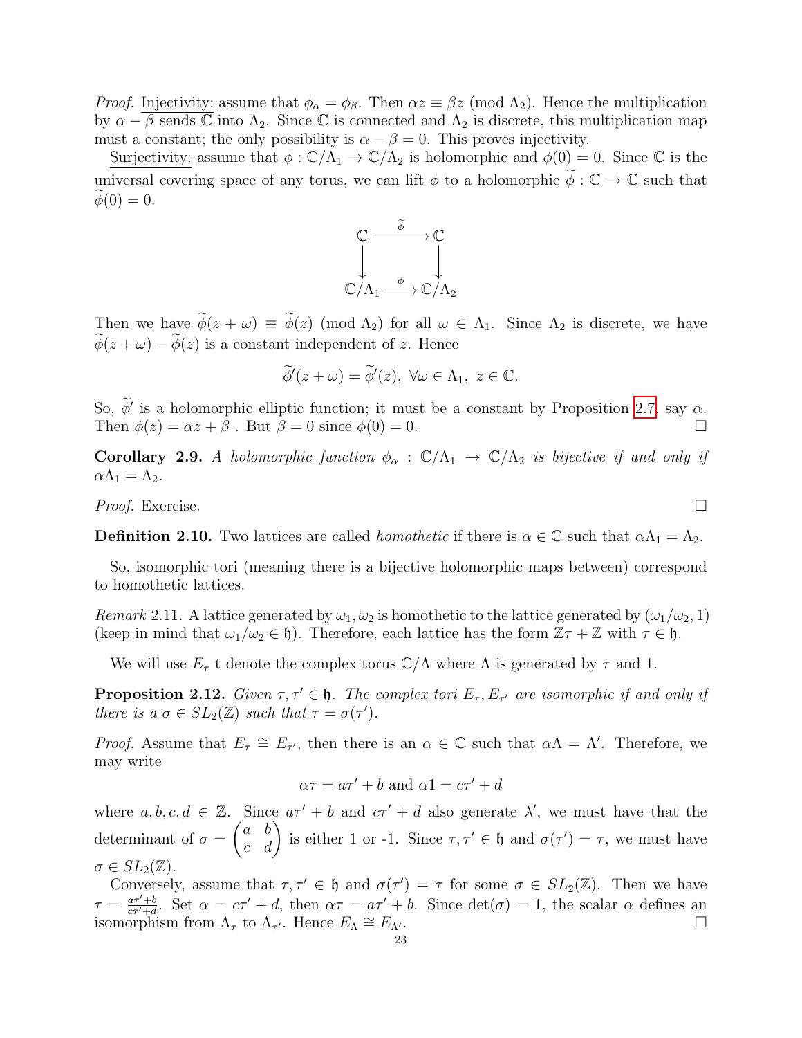*Proof.* Injectivity: assume that $\phi_\alpha = \phi_\beta$. Then $\alpha z \equiv \beta z \pmod{\Lambda_2}$. Hence the multiplication by $\alpha - \beta$ sends $\mathbb{C}$ into $\Lambda_2$. Since $\mathbb{C}$ is connected and $\Lambda_2$ is discrete, this multiplication map must a constant; the only possibility is $\alpha - \beta = 0$. This proves injectivity.

Surjectivity: assume that $\phi : \mathbb{C}/\Lambda_1 \to \mathbb{C}/\Lambda_2$ is holomorphic and $\phi(0) = 0$. Since $\mathbb{C}$ is the universal covering space of any torus, we can lift $\phi$ to a holomorphic $\widetilde{\phi} : \mathbb{C} \to \mathbb{C}$ such that $\widetilde{\phi}(0) = 0$.

$$\begin{array}{ccc} \mathbb{C} & \xrightarrow{\widetilde{\phi}} & \mathbb{C} \\ \downarrow & & \downarrow \\ \mathbb{C}/\Lambda_1 & \xrightarrow{\phi} & \mathbb{C}/\Lambda_2 \end{array}$$

Then we have $\widetilde{\phi}(z + \omega) \equiv \widetilde{\phi}(z) \pmod{\Lambda_2}$ for all $\omega \in \Lambda_1$. Since $\Lambda_2$ is discrete, we have $\widetilde{\phi}(z + \omega) - \widetilde{\phi}(z)$ is a constant independent of $z$. Hence

$$\widetilde{\phi}'(z + \omega) = \widetilde{\phi}'(z), \ \forall \omega \in \Lambda_1, \ z \in \mathbb{C}.$$

So, $\widetilde{\phi}'$ is a holomorphic elliptic function; it must be a constant by Proposition 2.7, say $\alpha$. Then $\phi(z) = \alpha z + \beta$ . But $\beta = 0$ since $\phi(0) = 0$. ☐

**Corollary 2.9.** *A holomorphic function $\phi_\alpha : \mathbb{C}/\Lambda_1 \to \mathbb{C}/\Lambda_2$ is bijective if and only if $\alpha\Lambda_1 = \Lambda_2$.*

*Proof.* Exercise. ☐

**Definition 2.10.** Two lattices are called *homothetic* if there is $\alpha \in \mathbb{C}$ such that $\alpha\Lambda_1 = \Lambda_2$.

So, isomorphic tori (meaning there is a bijective holomorphic maps between) correspond to homothetic lattices.

*Remark* 2.11. A lattice generated by $\omega_1, \omega_2$ is homothetic to the lattice generated by $(\omega_1/\omega_2, 1)$ (keep in mind that $\omega_1/\omega_2 \in \mathfrak{h}$). Therefore, each lattice has the form $\mathbb{Z}\tau + \mathbb{Z}$ with $\tau \in \mathfrak{h}$.

We will use $E_\tau$ t denote the complex torus $\mathbb{C}/\Lambda$ where $\Lambda$ is generated by $\tau$ and 1.

**Proposition 2.12.** *Given $\tau, \tau' \in \mathfrak{h}$. The complex tori $E_\tau, E_{\tau'}$ are isomorphic if and only if there is a $\sigma \in SL_2(\mathbb{Z})$ such that $\tau = \sigma(\tau')$.*

*Proof.* Assume that $E_\tau \cong E_{\tau'}$, then there is an $\alpha \in \mathbb{C}$ such that $\alpha\Lambda = \Lambda'$. Therefore, we may write

$$\alpha\tau = a\tau' + b \text{ and } \alpha 1 = c\tau' + d$$

where $a, b, c, d \in \mathbb{Z}$. Since $a\tau' + b$ and $c\tau' + d$ also generate $\lambda'$, we must have that the determinant of $\sigma = \begin{pmatrix} a & b \\ c & d \end{pmatrix}$ is either 1 or -1. Since $\tau, \tau' \in \mathfrak{h}$ and $\sigma(\tau') = \tau$, we must have $\sigma \in SL_2(\mathbb{Z})$.

Conversely, assume that $\tau, \tau' \in \mathfrak{h}$ and $\sigma(\tau') = \tau$ for some $\sigma \in SL_2(\mathbb{Z})$. Then we have $\tau = \frac{a\tau'+b}{c\tau'+d}$. Set $\alpha = c\tau' + d$, then $\alpha\tau = a\tau' + b$. Since $\det(\sigma) = 1$, the scalar $\alpha$ defines an isomorphism from $\Lambda_\tau$ to $\Lambda_{\tau'}$. Hence $E_\Lambda \cong E_{\Lambda'}$. ☐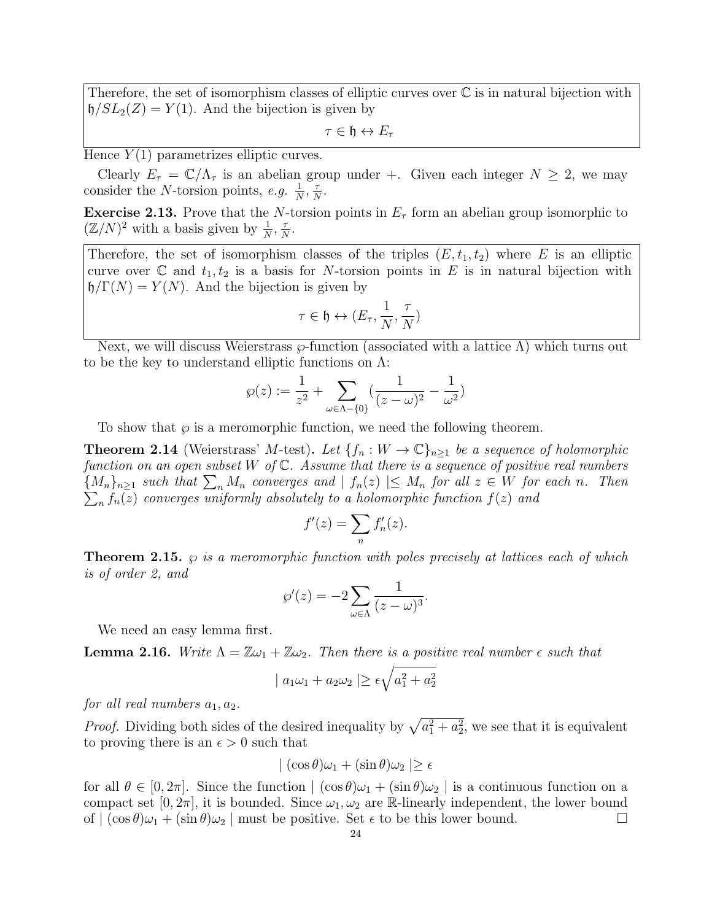Therefore, the set of isomorphism classes of elliptic curves over $\mathbb{C}$ is in natural bijection with $\mathfrak{h}/SL_2(Z) = Y(1)$. And the bijection is given by

$$\tau \in \mathfrak{h} \leftrightarrow E_\tau$$

Hence $Y(1)$ parametrizes elliptic curves.

Clearly $E_\tau = \mathbb{C}/\Lambda_\tau$ is an abelian group under $+$. Given each integer $N \geq 2$, we may consider the $N$-torsion points, *e.g.* $\frac{1}{N}, \frac{\tau}{N}$.

**Exercise 2.13.** Prove that the $N$-torsion points in $E_\tau$ form an abelian group isomorphic to $(\mathbb{Z}/N)^2$ with a basis given by $\frac{1}{N}, \frac{\tau}{N}$.

Therefore, the set of isomorphism classes of the triples $(E, t_1, t_2)$ where $E$ is an elliptic curve over $\mathbb{C}$ and $t_1, t_2$ is a basis for $N$-torsion points in $E$ is in natural bijection with $\mathfrak{h}/\Gamma(N) = Y(N)$. And the bijection is given by

$$\tau \in \mathfrak{h} \leftrightarrow (E_\tau, \frac{1}{N}, \frac{\tau}{N})$$

Next, we will discuss Weierstrass $\wp$-function (associated with a lattice $\Lambda$) which turns out to be the key to understand elliptic functions on $\Lambda$:

$$\wp(z) := \frac{1}{z^2} + \sum_{\omega \in \Lambda - \{0\}} (\frac{1}{(z-\omega)^2} - \frac{1}{\omega^2})$$

To show that $\wp$ is a meromorphic function, we need the following theorem.

**Theorem 2.14** (Weierstrass' $M$-test)**.** *Let $\{f_n : W \to \mathbb{C}\}_{n \geq 1}$ be a sequence of holomorphic function on an open subset $W$ of $\mathbb{C}$. Assume that there is a sequence of positive real numbers $\{M_n\}_{n\geq 1}$ such that $\sum_n M_n$ converges and $| f_n(z) | \leq M_n$ for all $z \in W$ for each $n$. Then $\sum_n f_n(z)$ converges uniformly absolutely to a holomorphic function $f(z)$ and*

$$f'(z) = \sum_n f_n'(z).$$

**Theorem 2.15.** *$\wp$ is a meromorphic function with poles precisely at lattices each of which is of order 2, and*

$$\wp'(z) = -2 \sum_{\omega \in \Lambda} \frac{1}{(z-\omega)^3}.$$

We need an easy lemma first.

**Lemma 2.16.** *Write $\Lambda = \mathbb{Z}\omega_1 + \mathbb{Z}\omega_2$. Then there is a positive real number $\epsilon$ such that*

$$| a_1\omega_1 + a_2\omega_2 | \geq \epsilon \sqrt{a_1^2 + a_2^2}$$

*for all real numbers $a_1, a_2$.*

*Proof.* Dividing both sides of the desired inequality by $\sqrt{a_1^2 + a_2^2}$, we see that it is equivalent to proving there is an $\epsilon > 0$ such that

$$| (\cos\theta)\omega_1 + (\sin\theta)\omega_2 | \geq \epsilon$$

for all $\theta \in [0, 2\pi]$. Since the function $| (\cos\theta)\omega_1 + (\sin\theta)\omega_2 |$ is a continuous function on a compact set $[0, 2\pi]$, it is bounded. Since $\omega_1, \omega_2$ are $\mathbb{R}$-linearly independent, the lower bound of $| (\cos\theta)\omega_1 + (\sin\theta)\omega_2 |$ must be positive. Set $\epsilon$ to be this lower bound. $\square$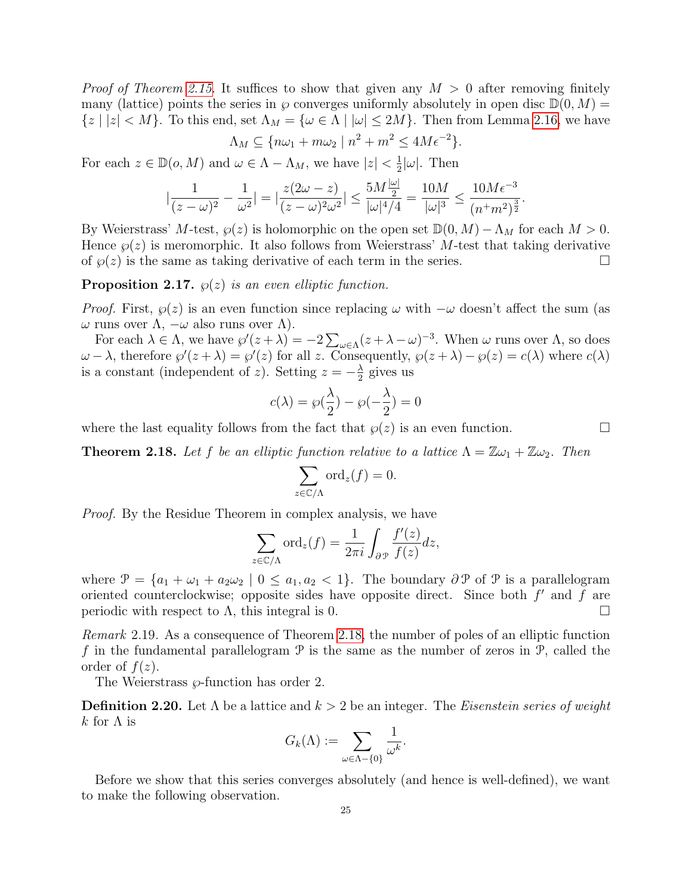*Proof of Theorem 2.15.* It suffices to show that given any $M > 0$ after removing finitely many (lattice) points the series in $\wp$ converges uniformly absolutely in open disc $\mathbb{D}(0, M) = \{z \mid |z| < M\}$. To this end, set $\Lambda_M = \{\omega \in \Lambda \mid |\omega| \leq 2M\}$. Then from Lemma 2.16, we have

$$\Lambda_M \subseteq \{n\omega_1 + m\omega_2 \mid n^2 + m^2 \leq 4M\epsilon^{-2}\}.$$

For each $z \in \mathbb{D}(o, M)$ and $\omega \in \Lambda - \Lambda_M$, we have $|z| < \frac{1}{2}|\omega|$. Then

$$|\frac{1}{(z-\omega)^2} - \frac{1}{\omega^2}| = |\frac{z(2\omega - z)}{(z-\omega)^2\omega^2}| \leq \frac{5M\frac{|\omega|}{2}}{|\omega|^4/4} = \frac{10M}{|\omega|^3} \leq \frac{10M\epsilon^{-3}}{(n^+m^2)^{\frac{3}{2}}}.$$

By Weierstrass' $M$-test, $\wp(z)$ is holomorphic on the open set $\mathbb{D}(0, M) - \Lambda_M$ for each $M > 0$. Hence $\wp(z)$ is meromorphic. It also follows from Weierstrass' $M$-test that taking derivative of $\wp(z)$ is the same as taking derivative of each term in the series. $\square$

**Proposition 2.17.** *$\wp(z)$ is an even elliptic function.*

*Proof.* First, $\wp(z)$ is an even function since replacing $\omega$ with $-\omega$ doesn't affect the sum (as $\omega$ runs over $\Lambda$, $-\omega$ also runs over $\Lambda$).

For each $\lambda \in \Lambda$, we have $\wp'(z + \lambda) = -2\sum_{\omega\in\Lambda}(z + \lambda - \omega)^{-3}$. When $\omega$ runs over $\Lambda$, so does $\omega - \lambda$, therefore $\wp'(z + \lambda) = \wp'(z)$ for all $z$. Consequently, $\wp(z + \lambda) - \wp(z) = c(\lambda)$ where $c(\lambda)$ is a constant (independent of $z$). Setting $z = -\frac{\lambda}{2}$ gives us

$$c(\lambda) = \wp(\frac{\lambda}{2}) - \wp(-\frac{\lambda}{2}) = 0$$

where the last equality follows from the fact that $\wp(z)$ is an even function. $\square$

**Theorem 2.18.** *Let $f$ be an elliptic function relative to a lattice $\Lambda = \mathbb{Z}\omega_1 + \mathbb{Z}\omega_2$. Then*

$$\sum_{z\in\mathbb{C}/\Lambda} \operatorname{ord}_z(f) = 0.$$

*Proof.* By the Residue Theorem in complex analysis, we have

$$\sum_{z\in\mathbb{C}/\Lambda} \operatorname{ord}_z(f) = \frac{1}{2\pi i}\int_{\partial\mathcal{P}} \frac{f'(z)}{f(z)}dz,$$

where $\mathcal{P} = \{a_1 + \omega_1 + a_2\omega_2 \mid 0 \leq a_1, a_2 < 1\}$. The boundary $\partial\mathcal{P}$ of $\mathcal{P}$ is a parallelogram oriented counterclockwise; opposite sides have opposite direct. Since both $f'$ and $f$ are periodic with respect to $\Lambda$, this integral is 0. $\square$

*Remark* 2.19. As a consequence of Theorem 2.18, the number of poles of an elliptic function $f$ in the fundamental parallelogram $\mathcal{P}$ is the same as the number of zeros in $\mathcal{P}$, called the order of $f(z)$.

The Weierstrass $\wp$-function has order 2.

**Definition 2.20.** Let $\Lambda$ be a lattice and $k > 2$ be an integer. The *Eisenstein series of weight $k$* for $\Lambda$ is

$$G_k(\Lambda) := \sum_{\omega\in\Lambda-\{0\}} \frac{1}{\omega^k}.$$

Before we show that this series converges absolutely (and hence is well-defined), we want to make the following observation.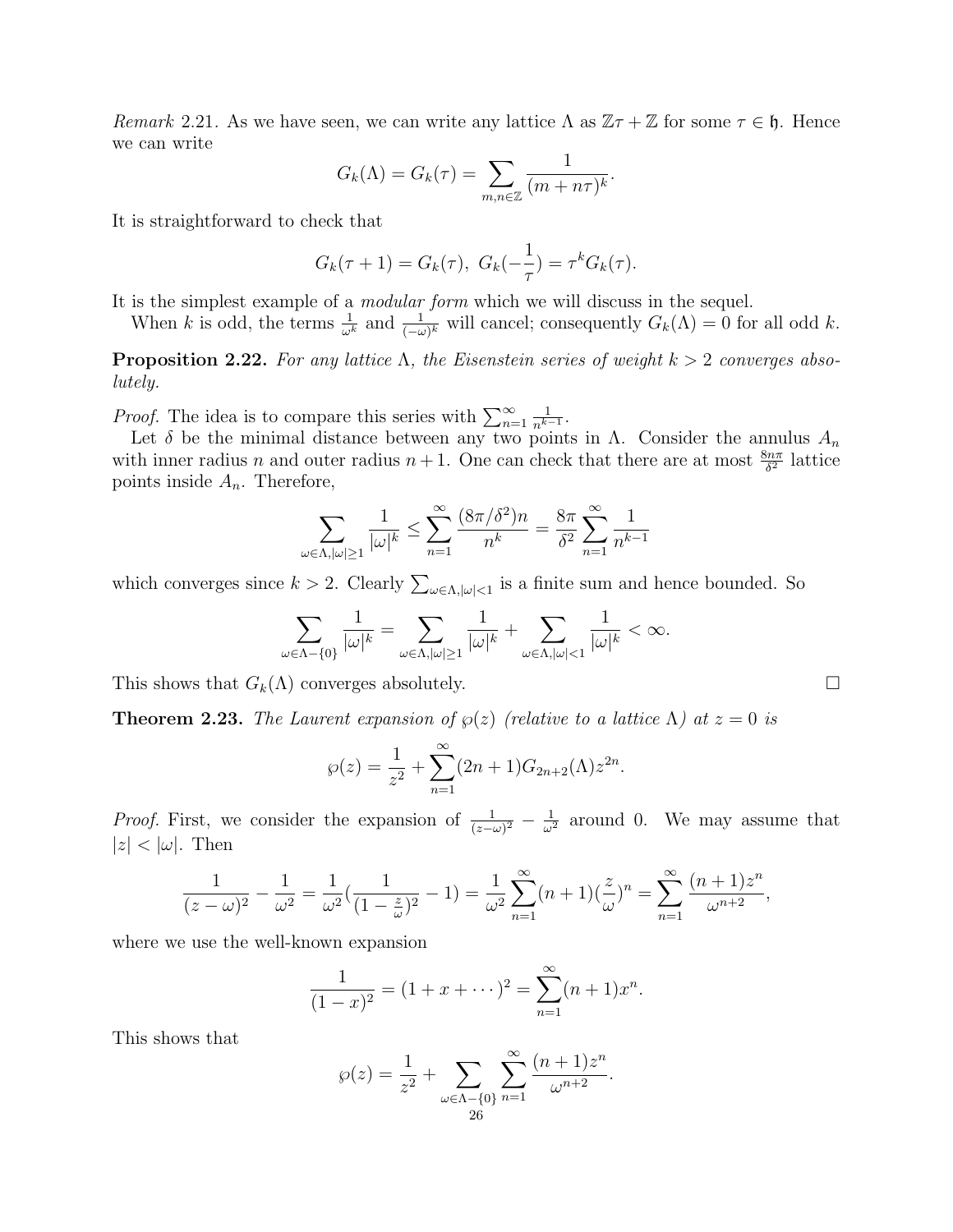*Remark* 2.21. As we have seen, we can write any lattice $\Lambda$ as $\mathbb{Z}\tau + \mathbb{Z}$ for some $\tau \in \mathfrak{h}$. Hence we can write

$$G_k(\Lambda) = G_k(\tau) = \sum_{m,n\in\mathbb{Z}} \frac{1}{(m+n\tau)^k}.$$

It is straightforward to check that

$$G_k(\tau+1) = G_k(\tau),\ G_k(-\frac{1}{\tau}) = \tau^k G_k(\tau).$$

It is the simplest example of a *modular form* which we will discuss in the sequel.

When $k$ is odd, the terms $\frac{1}{\omega^k}$ and $\frac{1}{(-\omega)^k}$ will cancel; consequently $G_k(\Lambda) = 0$ for all odd $k$.

**Proposition 2.22.** *For any lattice $\Lambda$, the Eisenstein series of weight $k > 2$ converges absolutely.*

*Proof.* The idea is to compare this series with $\sum_{n=1}^{\infty} \frac{1}{n^{k-1}}$.

Let $\delta$ be the minimal distance between any two points in $\Lambda$. Consider the annulus $A_n$ with inner radius $n$ and outer radius $n+1$. One can check that there are at most $\frac{8n\pi}{\delta^2}$ lattice points inside $A_n$. Therefore,

$$\sum_{\omega\in\Lambda,|\omega|\geq 1} \frac{1}{|\omega|^k} \leq \sum_{n=1}^{\infty} \frac{(8\pi/\delta^2)n}{n^k} = \frac{8\pi}{\delta^2}\sum_{n=1}^{\infty}\frac{1}{n^{k-1}}$$

which converges since $k > 2$. Clearly $\sum_{\omega\in\Lambda,|\omega|<1}$ is a finite sum and hence bounded. So

$$\sum_{\omega\in\Lambda-\{0\}} \frac{1}{|\omega|^k} = \sum_{\omega\in\Lambda,|\omega|\geq 1} \frac{1}{|\omega|^k} + \sum_{\omega\in\Lambda,|\omega|<1} \frac{1}{|\omega|^k} < \infty.$$

This shows that $G_k(\Lambda)$ converges absolutely. $\square$

**Theorem 2.23.** *The Laurent expansion of $\wp(z)$ (relative to a lattice $\Lambda$) at $z = 0$ is*

$$\wp(z) = \frac{1}{z^2} + \sum_{n=1}^{\infty}(2n+1)G_{2n+2}(\Lambda)z^{2n}.$$

*Proof.* First, we consider the expansion of $\frac{1}{(z-\omega)^2} - \frac{1}{\omega^2}$ around 0. We may assume that $|z| < |\omega|$. Then

$$\frac{1}{(z-\omega)^2} - \frac{1}{\omega^2} = \frac{1}{\omega^2}(\frac{1}{(1-\frac{z}{\omega})^2} - 1) = \frac{1}{\omega^2}\sum_{n=1}^{\infty}(n+1)(\frac{z}{\omega})^n = \sum_{n=1}^{\infty}\frac{(n+1)z^n}{\omega^{n+2}},$$

where we use the well-known expansion

$$\frac{1}{(1-x)^2} = (1+x+\cdots)^2 = \sum_{n=1}^{\infty}(n+1)x^n.$$

This shows that

$$\wp(z) = \frac{1}{z^2} + \sum_{\omega\in\Lambda-\{0\}}\sum_{n=1}^{\infty}\frac{(n+1)z^n}{\omega^{n+2}}.$$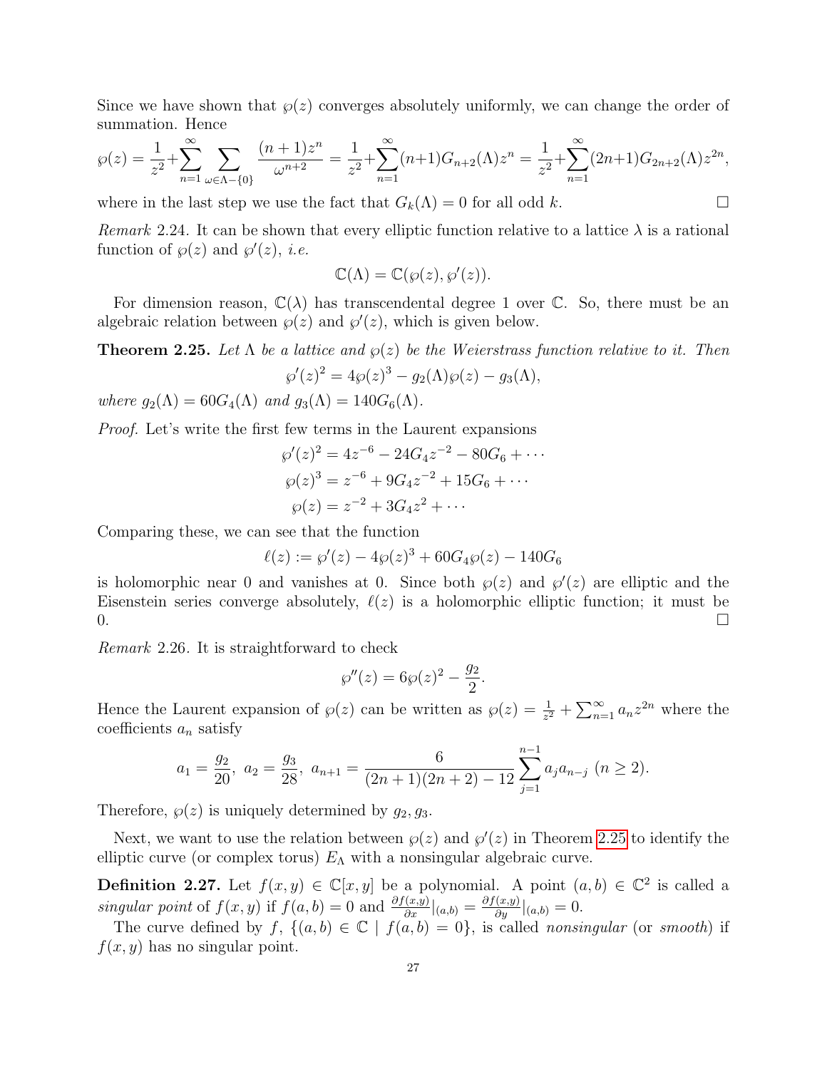Since we have shown that $\wp(z)$ converges absolutely uniformly, we can change the order of summation. Hence

$$\wp(z) = \frac{1}{z^2} + \sum_{n=1}^{\infty} \sum_{\omega \in \Lambda - \{0\}} \frac{(n+1)z^n}{\omega^{n+2}} = \frac{1}{z^2} + \sum_{n=1}^{\infty} (n+1) G_{n+2}(\Lambda) z^n = \frac{1}{z^2} + \sum_{n=1}^{\infty} (2n+1) G_{2n+2}(\Lambda) z^{2n},$$

where in the last step we use the fact that $G_k(\Lambda) = 0$ for all odd $k$. □

*Remark* 2.24. It can be shown that every elliptic function relative to a lattice $\lambda$ is a rational function of $\wp(z)$ and $\wp'(z)$, *i.e.*

$$\mathbb{C}(\Lambda) = \mathbb{C}(\wp(z), \wp'(z)).$$

For dimension reason, $\mathbb{C}(\lambda)$ has transcendental degree 1 over $\mathbb{C}$. So, there must be an algebraic relation between $\wp(z)$ and $\wp'(z)$, which is given below.

**Theorem 2.25.** *Let $\Lambda$ be a lattice and $\wp(z)$ be the Weierstrass function relative to it. Then*

$$\wp'(z)^2 = 4\wp(z)^3 - g_2(\Lambda)\wp(z) - g_3(\Lambda),$$

*where $g_2(\Lambda) = 60G_4(\Lambda)$ and $g_3(\Lambda) = 140G_6(\Lambda)$.*

*Proof.* Let's write the first few terms in the Laurent expansions

$$\wp'(z)^2 = 4z^{-6} - 24G_4 z^{-2} - 80G_6 + \cdots$$

$$\wp(z)^3 = z^{-6} + 9G_4 z^{-2} + 15G_6 + \cdots$$

$$\wp(z) = z^{-2} + 3G_4 z^2 + \cdots$$

Comparing these, we can see that the function

$$\ell(z) := \wp'(z) - 4\wp(z)^3 + 60G_4\wp(z) - 140G_6$$

is holomorphic near 0 and vanishes at 0. Since both $\wp(z)$ and $\wp'(z)$ are elliptic and the Eisenstein series converge absolutely, $\ell(z)$ is a holomorphic elliptic function; it must be 0. □

*Remark* 2.26. It is straightforward to check

$$\wp''(z) = 6\wp(z)^2 - \frac{g_2}{2}.$$

Hence the Laurent expansion of $\wp(z)$ can be written as $\wp(z) = \frac{1}{z^2} + \sum_{n=1}^{\infty} a_n z^{2n}$ where the coefficients $a_n$ satisfy

$$a_1 = \frac{g_2}{20},\ a_2 = \frac{g_3}{28},\ a_{n+1} = \frac{6}{(2n+1)(2n+2) - 12} \sum_{j=1}^{n-1} a_j a_{n-j}\ (n \geq 2).$$

Therefore, $\wp(z)$ is uniquely determined by $g_2, g_3$.

Next, we want to use the relation between $\wp(z)$ and $\wp'(z)$ in Theorem 2.25 to identify the elliptic curve (or complex torus) $E_\Lambda$ with a nonsingular algebraic curve.

**Definition 2.27.** Let $f(x, y) \in \mathbb{C}[x, y]$ be a polynomial. A point $(a, b) \in \mathbb{C}^2$ is called a *singular point* of $f(x, y)$ if $f(a, b) = 0$ and $\frac{\partial f(x,y)}{\partial x}|_{(a,b)} = \frac{\partial f(x,y)}{\partial y}|_{(a,b)} = 0$.

The curve defined by $f$, $\{(a, b) \in \mathbb{C} \mid f(a, b) = 0\}$, is called *nonsingular* (or *smooth*) if $f(x, y)$ has no singular point.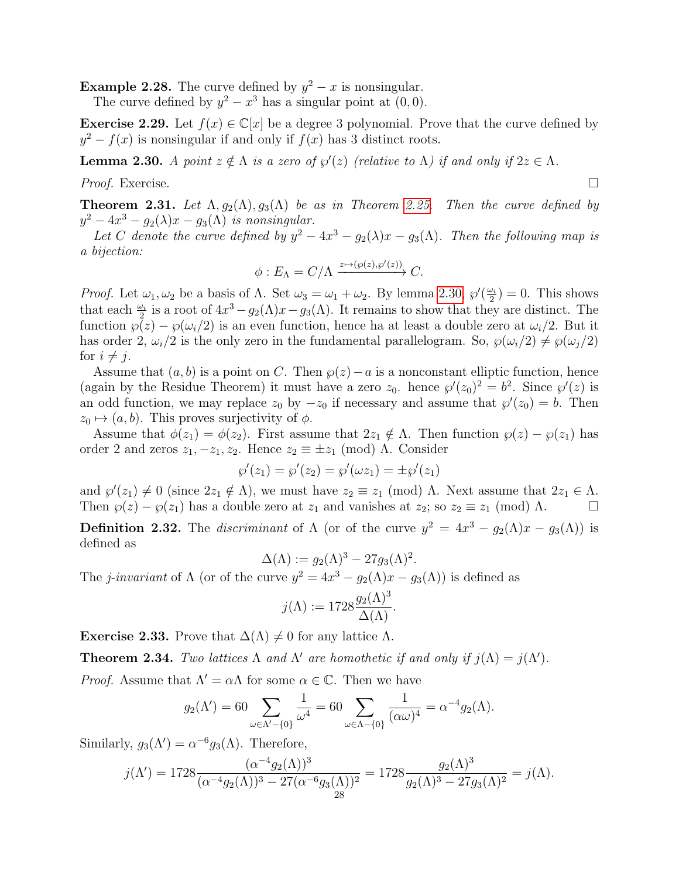**Example 2.28.** The curve defined by $y^2 - x$ is nonsingular.

The curve defined by $y^2 - x^3$ has a singular point at $(0, 0)$.

**Exercise 2.29.** Let $f(x) \in \mathbb{C}[x]$ be a degree 3 polynomial. Prove that the curve defined by $y^2 - f(x)$ is nonsingular if and only if $f(x)$ has 3 distinct roots.

**Lemma 2.30.** *A point $z \notin \Lambda$ is a zero of $\wp'(z)$ (relative to $\Lambda$) if and only if $2z \in \Lambda$.*

*Proof.* Exercise. $\square$

**Theorem 2.31.** *Let $\Lambda, g_2(\Lambda), g_3(\Lambda)$ be as in Theorem 2.25. Then the curve defined by $y^2 - 4x^3 - g_2(\lambda)x - g_3(\Lambda)$ is nonsingular.*

*Let $C$ denote the curve defined by $y^2 - 4x^3 - g_2(\lambda)x - g_3(\Lambda)$. Then the following map is a bijection:*

$$\phi : E_\Lambda = C/\Lambda \xrightarrow{z \mapsto (\wp(z), \wp'(z))} C.$$

*Proof.* Let $\omega_1, \omega_2$ be a basis of $\Lambda$. Set $\omega_3 = \omega_1 + \omega_2$. By lemma 2.30, $\wp'(\frac{\omega_i}{2}) = 0$. This shows that each $\frac{\omega_i}{2}$ is a root of $4x^3 - g_2(\Lambda)x - g_3(\Lambda)$. It remains to show that they are distinct. The function $\wp(z) - \wp(\omega_i/2)$ is an even function, hence ha at least a double zero at $\omega_i/2$. But it has order 2, $\omega_i/2$ is the only zero in the fundamental parallelogram. So, $\wp(\omega_i/2) \neq \wp(\omega_j/2)$ for $i \neq j$.

Assume that $(a, b)$ is a point on $C$. Then $\wp(z) - a$ is a nonconstant elliptic function, hence (again by the Residue Theorem) it must have a zero $z_0$. hence $\wp'(z_0)^2 = b^2$. Since $\wp'(z)$ is an odd function, we may replace $z_0$ by $-z_0$ if necessary and assume that $\wp'(z_0) = b$. Then $z_0 \mapsto (a, b)$. This proves surjectivity of $\phi$.

Assume that $\phi(z_1) = \phi(z_2)$. First assume that $2z_1 \notin \Lambda$. Then function $\wp(z) - \wp(z_1)$ has order 2 and zeros $z_1, -z_1, z_2$. Hence $z_2 \equiv \pm z_1 \pmod{\Lambda}$. Consider

$$\wp'(z_1) = \wp'(z_2) = \wp'(\omega z_1) = \pm \wp'(z_1)$$

and $\wp'(z_1) \neq 0$ (since $2z_1 \notin \Lambda$), we must have $z_2 \equiv z_1 \pmod{\Lambda}$. Next assume that $2z_1 \in \Lambda$. Then $\wp(z) - \wp(z_1)$ has a double zero at $z_1$ and vanishes at $z_2$; so $z_2 \equiv z_1 \pmod{\Lambda}$. $\square$

**Definition 2.32.** The *discriminant* of $\Lambda$ (or of the curve $y^2 = 4x^3 - g_2(\Lambda)x - g_3(\Lambda)$) is defined as

$$\Delta(\Lambda) := g_2(\Lambda)^3 - 27 g_3(\Lambda)^2.$$

The *j-invariant* of $\Lambda$ (or of the curve $y^2 = 4x^3 - g_2(\Lambda)x - g_3(\Lambda)$) is defined as

$$j(\Lambda) := 1728 \frac{g_2(\Lambda)^3}{\Delta(\Lambda)}.$$

**Exercise 2.33.** Prove that $\Delta(\Lambda) \neq 0$ for any lattice $\Lambda$.

**Theorem 2.34.** *Two lattices $\Lambda$ and $\Lambda'$ are homothetic if and only if $j(\Lambda) = j(\Lambda')$.*

*Proof.* Assume that $\Lambda' = \alpha\Lambda$ for some $\alpha \in \mathbb{C}$. Then we have

$$g_2(\Lambda') = 60 \sum_{\omega \in \Lambda' - \{0\}} \frac{1}{\omega^4} = 60 \sum_{\omega \in \Lambda - \{0\}} \frac{1}{(\alpha\omega)^4} = \alpha^{-4} g_2(\Lambda).$$

Similarly, $g_3(\Lambda') = \alpha^{-6} g_3(\Lambda)$. Therefore,

$$j(\Lambda') = 1728 \frac{(\alpha^{-4} g_2(\Lambda))^3}{(\alpha^{-4} g_2(\Lambda))^3 - 27(\alpha^{-6} g_3(\Lambda))^2} = 1728 \frac{g_2(\Lambda)^3}{g_2(\Lambda)^3 - 27 g_3(\Lambda)^2} = j(\Lambda).$$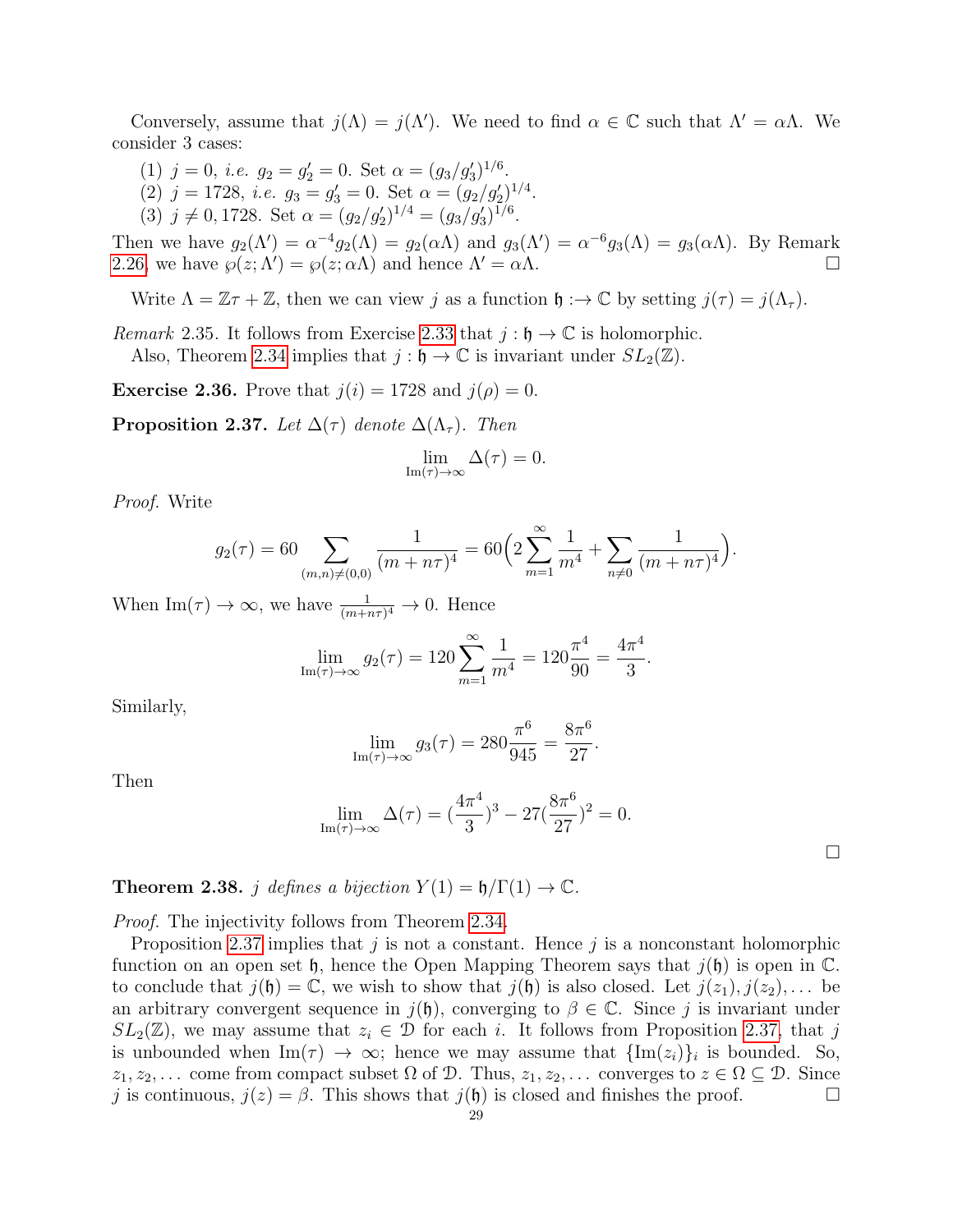Conversely, assume that $j(\Lambda) = j(\Lambda')$. We need to find $\alpha \in \mathbb{C}$ such that $\Lambda' = \alpha\Lambda$. We consider 3 cases:

(1) $j = 0$, *i.e.* $g_2 = g_2' = 0$. Set $\alpha = (g_3/g_3')^{1/6}$.
(2) $j = 1728$, *i.e.* $g_3 = g_3' = 0$. Set $\alpha = (g_2/g_2')^{1/4}$.
(3) $j \neq 0, 1728$. Set $\alpha = (g_2/g_2')^{1/4} = (g_3/g_3')^{1/6}$.

Then we have $g_2(\Lambda') = \alpha^{-4} g_2(\Lambda) = g_2(\alpha\Lambda)$ and $g_3(\Lambda') = \alpha^{-6} g_3(\Lambda) = g_3(\alpha\Lambda)$. By Remark 2.26, we have $\wp(z;\Lambda') = \wp(z;\alpha\Lambda)$ and hence $\Lambda' = \alpha\Lambda$. □

Write $\Lambda = \mathbb{Z}\tau + \mathbb{Z}$, then we can view $j$ as a function $\mathfrak{h} :\to \mathbb{C}$ by setting $j(\tau) = j(\Lambda_\tau)$.

*Remark* 2.35. It follows from Exercise 2.33 that $j : \mathfrak{h} \to \mathbb{C}$ is holomorphic.
Also, Theorem 2.34 implies that $j : \mathfrak{h} \to \mathbb{C}$ is invariant under $SL_2(\mathbb{Z})$.

**Exercise 2.36.** Prove that $j(i) = 1728$ and $j(\rho) = 0$.

**Proposition 2.37.** *Let $\Delta(\tau)$ denote $\Delta(\Lambda_\tau)$. Then*

$$\lim_{\mathrm{Im}(\tau)\to\infty} \Delta(\tau) = 0.$$

*Proof.* Write

$$g_2(\tau) = 60 \sum_{(m,n)\neq(0,0)} \frac{1}{(m+n\tau)^4} = 60\Big(2\sum_{m=1}^{\infty}\frac{1}{m^4} + \sum_{n\neq 0}\frac{1}{(m+n\tau)^4}\Big).$$

When $\mathrm{Im}(\tau) \to \infty$, we have $\frac{1}{(m+n\tau)^4} \to 0$. Hence

$$\lim_{\mathrm{Im}(\tau)\to\infty} g_2(\tau) = 120\sum_{m=1}^{\infty}\frac{1}{m^4} = 120\frac{\pi^4}{90} = \frac{4\pi^4}{3}.$$

Similarly,

$$\lim_{\mathrm{Im}(\tau)\to\infty} g_3(\tau) = 280\frac{\pi^6}{945} = \frac{8\pi^6}{27}.$$

Then

$$\lim_{\mathrm{Im}(\tau)\to\infty} \Delta(\tau) = (\frac{4\pi^4}{3})^3 - 27(\frac{8\pi^6}{27})^2 = 0.$$

□

**Theorem 2.38.** *$j$ defines a bijection $Y(1) = \mathfrak{h}/\Gamma(1) \to \mathbb{C}$.*

*Proof.* The injectivity follows from Theorem 2.34.

Proposition 2.37 implies that $j$ is not a constant. Hence $j$ is a nonconstant holomorphic function on an open set $\mathfrak{h}$, hence the Open Mapping Theorem says that $j(\mathfrak{h})$ is open in $\mathbb{C}$. to conclude that $j(\mathfrak{h}) = \mathbb{C}$, we wish to show that $j(\mathfrak{h})$ is also closed. Let $j(z_1), j(z_2), \ldots$ be an arbitrary convergent sequence in $j(\mathfrak{h})$, converging to $\beta \in \mathbb{C}$. Since $j$ is invariant under $SL_2(\mathbb{Z})$, we may assume that $z_i \in \mathcal{D}$ for each $i$. It follows from Proposition 2.37, that $j$ is unbounded when $\mathrm{Im}(\tau) \to \infty$; hence we may assume that $\{\mathrm{Im}(z_i)\}_i$ is bounded. So, $z_1, z_2, \ldots$ come from compact subset $\Omega$ of $\mathcal{D}$. Thus, $z_1, z_2, \ldots$ converges to $z \in \Omega \subseteq \mathcal{D}$. Since $j$ is continuous, $j(z) = \beta$. This shows that $j(\mathfrak{h})$ is closed and finishes the proof. □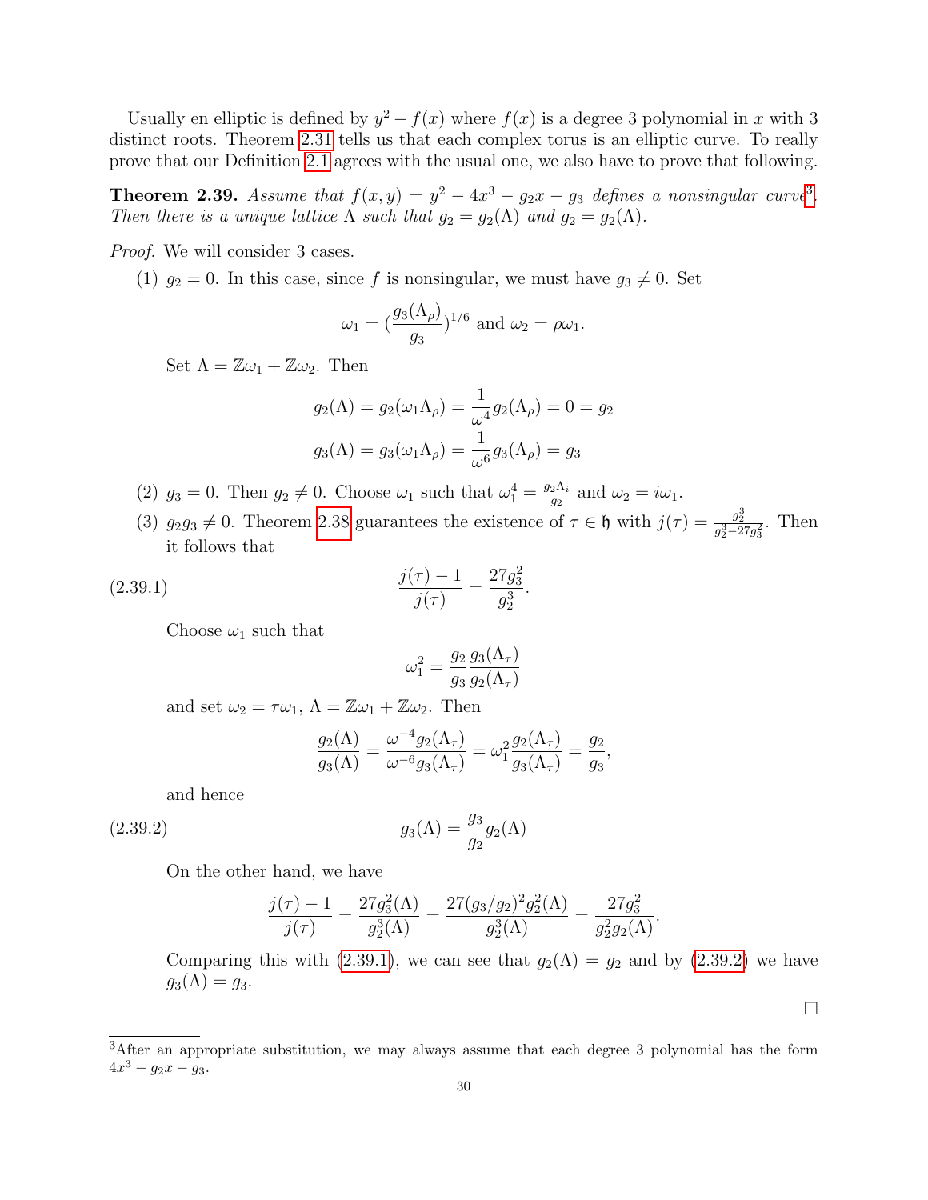Usually en elliptic is defined by $y^2 - f(x)$ where $f(x)$ is a degree 3 polynomial in $x$ with 3 distinct roots. Theorem 2.31 tells us that each complex torus is an elliptic curve. To really prove that our Definition 2.1 agrees with the usual one, we also have to prove that following.

**Theorem 2.39.** *Assume that $f(x, y) = y^2 - 4x^3 - g_2 x - g_3$ defines a nonsingular curve*[3]*. Then there is a unique lattice $\Lambda$ such that $g_2 = g_2(\Lambda)$ and $g_2 = g_2(\Lambda)$.*

*Proof.* We will consider 3 cases.

(1) $g_2 = 0$. In this case, since $f$ is nonsingular, we must have $g_3 \neq 0$. Set

$$\omega_1 = \left(\frac{g_3(\Lambda_\rho)}{g_3}\right)^{1/6} \text{ and } \omega_2 = \rho\omega_1.$$

Set $\Lambda = \mathbb{Z}\omega_1 + \mathbb{Z}\omega_2$. Then

$$g_2(\Lambda) = g_2(\omega_1\Lambda_\rho) = \frac{1}{\omega^4} g_2(\Lambda_\rho) = 0 = g_2$$

$$g_3(\Lambda) = g_3(\omega_1\Lambda_\rho) = \frac{1}{\omega^6} g_3(\Lambda_\rho) = g_3$$

(2) $g_3 = 0$. Then $g_2 \neq 0$. Choose $\omega_1$ such that $\omega_1^4 = \frac{g_2 \Lambda_i}{g_2}$ and $\omega_2 = i\omega_1$.

(3) $g_2 g_3 \neq 0$. Theorem 2.38 guarantees the existence of $\tau \in \mathfrak{h}$ with $j(\tau) = \frac{g_2^3}{g_2^3 - 27g_3^2}$. Then it follows that

$$\frac{j(\tau) - 1}{j(\tau)} = \frac{27g_3^2}{g_2^3}. \tag{2.39.1}$$

Choose $\omega_1$ such that

$$\omega_1^2 = \frac{g_2}{g_3}\frac{g_3(\Lambda_\tau)}{g_2(\Lambda_\tau)}$$

and set $\omega_2 = \tau\omega_1$, $\Lambda = \mathbb{Z}\omega_1 + \mathbb{Z}\omega_2$. Then

$$\frac{g_2(\Lambda)}{g_3(\Lambda)} = \frac{\omega^{-4} g_2(\Lambda_\tau)}{\omega^{-6} g_3(\Lambda_\tau)} = \omega_1^2 \frac{g_2(\Lambda_\tau)}{g_3(\Lambda_\tau)} = \frac{g_2}{g_3},$$

and hence

$$g_3(\Lambda) = \frac{g_3}{g_2} g_2(\Lambda) \tag{2.39.2}$$

On the other hand, we have

$$\frac{j(\tau) - 1}{j(\tau)} = \frac{27g_3^2(\Lambda)}{g_2^3(\Lambda)} = \frac{27(g_3/g_2)^2 g_2^2(\Lambda)}{g_2^3(\Lambda)} = \frac{27g_3^2}{g_2^2 g_2(\Lambda)}.$$

Comparing this with (2.39.1), we can see that $g_2(\Lambda) = g_2$ and by (2.39.2) we have $g_3(\Lambda) = g_3$.

$\square$

[3]After an appropriate substitution, we may always assume that each degree 3 polynomial has the form $4x^3 - g_2 x - g_3$.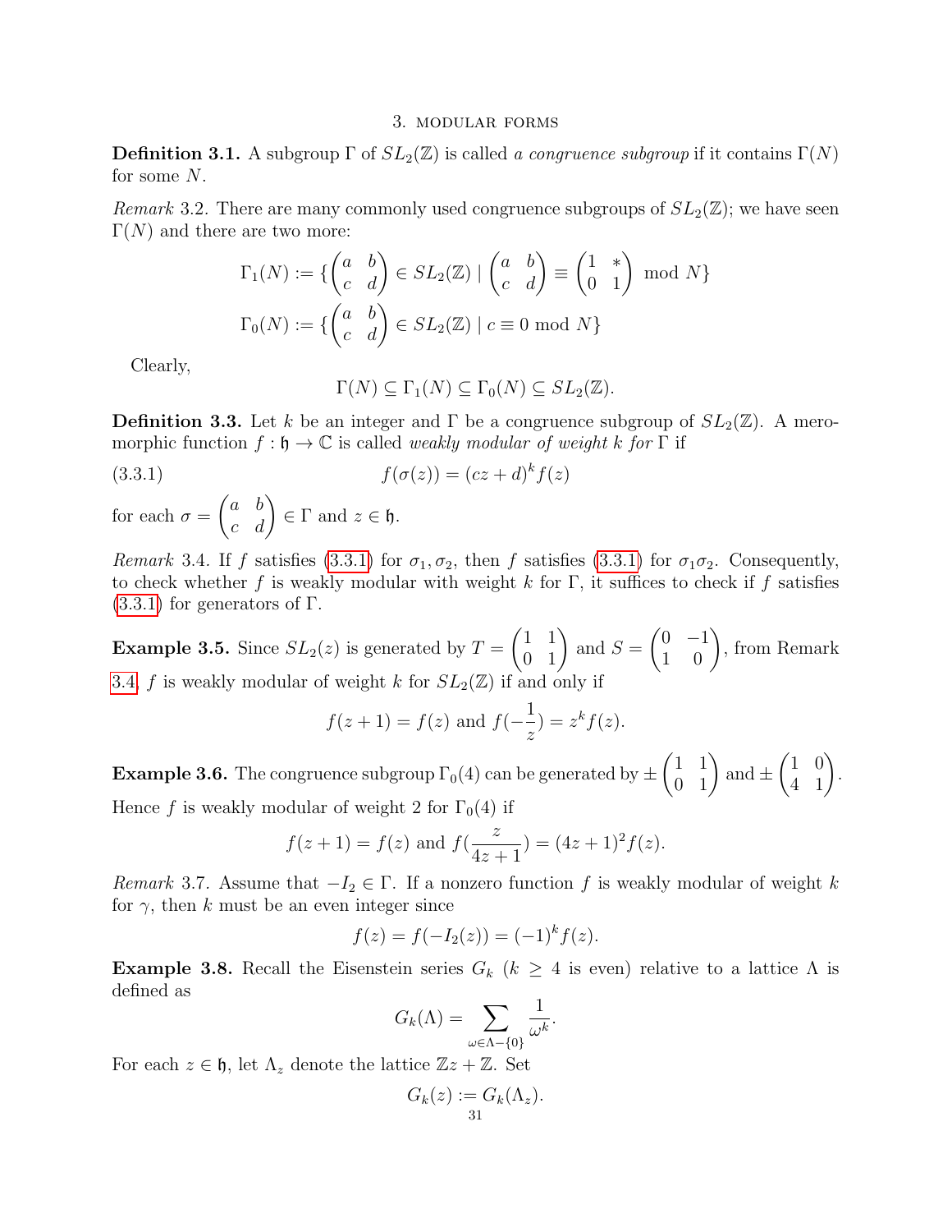## 3. modular forms

**Definition 3.1.** A subgroup $\Gamma$ of $SL_2(\mathbb{Z})$ is called *a congruence subgroup* if it contains $\Gamma(N)$ for some $N$.

*Remark* 3.2. There are many commonly used congruence subgroups of $SL_2(\mathbb{Z})$; we have seen $\Gamma(N)$ and there are two more:

$$\Gamma_1(N) := \{\begin{pmatrix} a & b \\ c & d \end{pmatrix} \in SL_2(\mathbb{Z}) \mid \begin{pmatrix} a & b \\ c & d \end{pmatrix} \equiv \begin{pmatrix} 1 & * \\ 0 & 1 \end{pmatrix} \text{ mod } N\}$$

$$\Gamma_0(N) := \{\begin{pmatrix} a & b \\ c & d \end{pmatrix} \in SL_2(\mathbb{Z}) \mid c \equiv 0 \text{ mod } N\}$$

Clearly,

$$\Gamma(N) \subseteq \Gamma_1(N) \subseteq \Gamma_0(N) \subseteq SL_2(\mathbb{Z}).$$

**Definition 3.3.** Let $k$ be an integer and $\Gamma$ be a congruence subgroup of $SL_2(\mathbb{Z})$. A meromorphic function $f : \mathfrak{h} \to \mathbb{C}$ is called *weakly modular of weight* $k$ *for* $\Gamma$ if

$$f(\sigma(z)) = (cz+d)^k f(z) \tag{3.3.1}$$

for each $\sigma = \begin{pmatrix} a & b \\ c & d \end{pmatrix} \in \Gamma$ and $z \in \mathfrak{h}$.

*Remark* 3.4. If $f$ satisfies (3.3.1) for $\sigma_1, \sigma_2$, then $f$ satisfies (3.3.1) for $\sigma_1\sigma_2$. Consequently, to check whether $f$ is weakly modular with weight $k$ for $\Gamma$, it suffices to check if $f$ satisfies (3.3.1) for generators of $\Gamma$.

**Example 3.5.** Since $SL_2(z)$ is generated by $T = \begin{pmatrix} 1 & 1 \\ 0 & 1 \end{pmatrix}$ and $S = \begin{pmatrix} 0 & -1 \\ 1 & 0 \end{pmatrix}$, from Remark 3.4, $f$ is weakly modular of weight $k$ for $SL_2(\mathbb{Z})$ if and only if

$$f(z+1) = f(z) \text{ and } f(-\frac{1}{z}) = z^k f(z).$$

**Example 3.6.** The congruence subgroup $\Gamma_0(4)$ can be generated by $\pm\begin{pmatrix} 1 & 1 \\ 0 & 1 \end{pmatrix}$ and $\pm\begin{pmatrix} 1 & 0 \\ 4 & 1 \end{pmatrix}$. Hence $f$ is weakly modular of weight 2 for $\Gamma_0(4)$ if

$$f(z+1) = f(z) \text{ and } f(\frac{z}{4z+1}) = (4z+1)^2 f(z).$$

*Remark* 3.7. Assume that $-I_2 \in \Gamma$. If a nonzero function $f$ is weakly modular of weight $k$ for $\gamma$, then $k$ must be an even integer since

$$f(z) = f(-I_2(z)) = (-1)^k f(z).$$

**Example 3.8.** Recall the Eisenstein series $G_k$ ($k \geq 4$ is even) relative to a lattice $\Lambda$ is defined as

$$G_k(\Lambda) = \sum_{\omega \in \Lambda - \{0\}} \frac{1}{\omega^k}.$$

For each $z \in \mathfrak{h}$, let $\Lambda_z$ denote the lattice $\mathbb{Z}z + \mathbb{Z}$. Set

$$G_k(z) := G_k(\Lambda_z).$$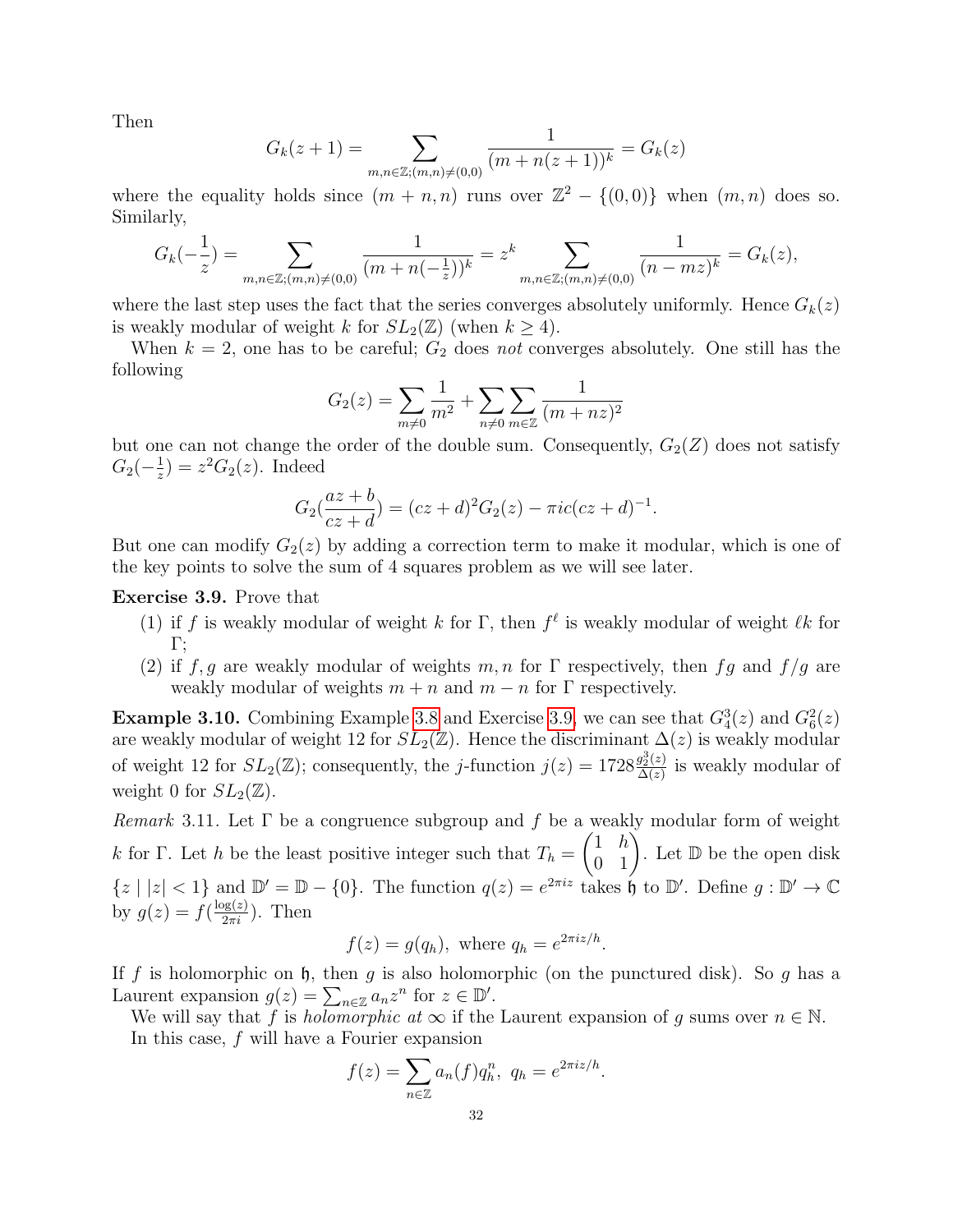Then

$$G_k(z+1) = \sum_{m,n\in\mathbb{Z};(m,n)\neq(0,0)} \frac{1}{(m+n(z+1))^k} = G_k(z)$$

where the equality holds since $(m+n, n)$ runs over $\mathbb{Z}^2 - \{(0,0)\}$ when $(m,n)$ does so. Similarly,

$$G_k(-\frac{1}{z}) = \sum_{m,n\in\mathbb{Z};(m,n)\neq(0,0)} \frac{1}{(m+n(-\frac{1}{z}))^k} = z^k \sum_{m,n\in\mathbb{Z};(m,n)\neq(0,0)} \frac{1}{(n-mz)^k} = G_k(z),$$

where the last step uses the fact that the series converges absolutely uniformly. Hence $G_k(z)$ is weakly modular of weight $k$ for $SL_2(\mathbb{Z})$ (when $k \geq 4$).

When $k = 2$, one has to be careful; $G_2$ does *not* converges absolutely. One still has the following

$$G_2(z) = \sum_{m\neq 0} \frac{1}{m^2} + \sum_{n\neq 0}\sum_{m\in\mathbb{Z}} \frac{1}{(m+nz)^2}$$

but one can not change the order of the double sum. Consequently, $G_2(Z)$ does not satisfy $G_2(-\frac{1}{z}) = z^2 G_2(z)$. Indeed

$$G_2(\frac{az+b}{cz+d}) = (cz+d)^2 G_2(z) - \pi i c(cz+d)^{-1}.$$

But one can modify $G_2(z)$ by adding a correction term to make it modular, which is one of the key points to solve the sum of 4 squares problem as we will see later.

**Exercise 3.9.** Prove that

(1) if $f$ is weakly modular of weight $k$ for $\Gamma$, then $f^\ell$ is weakly modular of weight $\ell k$ for $\Gamma$;

(2) if $f, g$ are weakly modular of weights $m, n$ for $\Gamma$ respectively, then $fg$ and $f/g$ are weakly modular of weights $m+n$ and $m-n$ for $\Gamma$ respectively.

**Example 3.10.** Combining Example 3.8 and Exercise 3.9, we can see that $G_4^3(z)$ and $G_6^2(z)$ are weakly modular of weight 12 for $SL_2(\mathbb{Z})$. Hence the discriminant $\Delta(z)$ is weakly modular of weight 12 for $SL_2(\mathbb{Z})$; consequently, the $j$-function $j(z) = 1728\frac{g_2^3(z)}{\Delta(z)}$ is weakly modular of weight 0 for $SL_2(\mathbb{Z})$.

*Remark* 3.11. Let $\Gamma$ be a congruence subgroup and $f$ be a weakly modular form of weight $k$ for $\Gamma$. Let $h$ be the least positive integer such that $T_h = \begin{pmatrix} 1 & h \\ 0 & 1 \end{pmatrix}$. Let $\mathbb{D}$ be the open disk $\{z \mid |z| < 1\}$ and $\mathbb{D}' = \mathbb{D} - \{0\}$. The function $q(z) = e^{2\pi i z}$ takes $\mathfrak{h}$ to $\mathbb{D}'$. Define $g : \mathbb{D}' \to \mathbb{C}$ by $g(z) = f(\frac{\log(z)}{2\pi i})$. Then

$$f(z) = g(q_h), \text{ where } q_h = e^{2\pi i z/h}.$$

If $f$ is holomorphic on $\mathfrak{h}$, then $g$ is also holomorphic (on the punctured disk). So $g$ has a Laurent expansion $g(z) = \sum_{n\in\mathbb{Z}} a_n z^n$ for $z \in \mathbb{D}'$.

We will say that $f$ is *holomorphic at* $\infty$ if the Laurent expansion of $g$ sums over $n \in \mathbb{N}$.

In this case, $f$ will have a Fourier expansion

$$f(z) = \sum_{n\in\mathbb{Z}} a_n(f) q_h^n, \; q_h = e^{2\pi i z/h}.$$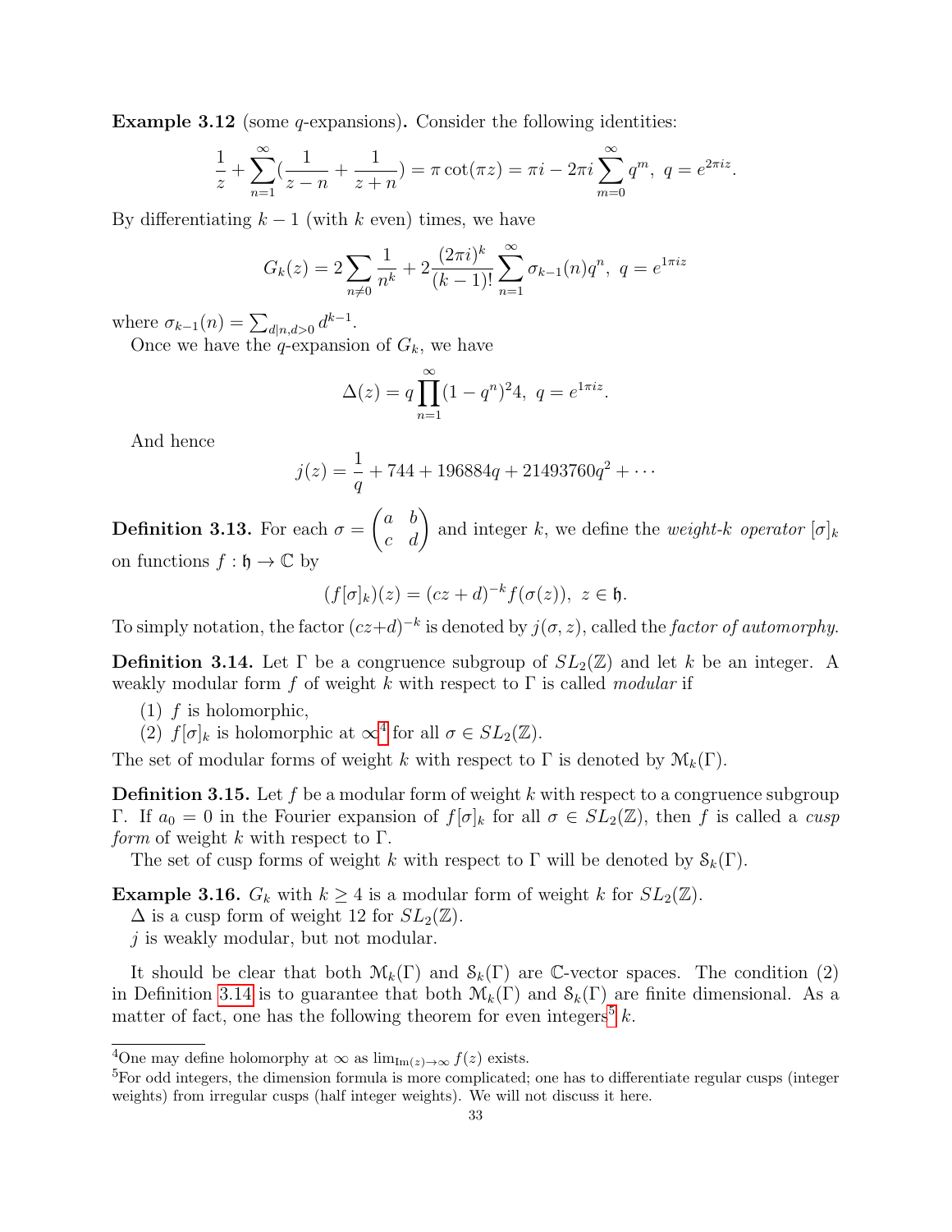**Example 3.12** (some $q$-expansions)**.** Consider the following identities:

$$\frac{1}{z}+\sum_{n=1}^{\infty}(\frac{1}{z-n}+\frac{1}{z+n})=\pi\cot(\pi z)=\pi i-2\pi i\sum_{m=0}^{\infty}q^m,\ q=e^{2\pi iz}.$$

By differentiating $k-1$ (with $k$ even) times, we have

$$G_k(z)=2\sum_{n\neq 0}\frac{1}{n^k}+2\frac{(2\pi i)^k}{(k-1)!}\sum_{n=1}^{\infty}\sigma_{k-1}(n)q^n,\ q=e^{1\pi iz}$$

where $\sigma_{k-1}(n)=\sum_{d|n,d>0}d^{k-1}$.

Once we have the $q$-expansion of $G_k$, we have

$$\Delta(z)=q\prod_{n=1}^{\infty}(1-q^n)^24,\ q=e^{1\pi iz}.$$

And hence

$$j(z)=\frac{1}{q}+744+196884q+21493760q^2+\cdots$$

**Definition 3.13.** For each $\sigma=\begin{pmatrix}a & b\\ c & d\end{pmatrix}$ and integer $k$, we define the *weight-$k$ operator* $[\sigma]_k$ on functions $f:\mathfrak{h}\to\mathbb{C}$ by

$$(f[\sigma]_k)(z)=(cz+d)^{-k}f(\sigma(z)),\ z\in\mathfrak{h}.$$

To simply notation, the factor $(cz+d)^{-k}$ is denoted by $j(\sigma,z)$, called the *factor of automorphy*.

**Definition 3.14.** Let $\Gamma$ be a congruence subgroup of $SL_2(\mathbb{Z})$ and let $k$ be an integer. A weakly modular form $f$ of weight $k$ with respect to $\Gamma$ is called *modular* if

(1) $f$ is holomorphic,
(2) $f[\sigma]_k$ is holomorphic at $\infty$[4] for all $\sigma\in SL_2(\mathbb{Z})$.

The set of modular forms of weight $k$ with respect to $\Gamma$ is denoted by $\mathcal{M}_k(\Gamma)$.

**Definition 3.15.** Let $f$ be a modular form of weight $k$ with respect to a congruence subgroup $\Gamma$. If $a_0=0$ in the Fourier expansion of $f[\sigma]_k$ for all $\sigma\in SL_2(\mathbb{Z})$, then $f$ is called a *cusp form* of weight $k$ with respect to $\Gamma$.

The set of cusp forms of weight $k$ with respect to $\Gamma$ will be denoted by $\mathcal{S}_k(\Gamma)$.

**Example 3.16.** $G_k$ with $k\geq 4$ is a modular form of weight $k$ for $SL_2(\mathbb{Z})$.
$\Delta$ is a cusp form of weight 12 for $SL_2(\mathbb{Z})$.
$j$ is weakly modular, but not modular.

It should be clear that both $\mathcal{M}_k(\Gamma)$ and $\mathcal{S}_k(\Gamma)$ are $\mathbb{C}$-vector spaces. The condition (2) in Definition 3.14 is to guarantee that both $\mathcal{M}_k(\Gamma)$ and $\mathcal{S}_k(\Gamma)$ are finite dimensional. As a matter of fact, one has the following theorem for even integers[5] $k$.

---

[4]One may define holomorphy at $\infty$ as $\lim_{\mathrm{Im}(z)\to\infty}f(z)$ exists.

[5]For odd integers, the dimension formula is more complicated; one has to differentiate regular cusps (integer weights) from irregular cusps (half integer weights). We will not discuss it here.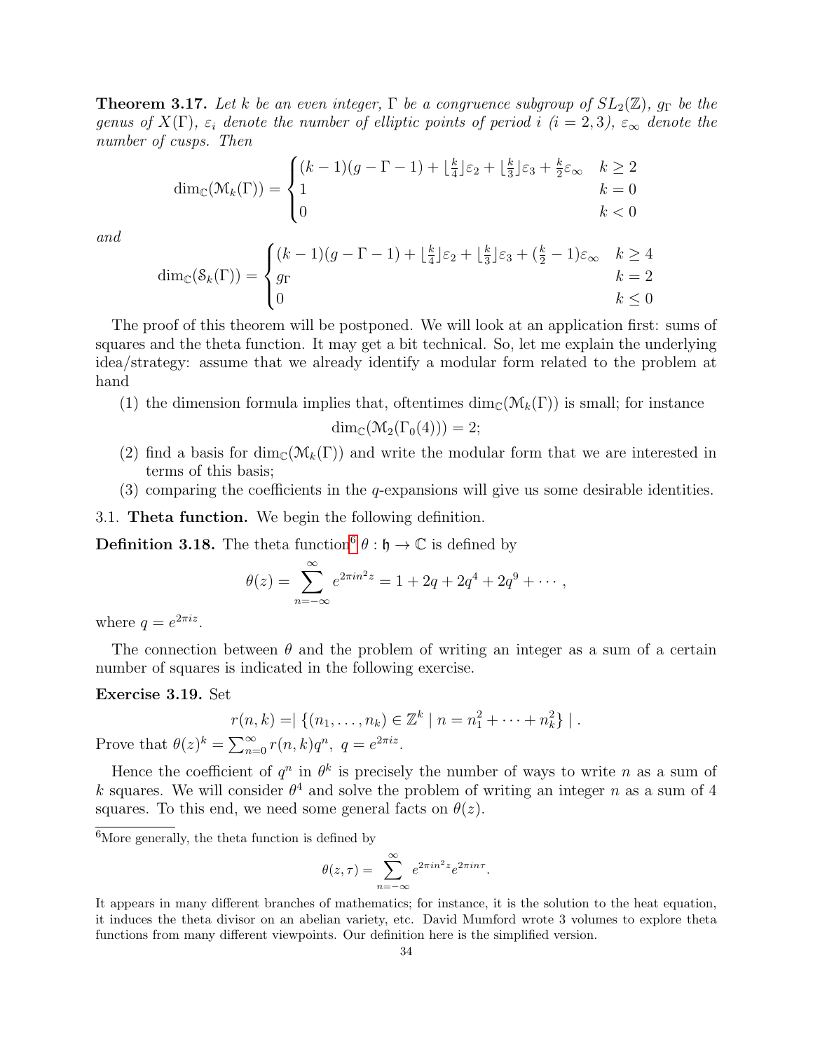**Theorem 3.17.** *Let $k$ be an even integer, $\Gamma$ be a congruence subgroup of $SL_2(\mathbb{Z})$, $g_\Gamma$ be the genus of $X(\Gamma)$, $\varepsilon_i$ denote the number of elliptic points of period $i$ $(i = 2, 3)$, $\varepsilon_\infty$ denote the number of cusps. Then*

$$\dim_{\mathbb{C}}(\mathcal{M}_k(\Gamma)) = \begin{cases} (k-1)(g-\Gamma-1) + \lfloor \frac{k}{4} \rfloor \varepsilon_2 + \lfloor \frac{k}{3} \rfloor \varepsilon_3 + \frac{k}{2}\varepsilon_\infty & k \geq 2 \\ 1 & k = 0 \\ 0 & k < 0 \end{cases}$$

*and*

$$\dim_{\mathbb{C}}(\mathcal{S}_k(\Gamma)) = \begin{cases} (k-1)(g-\Gamma-1) + \lfloor \frac{k}{4} \rfloor \varepsilon_2 + \lfloor \frac{k}{3} \rfloor \varepsilon_3 + (\frac{k}{2}-1)\varepsilon_\infty & k \geq 4 \\ g_\Gamma & k = 2 \\ 0 & k \leq 0 \end{cases}$$

The proof of this theorem will be postponed. We will look at an application first: sums of squares and the theta function. It may get a bit technical. So, let me explain the underlying idea/strategy: assume that we already identify a modular form related to the problem at hand

(1) the dimension formula implies that, oftentimes $\dim_{\mathbb{C}}(\mathcal{M}_k(\Gamma))$ is small; for instance
$$\dim_{\mathbb{C}}(\mathcal{M}_2(\Gamma_0(4))) = 2;$$
(2) find a basis for $\dim_{\mathbb{C}}(\mathcal{M}_k(\Gamma))$ and write the modular form that we are interested in terms of this basis;
(3) comparing the coefficients in the $q$-expansions will give us some desirable identities.

3.1. **Theta function.** We begin the following definition.

**Definition 3.18.** The theta function[6] $\theta : \mathfrak{h} \to \mathbb{C}$ is defined by

$$\theta(z) = \sum_{n=-\infty}^{\infty} e^{2\pi i n^2 z} = 1 + 2q + 2q^4 + 2q^9 + \cdots,$$

where $q = e^{2\pi i z}$.

The connection between $\theta$ and the problem of writing an integer as a sum of a certain number of squares is indicated in the following exercise.

**Exercise 3.19.** Set

$$r(n,k) = |\{(n_1, \ldots, n_k) \in \mathbb{Z}^k \mid n = n_1^2 + \cdots + n_k^2\}|.$$

Prove that $\theta(z)^k = \sum_{n=0}^{\infty} r(n,k)q^n,\ q = e^{2\pi i z}$.

Hence the coefficient of $q^n$ in $\theta^k$ is precisely the number of ways to write $n$ as a sum of $k$ squares. We will consider $\theta^4$ and solve the problem of writing an integer $n$ as a sum of 4 squares. To this end, we need some general facts on $\theta(z)$.

[6] More generally, the theta function is defined by

$$\theta(z, \tau) = \sum_{n=-\infty}^{\infty} e^{2\pi i n^2 z} e^{2\pi i n \tau}.$$

It appears in many different branches of mathematics; for instance, it is the solution to the heat equation, it induces the theta divisor on an abelian variety, etc. David Mumford wrote 3 volumes to explore theta functions from many different viewpoints. Our definition here is the simplified version.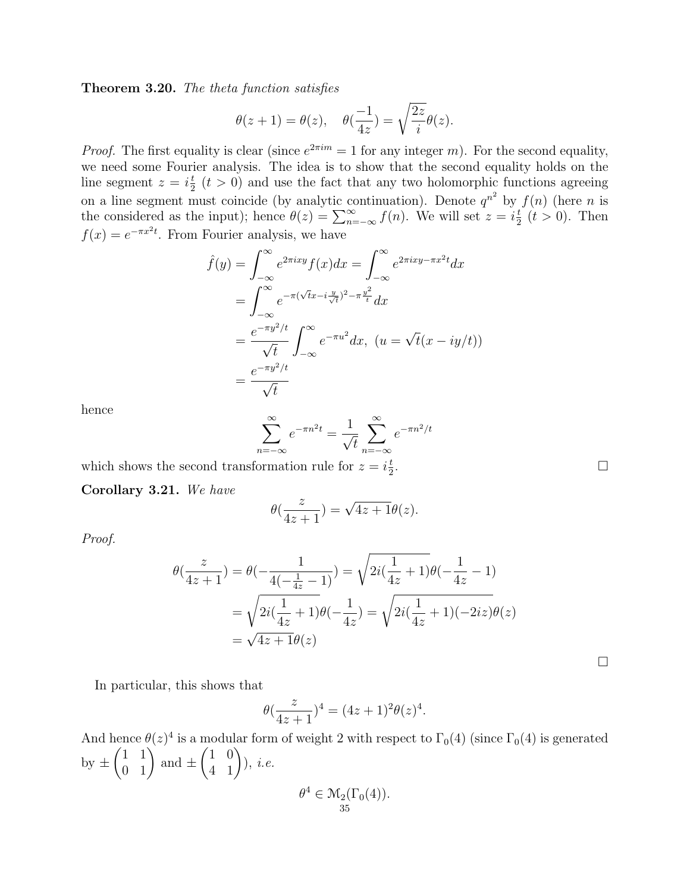**Theorem 3.20.** *The theta function satisfies*

$$\theta(z+1) = \theta(z), \quad \theta(\frac{-1}{4z}) = \sqrt{\frac{2z}{i}}\theta(z).$$

*Proof.* The first equality is clear (since $e^{2\pi i m} = 1$ for any integer $m$). For the second equality, we need some Fourier analysis. The idea is to show that the second equality holds on the line segment $z = i\frac{t}{2}$ ($t > 0$) and use the fact that any two holomorphic functions agreeing on a line segment must coincide (by analytic continuation). Denote $q^{n^2}$ by $f(n)$ (here $n$ is the considered as the input); hence $\theta(z) = \sum_{n=-\infty}^{\infty} f(n)$. We will set $z = i\frac{t}{2}$ ($t > 0$). Then $f(x) = e^{-\pi x^2 t}$. From Fourier analysis, we have

$$\begin{aligned}
\hat{f}(y) &= \int_{-\infty}^{\infty} e^{2\pi i x y} f(x) dx = \int_{-\infty}^{\infty} e^{2\pi i x y - \pi x^2 t} dx \\
&= \int_{-\infty}^{\infty} e^{-\pi(\sqrt{t}x - i\frac{y}{\sqrt{t}})^2 - \pi\frac{y^2}{t}} dx \\
&= \frac{e^{-\pi y^2/t}}{\sqrt{t}} \int_{-\infty}^{\infty} e^{-\pi u^2} dx, \ \ (u = \sqrt{t}(x - iy/t)) \\
&= \frac{e^{-\pi y^2/t}}{\sqrt{t}}
\end{aligned}$$

hence

$$\sum_{n=-\infty}^{\infty} e^{-\pi n^2 t} = \frac{1}{\sqrt{t}} \sum_{n=-\infty}^{\infty} e^{-\pi n^2/t}$$

which shows the second transformation rule for $z = i\frac{t}{2}$. □

**Corollary 3.21.** *We have*

$$\theta(\frac{z}{4z+1}) = \sqrt{4z+1}\theta(z).$$

*Proof.*

$$\begin{aligned}
\theta(\frac{z}{4z+1}) &= \theta(-\frac{1}{4(-\frac{1}{4z} - 1)}) = \sqrt{2i(\frac{1}{4z} + 1)}\theta(-\frac{1}{4z} - 1) \\
&= \sqrt{2i(\frac{1}{4z} + 1)}\theta(-\frac{1}{4z}) = \sqrt{2i(\frac{1}{4z} + 1)(-2iz)}\theta(z) \\
&= \sqrt{4z+1}\theta(z)
\end{aligned}$$

□

In particular, this shows that

$$\theta(\frac{z}{4z+1})^4 = (4z+1)^2\theta(z)^4.$$

And hence $\theta(z)^4$ is a modular form of weight 2 with respect to $\Gamma_0(4)$ (since $\Gamma_0(4)$ is generated by $\pm\begin{pmatrix} 1 & 1 \\ 0 & 1 \end{pmatrix}$ and $\pm\begin{pmatrix} 1 & 0 \\ 4 & 1 \end{pmatrix}$), *i.e.*

$$\theta^4 \in \mathcal{M}_2(\Gamma_0(4)).$$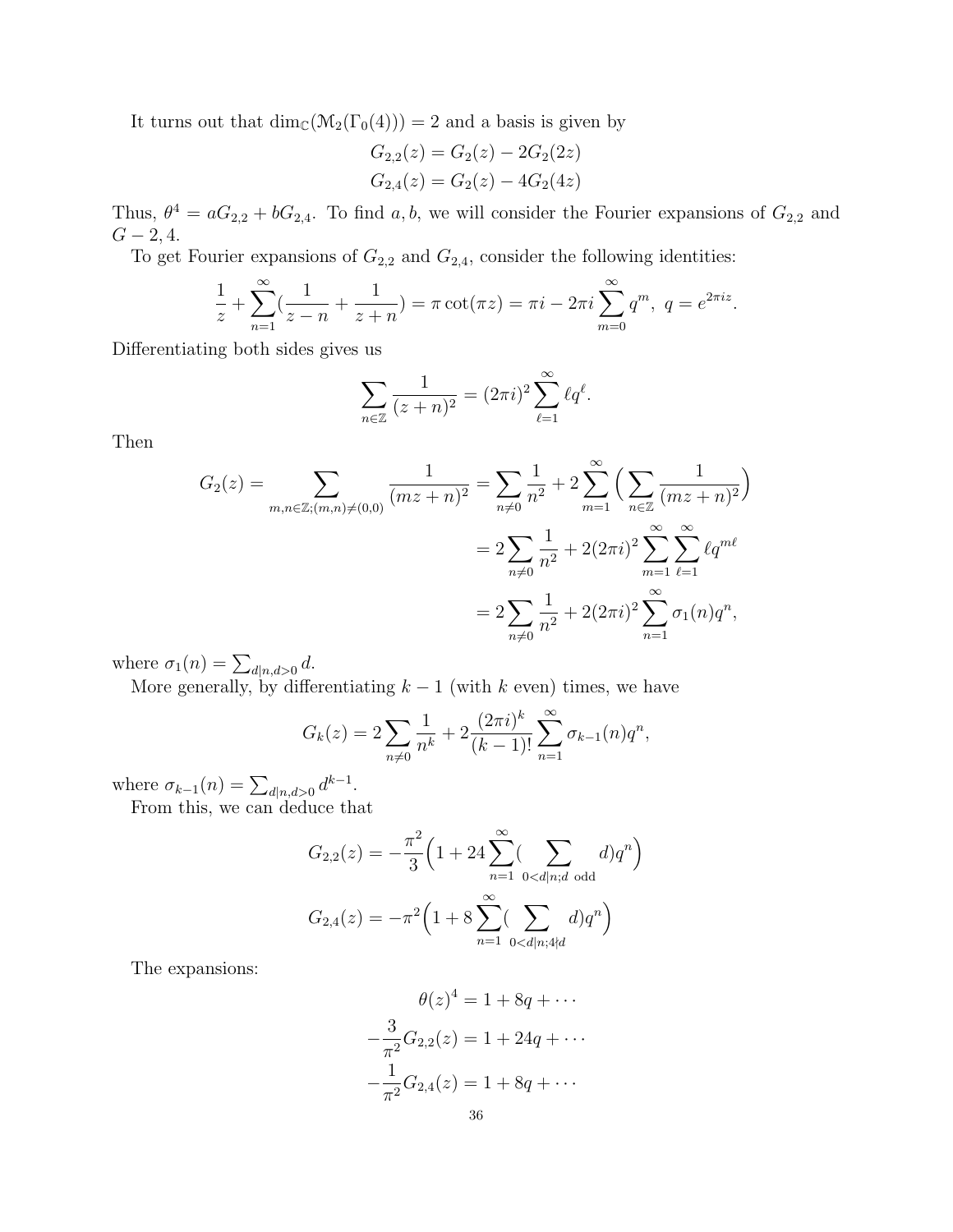It turns out that $\dim_{\mathbb{C}}(\mathcal{M}_2(\Gamma_0(4))) = 2$ and a basis is given by

$$G_{2,2}(z) = G_2(z) - 2G_2(2z)$$
$$G_{2,4}(z) = G_2(z) - 4G_2(4z)$$

Thus, $\theta^4 = aG_{2,2} + bG_{2,4}$. To find $a, b$, we will consider the Fourier expansions of $G_{2,2}$ and $G - 2, 4$.

To get Fourier expansions of $G_{2,2}$ and $G_{2,4}$, consider the following identities:

$$\frac{1}{z} + \sum_{n=1}^{\infty}\left(\frac{1}{z-n} + \frac{1}{z+n}\right) = \pi\cot(\pi z) = \pi i - 2\pi i \sum_{m=0}^{\infty} q^m,\ q = e^{2\pi i z}.$$

Differentiating both sides gives us

$$\sum_{n\in\mathbb{Z}} \frac{1}{(z+n)^2} = (2\pi i)^2 \sum_{\ell=1}^{\infty} \ell q^{\ell}.$$

Then

$$\begin{aligned}
G_2(z) = \sum_{m,n\in\mathbb{Z};(m,n)\neq(0,0)} \frac{1}{(mz+n)^2} &= \sum_{n\neq 0}\frac{1}{n^2} + 2\sum_{m=1}^{\infty}\Big(\sum_{n\in\mathbb{Z}}\frac{1}{(mz+n)^2}\Big) \\
&= 2\sum_{n\neq 0}\frac{1}{n^2} + 2(2\pi i)^2 \sum_{m=1}^{\infty}\sum_{\ell=1}^{\infty} \ell q^{m\ell} \\
&= 2\sum_{n\neq 0}\frac{1}{n^2} + 2(2\pi i)^2 \sum_{n=1}^{\infty} \sigma_1(n) q^n,
\end{aligned}$$

where $\sigma_1(n) = \sum_{d|n,d>0} d$.

More generally, by differentiating $k-1$ (with $k$ even) times, we have

$$G_k(z) = 2\sum_{n\neq 0}\frac{1}{n^k} + 2\frac{(2\pi i)^k}{(k-1)!}\sum_{n=1}^{\infty}\sigma_{k-1}(n)q^n,$$

where $\sigma_{k-1}(n) = \sum_{d|n,d>0} d^{k-1}$.

From this, we can deduce that

$$G_{2,2}(z) = -\frac{\pi^2}{3}\Big(1 + 24\sum_{n=1}^{\infty}\big(\sum_{0<d|n;d\text{ odd}} d\big)q^n\Big)$$

$$G_{2,4}(z) = -\pi^2\Big(1 + 8\sum_{n=1}^{\infty}\big(\sum_{0<d|n;4\nmid d} d\big)q^n\Big)$$

The expansions:

$$\theta(z)^4 = 1 + 8q + \cdots$$
$$-\frac{3}{\pi^2}G_{2,2}(z) = 1 + 24q + \cdots$$
$$-\frac{1}{\pi^2}G_{2,4}(z) = 1 + 8q + \cdots$$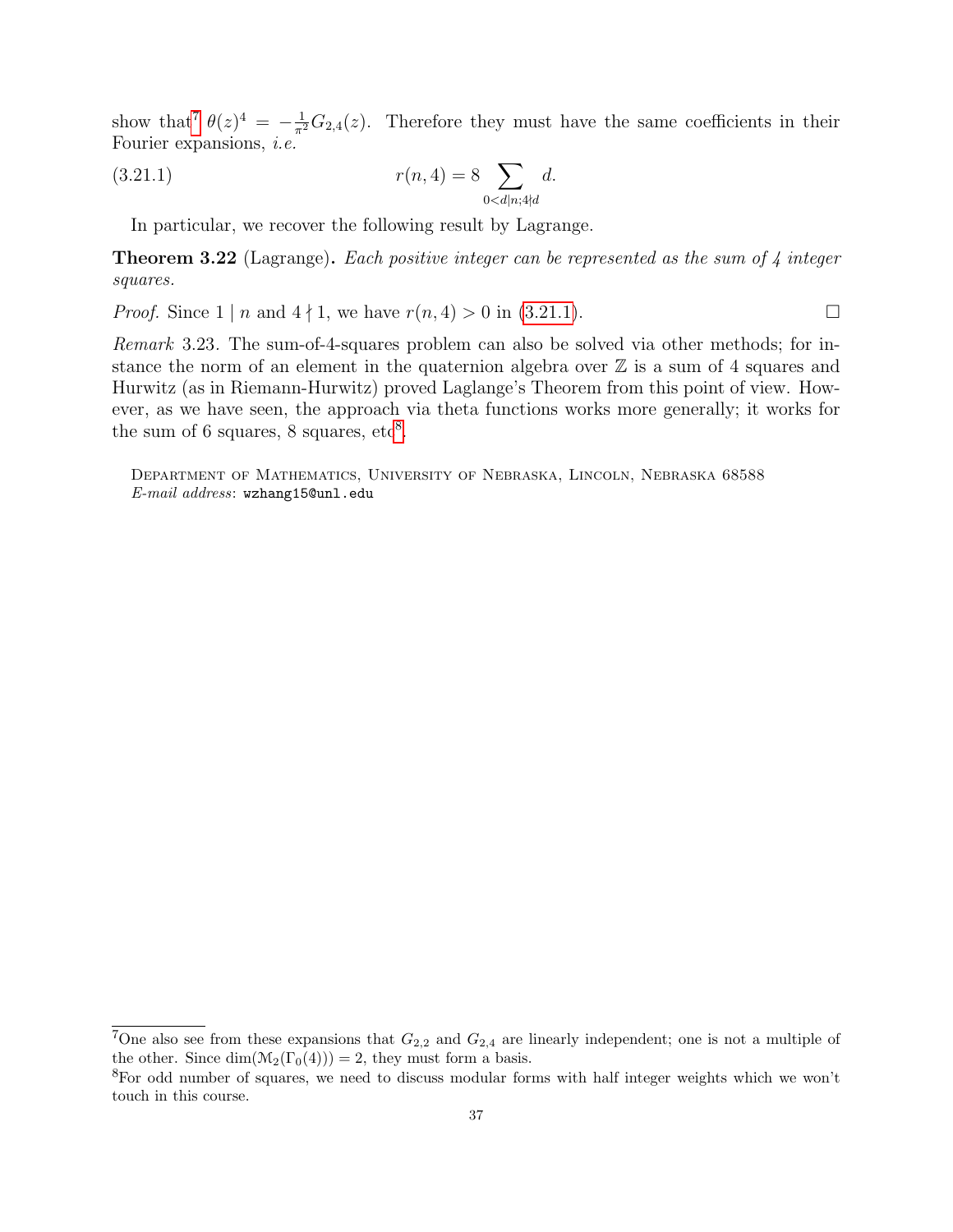show that[7] $\theta(z)^4 = -\frac{1}{\pi^2} G_{2,4}(z)$. Therefore they must have the same coefficients in their Fourier expansions, *i.e.*

$$r(n,4) = 8 \sum_{0<d|n; 4\nmid d} d. \tag{3.21.1}$$

In particular, we recover the following result by Lagrange.

**Theorem 3.22** (Lagrange)**.** *Each positive integer can be represented as the sum of 4 integer squares.*

*Proof.* Since $1 \mid n$ and $4 \nmid 1$, we have $r(n,4) > 0$ in (3.21.1). □

*Remark* 3.23. The sum-of-4-squares problem can also be solved via other methods; for instance the norm of an element in the quaternion algebra over $\mathbb{Z}$ is a sum of 4 squares and Hurwitz (as in Riemann-Hurwitz) proved Laglange's Theorem from this point of view. However, as we have seen, the approach via theta functions works more generally; it works for the sum of 6 squares, 8 squares, etc[8].

Department of Mathematics, University of Nebraska, Lincoln, Nebraska 68588
*E-mail address*: `wzhang15@unl.edu`

---

[7] One also see from these expansions that $G_{2,2}$ and $G_{2,4}$ are linearly independent; one is not a multiple of the other. Since $\dim(\mathcal{M}_2(\Gamma_0(4))) = 2$, they must form a basis.

[8] For odd number of squares, we need to discuss modular forms with half integer weights which we won't touch in this course.